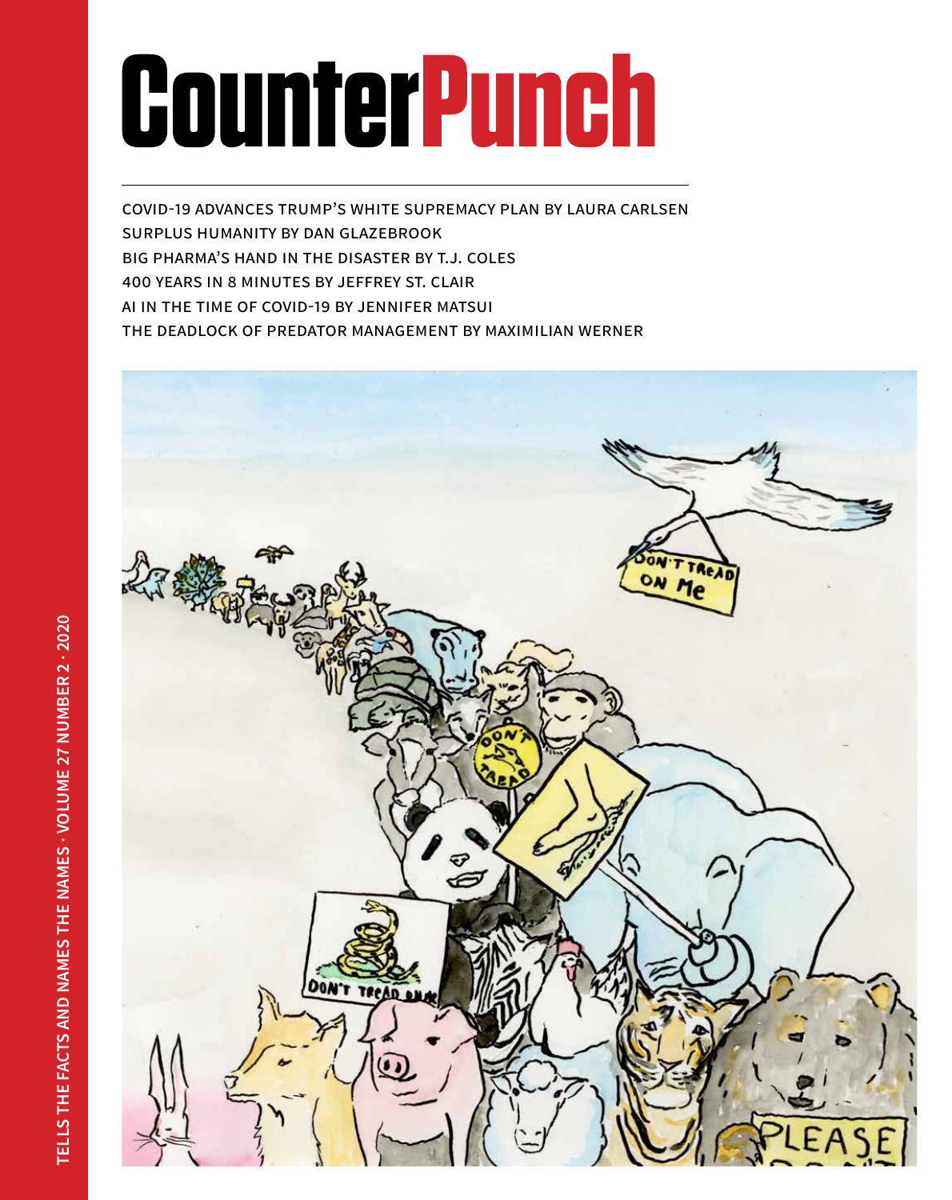# CounterPunch

COVID-19 ADVANCES TRUMP'S WHITE SUPREMACY PLAN BY LAURA CARLSEN
SURPLUS HUMANITY BY DAN GLAZEBROOK
BIG PHARMA'S HAND IN THE DISASTER BY T.J. COLES
400 YEARS IN 8 MINUTES BY JEFFREY ST. CLAIR
AI IN THE TIME OF COVID-19 BY JENNIFER MATSUI
THE DEADLOCK OF PREDATOR MANAGEMENT BY MAXIMILIAN WERNER

TELLS THE FACTS AND NAMES THE NAMES · VOLUME 27 NUMBER 2 · 2020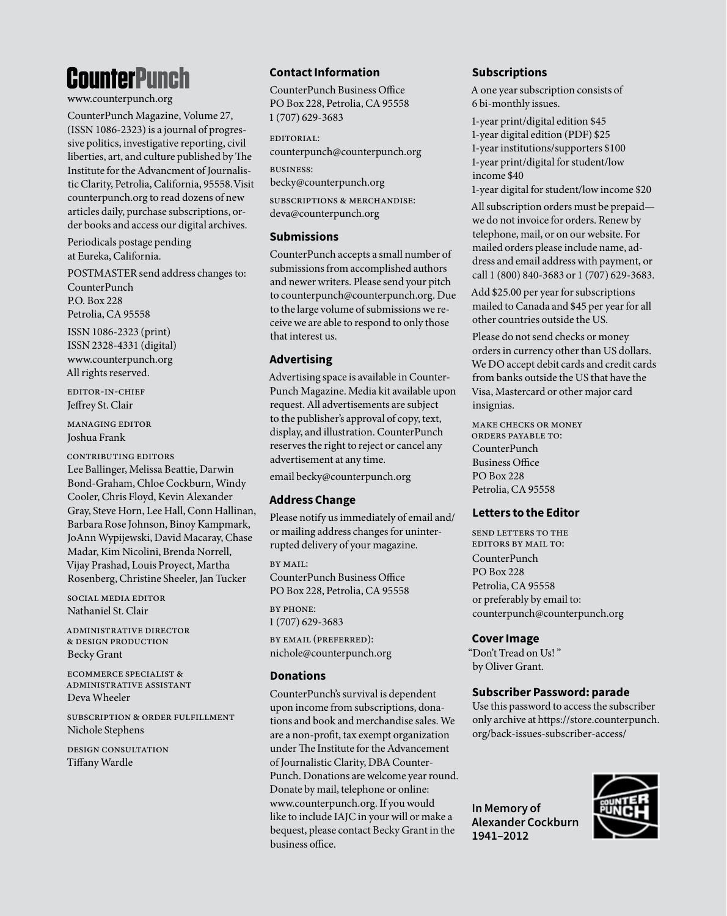# CounterPunch

www.counterpunch.org

CounterPunch Magazine, Volume 27, (ISSN 1086-2323) is a journal of progressive politics, investigative reporting, civil liberties, art, and culture published by The Institute for the Advancment of Journalistic Clarity, Petrolia, California, 95558. Visit counterpunch.org to read dozens of new articles daily, purchase subscriptions, order books and access our digital archives.

Periodicals postage pending at Eureka, California.

POSTMASTER send address changes to:
CounterPunch
P.O. Box 228
Petrolia, CA 95558

ISSN 1086-2323 (print)
ISSN 2328-4331 (digital)
www.counterpunch.org
All rights reserved.

EDITOR-IN-CHIEF
Jeffrey St. Clair

MANAGING EDITOR
Joshua Frank

CONTRIBUTING EDITORS
Lee Ballinger, Melissa Beattie, Darwin Bond-Graham, Chloe Cockburn, Windy Cooler, Chris Floyd, Kevin Alexander Gray, Steve Horn, Lee Hall, Conn Hallinan, Barbara Rose Johnson, Binoy Kampmark, JoAnn Wypijewski, David Macaray, Chase Madar, Kim Nicolini, Brenda Norrell, Vijay Prashad, Louis Proyect, Martha Rosenberg, Christine Sheeler, Jan Tucker

SOCIAL MEDIA EDITOR
Nathaniel St. Clair

ADMINISTRATIVE DIRECTOR & DESIGN PRODUCTION
Becky Grant

ECOMMERCE SPECIALIST & ADMINISTRATIVE ASSISTANT
Deva Wheeler

SUBSCRIPTION & ORDER FULFILLMENT
Nichole Stephens

DESIGN CONSULTATION
Tiffany Wardle

## Contact Information

CounterPunch Business Office
PO Box 228, Petrolia, CA 95558
1 (707) 629-3683

EDITORIAL:
counterpunch@counterpunch.org

BUSINESS:
becky@counterpunch.org

SUBSCRIPTIONS & MERCHANDISE:
deva@counterpunch.org

## Submissions

CounterPunch accepts a small number of submissions from accomplished authors and newer writers. Please send your pitch to counterpunch@counterpunch.org. Due to the large volume of submissions we receive we are able to respond to only those that interest us.

## Advertising

Advertising space is available in CounterPunch Magazine. Media kit available upon request. All advertisements are subject to the publisher's approval of copy, text, display, and illustration. CounterPunch reserves the right to reject or cancel any advertisement at any time.

email becky@counterpunch.org

## Address Change

Please notify us immediately of email and/or mailing address changes for uninterrupted delivery of your magazine.

BY MAIL:
CounterPunch Business Office
PO Box 228, Petrolia, CA 95558

BY PHONE:
1 (707) 629-3683

BY EMAIL (PREFERRED):
nichole@counterpunch.org

## Donations

CounterPunch's survival is dependent upon income from subscriptions, donations and book and merchandise sales. We are a non-profit, tax exempt organization under The Institute for the Advancement of Journalistic Clarity, DBA CounterPunch. Donations are welcome year round. Donate by mail, telephone or online: www.counterpunch.org. If you would like to include IAJC in your will or make a bequest, please contact Becky Grant in the business office.

## Subscriptions

A one year subscription consists of 6 bi-monthly issues.

1-year print/digital edition $45
1-year digital edition (PDF) $25
1-year institutions/supporters $100
1-year print/digital for student/low income $40
1-year digital for student/low income $20

All subscription orders must be prepaid— we do not invoice for orders. Renew by telephone, mail, or on our website. For mailed orders please include name, address and email address with payment, or call 1 (800) 840-3683 or 1 (707) 629-3683.

Add $25.00 per year for subscriptions mailed to Canada and $45 per year for all other countries outside the US.

Please do not send checks or money orders in currency other than US dollars. We DO accept debit cards and credit cards from banks outside the US that have the Visa, Mastercard or other major card insignias.

MAKE CHECKS OR MONEY ORDERS PAYABLE TO:
CounterPunch
Business Office
PO Box 228
Petrolia, CA 95558

## Letters to the Editor

SEND LETTERS TO THE EDITORS BY MAIL TO:
CounterPunch
PO Box 228
Petrolia, CA 95558
or preferably by email to:
counterpunch@counterpunch.org

## Cover Image

"Don't Tread on Us! " by Oliver Grant.

## Subscriber Password: parade

Use this password to access the subscriber only archive at https://store.counterpunch.org/back-issues-subscriber-access/

**In Memory of Alexander Cockburn 1941–2012**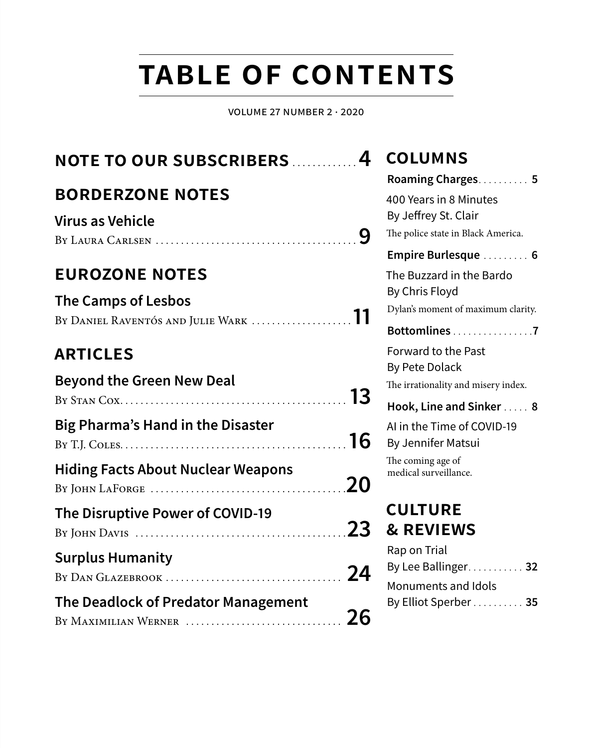# TABLE OF CONTENTS

VOLUME 27 NUMBER 2 · 2020

## NOTE TO OUR SUBSCRIBERS ............ 4

## BORDERZONE NOTES

### Virus as Vehicle
By Laura Carlsen ........................................ 9

## EUROZONE NOTES

### The Camps of Lesbos
By Daniel Raventós and Julie Wark .................... 11

## ARTICLES

### Beyond the Green New Deal
By Stan Cox............................................ 13

### Big Pharma's Hand in the Disaster
By T.J. Coles............................................ 16

### Hiding Facts About Nuclear Weapons
By John LaForge ...................................... 20

### The Disruptive Power of COVID-19
By John Davis ......................................... 23

### Surplus Humanity
By Dan Glazebrook .................................. 24

### The Deadlock of Predator Management
By Maximilian Werner .............................. 26

## COLUMNS

**Roaming Charges**.......... 5

400 Years in 8 Minutes
By Jeffrey St. Clair
The police state in Black America.

**Empire Burlesque** ......... 6

The Buzzard in the Bardo
By Chris Floyd
Dylan's moment of maximum clarity.

**Bottomlines** ................ 7

Forward to the Past
By Pete Dolack
The irrationality and misery index.

**Hook, Line and Sinker** ..... 8

AI in the Time of COVID-19
By Jennifer Matsui
The coming age of medical surveillance.

## CULTURE & REVIEWS

Rap on Trial
By Lee Ballinger........... 32

Monuments and Idols
By Elliot Sperber .......... 35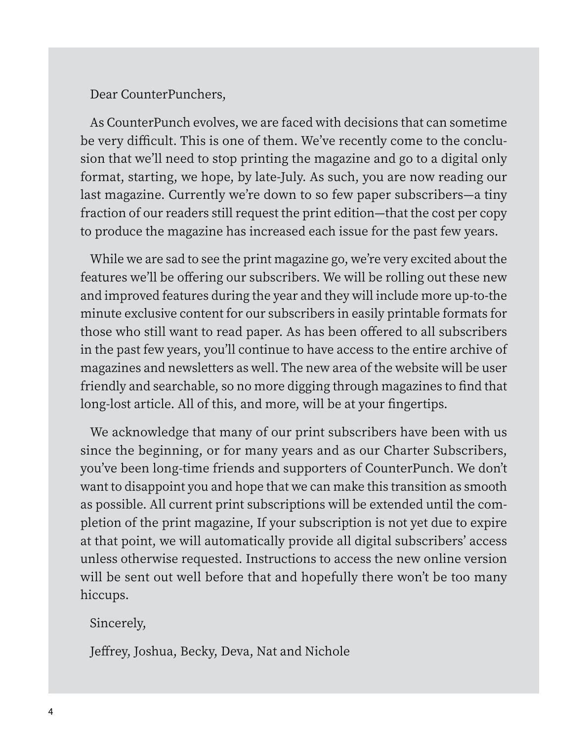Dear CounterPunchers,

As CounterPunch evolves, we are faced with decisions that can sometime be very difficult. This is one of them. We've recently come to the conclusion that we'll need to stop printing the magazine and go to a digital only format, starting, we hope, by late-July. As such, you are now reading our last magazine. Currently we're down to so few paper subscribers—a tiny fraction of our readers still request the print edition—that the cost per copy to produce the magazine has increased each issue for the past few years.

While we are sad to see the print magazine go, we're very excited about the features we'll be offering our subscribers. We will be rolling out these new and improved features during the year and they will include more up-to-the minute exclusive content for our subscribers in easily printable formats for those who still want to read paper. As has been offered to all subscribers in the past few years, you'll continue to have access to the entire archive of magazines and newsletters as well. The new area of the website will be user friendly and searchable, so no more digging through magazines to find that long-lost article. All of this, and more, will be at your fingertips.

We acknowledge that many of our print subscribers have been with us since the beginning, or for many years and as our Charter Subscribers, you've been long-time friends and supporters of CounterPunch. We don't want to disappoint you and hope that we can make this transition as smooth as possible. All current print subscriptions will be extended until the completion of the print magazine, If your subscription is not yet due to expire at that point, we will automatically provide all digital subscribers' access unless otherwise requested. Instructions to access the new online version will be sent out well before that and hopefully there won't be too many hiccups.

Sincerely,

Jeffrey, Joshua, Becky, Deva, Nat and Nichole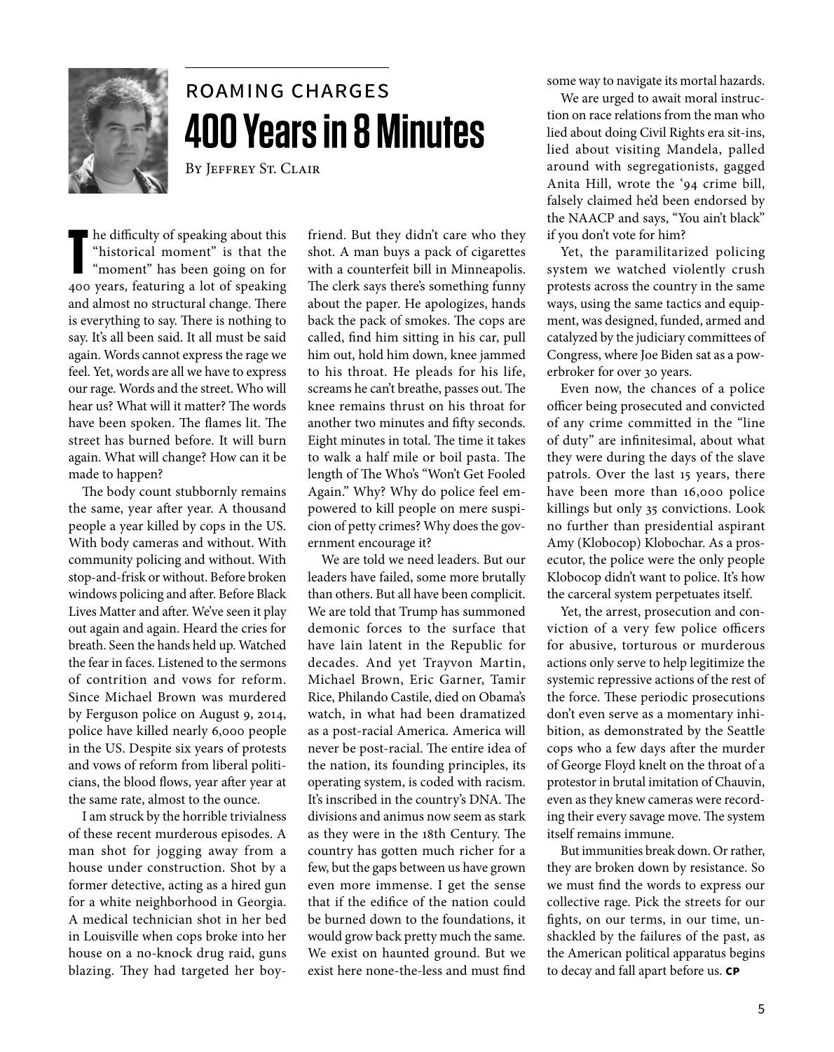## ROAMING CHARGES

# 400 Years in 8 Minutes

By Jeffrey St. Clair

The difficulty of speaking about this "historical moment" is that the "moment" has been going on for 400 years, featuring a lot of speaking and almost no structural change. There is everything to say. There is nothing to say. It's all been said. It all must be said again. Words cannot express the rage we feel. Yet, words are all we have to express our rage. Words and the street. Who will hear us? What will it matter? The words have been spoken. The flames lit. The street has burned before. It will burn again. What will change? How can it be made to happen?

The body count stubbornly remains the same, year after year. A thousand people a year killed by cops in the US. With body cameras and without. With community policing and without. With stop-and-frisk or without. Before broken windows policing and after. Before Black Lives Matter and after. We've seen it play out again and again. Heard the cries for breath. Seen the hands held up. Watched the fear in faces. Listened to the sermons of contrition and vows for reform. Since Michael Brown was murdered by Ferguson police on August 9, 2014, police have killed nearly 6,000 people in the US. Despite six years of protests and vows of reform from liberal politicians, the blood flows, year after year at the same rate, almost to the ounce.

I am struck by the horrible trivialness of these recent murderous episodes. A man shot for jogging away from a house under construction. Shot by a former detective, acting as a hired gun for a white neighborhood in Georgia. A medical technician shot in her bed in Louisville when cops broke into her house on a no-knock drug raid, guns blazing. They had targeted her boyfriend. But they didn't care who they shot. A man buys a pack of cigarettes with a counterfeit bill in Minneapolis. The clerk says there's something funny about the paper. He apologizes, hands back the pack of smokes. The cops are called, find him sitting in his car, pull him out, hold him down, knee jammed to his throat. He pleads for his life, screams he can't breathe, passes out. The knee remains thrust on his throat for another two minutes and fifty seconds. Eight minutes in total. The time it takes to walk a half mile or boil pasta. The length of The Who's "Won't Get Fooled Again." Why? Why do police feel empowered to kill people on mere suspicion of petty crimes? Why does the government encourage it?

We are told we need leaders. But our leaders have failed, some more brutally than others. But all have been complicit. We are told that Trump has summoned demonic forces to the surface that have lain latent in the Republic for decades. And yet Trayvon Martin, Michael Brown, Eric Garner, Tamir Rice, Philando Castile, died on Obama's watch, in what had been dramatized as a post-racial America. America will never be post-racial. The entire idea of the nation, its founding principles, its operating system, is coded with racism. It's inscribed in the country's DNA. The divisions and animus now seem as stark as they were in the 18th Century. The country has gotten much richer for a few, but the gaps between us have grown even more immense. I get the sense that if the edifice of the nation could be burned down to the foundations, it would grow back pretty much the same. We exist on haunted ground. But we exist here none-the-less and must find some way to navigate its mortal hazards.

We are urged to await moral instruction on race relations from the man who lied about doing Civil Rights era sit-ins, lied about visiting Mandela, palled around with segregationists, gagged Anita Hill, wrote the '94 crime bill, falsely claimed he'd been endorsed by the NAACP and says, "You ain't black" if you don't vote for him?

Yet, the paramilitarized policing system we watched violently crush protests across the country in the same ways, using the same tactics and equipment, was designed, funded, armed and catalyzed by the judiciary committees of Congress, where Joe Biden sat as a powerbroker for over 30 years.

Even now, the chances of a police officer being prosecuted and convicted of any crime committed in the "line of duty" are infinitesimal, about what they were during the days of the slave patrols. Over the last 15 years, there have been more than 16,000 police killings but only 35 convictions. Look no further than presidential aspirant Amy (Klobocop) Klobochar. As a prosecutor, the police were the only people Klobocop didn't want to police. It's how the carceral system perpetuates itself.

Yet, the arrest, prosecution and conviction of a very few police officers for abusive, torturous or murderous actions only serve to help legitimize the systemic repressive actions of the rest of the force. These periodic prosecutions don't even serve as a momentary inhibition, as demonstrated by the Seattle cops who a few days after the murder of George Floyd knelt on the throat of a protestor in brutal imitation of Chauvin, even as they knew cameras were recording their every savage move. The system itself remains immune.

But immunities break down. Or rather, they are broken down by resistance. So we must find the words to express our collective rage. Pick the streets for our fights, on our terms, in our time, unshackled by the failures of the past, as the American political apparatus begins to decay and fall apart before us. **CP**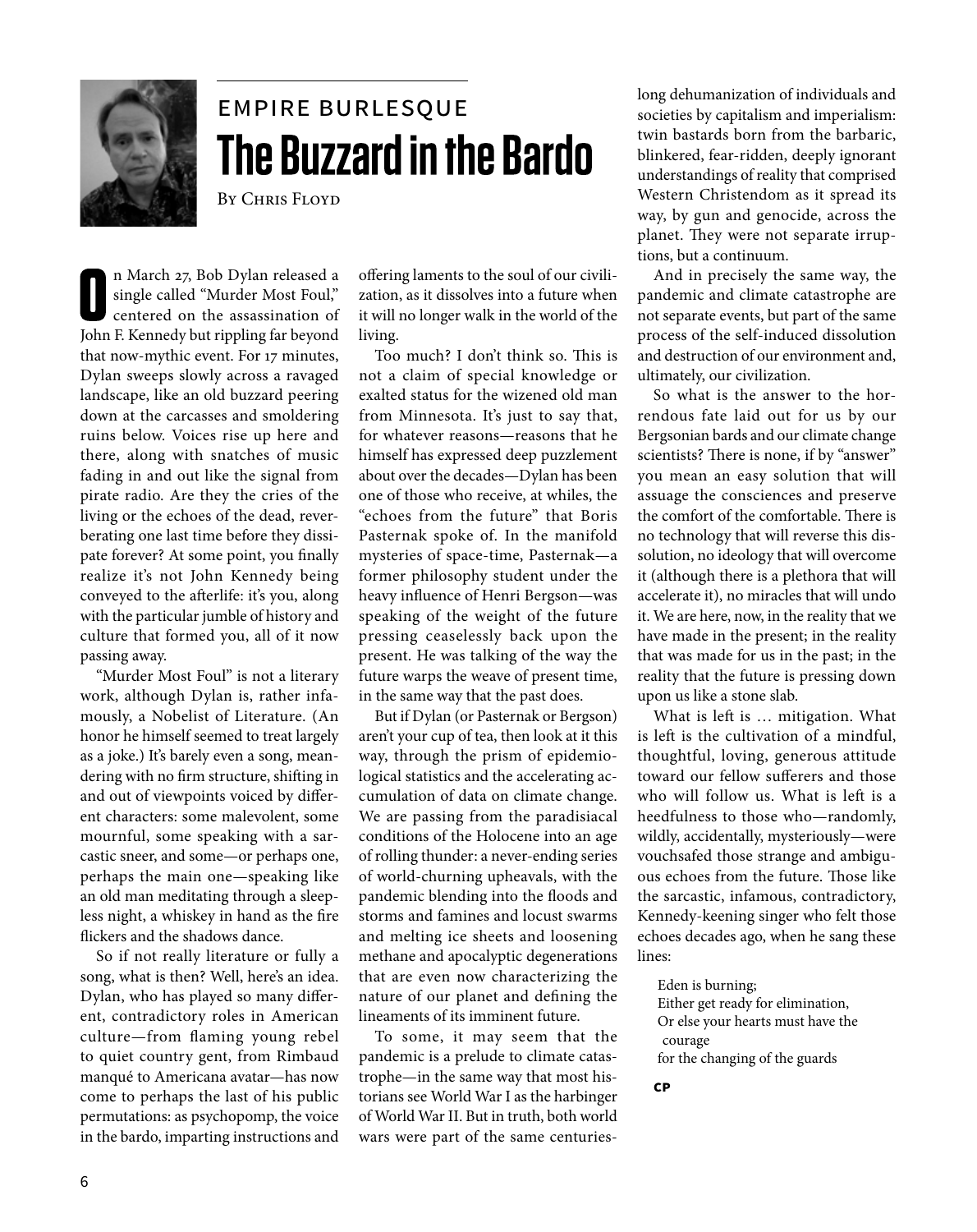## EMPIRE BURLESQUE

# The Buzzard in the Bardo

By Chris Floyd

On March 27, Bob Dylan released a single called "Murder Most Foul," centered on the assassination of John F. Kennedy but rippling far beyond that now-mythic event. For 17 minutes, Dylan sweeps slowly across a ravaged landscape, like an old buzzard peering down at the carcasses and smoldering ruins below. Voices rise up here and there, along with snatches of music fading in and out like the signal from pirate radio. Are they the cries of the living or the echoes of the dead, reverberating one last time before they dissipate forever? At some point, you finally realize it's not John Kennedy being conveyed to the afterlife: it's you, along with the particular jumble of history and culture that formed you, all of it now passing away.

"Murder Most Foul" is not a literary work, although Dylan is, rather infamously, a Nobelist of Literature. (An honor he himself seemed to treat largely as a joke.) It's barely even a song, meandering with no firm structure, shifting in and out of viewpoints voiced by different characters: some malevolent, some mournful, some speaking with a sarcastic sneer, and some—or perhaps one, perhaps the main one—speaking like an old man meditating through a sleepless night, a whiskey in hand as the fire flickers and the shadows dance.

So if not really literature or fully a song, what is then? Well, here's an idea. Dylan, who has played so many different, contradictory roles in American culture—from flaming young rebel to quiet country gent, from Rimbaud manqué to Americana avatar—has now come to perhaps the last of his public permutations: as psychopomp, the voice in the bardo, imparting instructions and offering laments to the soul of our civilization, as it dissolves into a future when it will no longer walk in the world of the living.

Too much? I don't think so. This is not a claim of special knowledge or exalted status for the wizened old man from Minnesota. It's just to say that, for whatever reasons—reasons that he himself has expressed deep puzzlement about over the decades—Dylan has been one of those who receive, at whiles, the "echoes from the future" that Boris Pasternak spoke of. In the manifold mysteries of space-time, Pasternak—a former philosophy student under the heavy influence of Henri Bergson—was speaking of the weight of the future pressing ceaselessly back upon the present. He was talking of the way the future warps the weave of present time, in the same way that the past does.

But if Dylan (or Pasternak or Bergson) aren't your cup of tea, then look at it this way, through the prism of epidemiological statistics and the accelerating accumulation of data on climate change. We are passing from the paradisiacal conditions of the Holocene into an age of rolling thunder: a never-ending series of world-churning upheavals, with the pandemic blending into the floods and storms and famines and locust swarms and melting ice sheets and loosening methane and apocalyptic degenerations that are even now characterizing the nature of our planet and defining the lineaments of its imminent future.

To some, it may seem that the pandemic is a prelude to climate catastrophe—in the same way that most historians see World War I as the harbinger of World War II. But in truth, both world wars were part of the same centuries-long dehumanization of individuals and societies by capitalism and imperialism: twin bastards born from the barbaric, blinkered, fear-ridden, deeply ignorant understandings of reality that comprised Western Christendom as it spread its way, by gun and genocide, across the planet. They were not separate irruptions, but a continuum.

And in precisely the same way, the pandemic and climate catastrophe are not separate events, but part of the same process of the self-induced dissolution and destruction of our environment and, ultimately, our civilization.

So what is the answer to the horrendous fate laid out for us by our Bergsonian bards and our climate change scientists? There is none, if by "answer" you mean an easy solution that will assuage the consciences and preserve the comfort of the comfortable. There is no technology that will reverse this dissolution, no ideology that will overcome it (although there is a plethora that will accelerate it), no miracles that will undo it. We are here, now, in the reality that we have made in the present; in the reality that was made for us in the past; in the reality that the future is pressing down upon us like a stone slab.

What is left is … mitigation. What is left is the cultivation of a mindful, thoughtful, loving, generous attitude toward our fellow sufferers and those who will follow us. What is left is a heedfulness to those who—randomly, wildly, accidentally, mysteriously—were vouchsafed those strange and ambiguous echoes from the future. Those like the sarcastic, infamous, contradictory, Kennedy-keening singer who felt those echoes decades ago, when he sang these lines:

> Eden is burning;
> Either get ready for elimination,
> Or else your hearts must have the courage
> for the changing of the guards

**CP**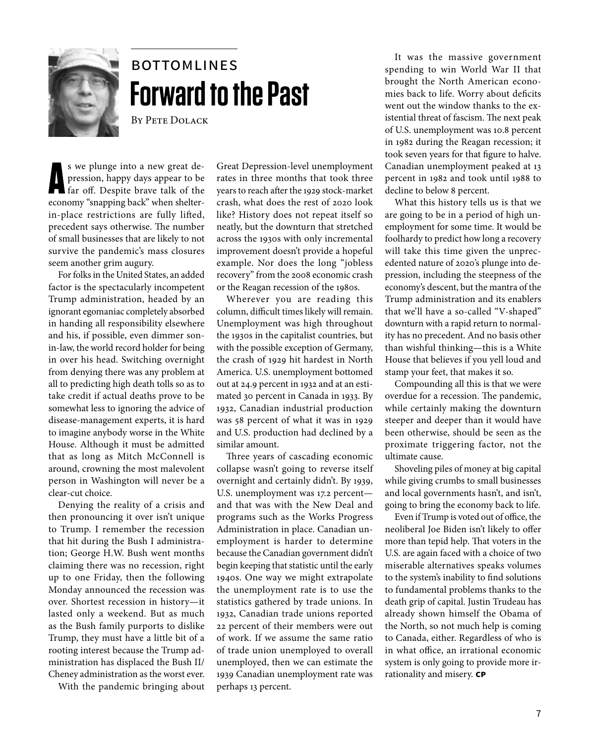## BOTTOMLINES

# Forward to the Past

By Pete Dolack

As we plunge into a new great depression, happy days appear to be far off. Despite brave talk of the economy "snapping back" when shelter-in-place restrictions are fully lifted, precedent says otherwise. The number of small businesses that are likely to not survive the pandemic's mass closures seem another grim augury.

For folks in the United States, an added factor is the spectacularly incompetent Trump administration, headed by an ignorant egomaniac completely absorbed in handing all responsibility elsewhere and his, if possible, even dimmer son-in-law, the world record holder for being in over his head. Switching overnight from denying there was any problem at all to predicting high death tolls so as to take credit if actual deaths prove to be somewhat less to ignoring the advice of disease-management experts, it is hard to imagine anybody worse in the White House. Although it must be admitted that as long as Mitch McConnell is around, crowning the most malevolent person in Washington will never be a clear-cut choice.

Denying the reality of a crisis and then pronouncing it over isn't unique to Trump. I remember the recession that hit during the Bush I administration; George H.W. Bush went months claiming there was no recession, right up to one Friday, then the following Monday announced the recession was over. Shortest recession in history—it lasted only a weekend. But as much as the Bush family purports to dislike Trump, they must have a little bit of a rooting interest because the Trump administration has displaced the Bush II/Cheney administration as the worst ever.

With the pandemic bringing about Great Depression-level unemployment rates in three months that took three years to reach after the 1929 stock-market crash, what does the rest of 2020 look like? History does not repeat itself so neatly, but the downturn that stretched across the 1930s with only incremental improvement doesn't provide a hopeful example. Nor does the long "jobless recovery" from the 2008 economic crash or the Reagan recession of the 1980s.

Wherever you are reading this column, difficult times likely will remain. Unemployment was high throughout the 1930s in the capitalist countries, but with the possible exception of Germany, the crash of 1929 hit hardest in North America. U.S. unemployment bottomed out at 24.9 percent in 1932 and at an estimated 30 percent in Canada in 1933. By 1932, Canadian industrial production was 58 percent of what it was in 1929 and U.S. production had declined by a similar amount.

Three years of cascading economic collapse wasn't going to reverse itself overnight and certainly didn't. By 1939, U.S. unemployment was 17.2 percent—and that was with the New Deal and programs such as the Works Progress Administration in place. Canadian unemployment is harder to determine because the Canadian government didn't begin keeping that statistic until the early 1940s. One way we might extrapolate the unemployment rate is to use the statistics gathered by trade unions. In 1932, Canadian trade unions reported 22 percent of their members were out of work. If we assume the same ratio of trade union unemployed to overall unemployed, then we can estimate the 1939 Canadian unemployment rate was perhaps 13 percent.

It was the massive government spending to win World War II that brought the North American economies back to life. Worry about deficits went out the window thanks to the existential threat of fascism. The next peak of U.S. unemployment was 10.8 percent in 1982 during the Reagan recession; it took seven years for that figure to halve. Canadian unemployment peaked at 13 percent in 1982 and took until 1988 to decline to below 8 percent.

What this history tells us is that we are going to be in a period of high unemployment for some time. It would be foolhardy to predict how long a recovery will take this time given the unprecedented nature of 2020's plunge into depression, including the steepness of the economy's descent, but the mantra of the Trump administration and its enablers that we'll have a so-called "V-shaped" downturn with a rapid return to normality has no precedent. And no basis other than wishful thinking—this is a White House that believes if you yell loud and stamp your feet, that makes it so.

Compounding all this is that we were overdue for a recession. The pandemic, while certainly making the downturn steeper and deeper than it would have been otherwise, should be seen as the proximate triggering factor, not the ultimate cause.

Shoveling piles of money at big capital while giving crumbs to small businesses and local governments hasn't, and isn't, going to bring the economy back to life.

Even if Trump is voted out of office, the neoliberal Joe Biden isn't likely to offer more than tepid help. That voters in the U.S. are again faced with a choice of two miserable alternatives speaks volumes to the system's inability to find solutions to fundamental problems thanks to the death grip of capital. Justin Trudeau has already shown himself the Obama of the North, so not much help is coming to Canada, either. Regardless of who is in what office, an irrational economic system is only going to provide more irrationality and misery. **CP**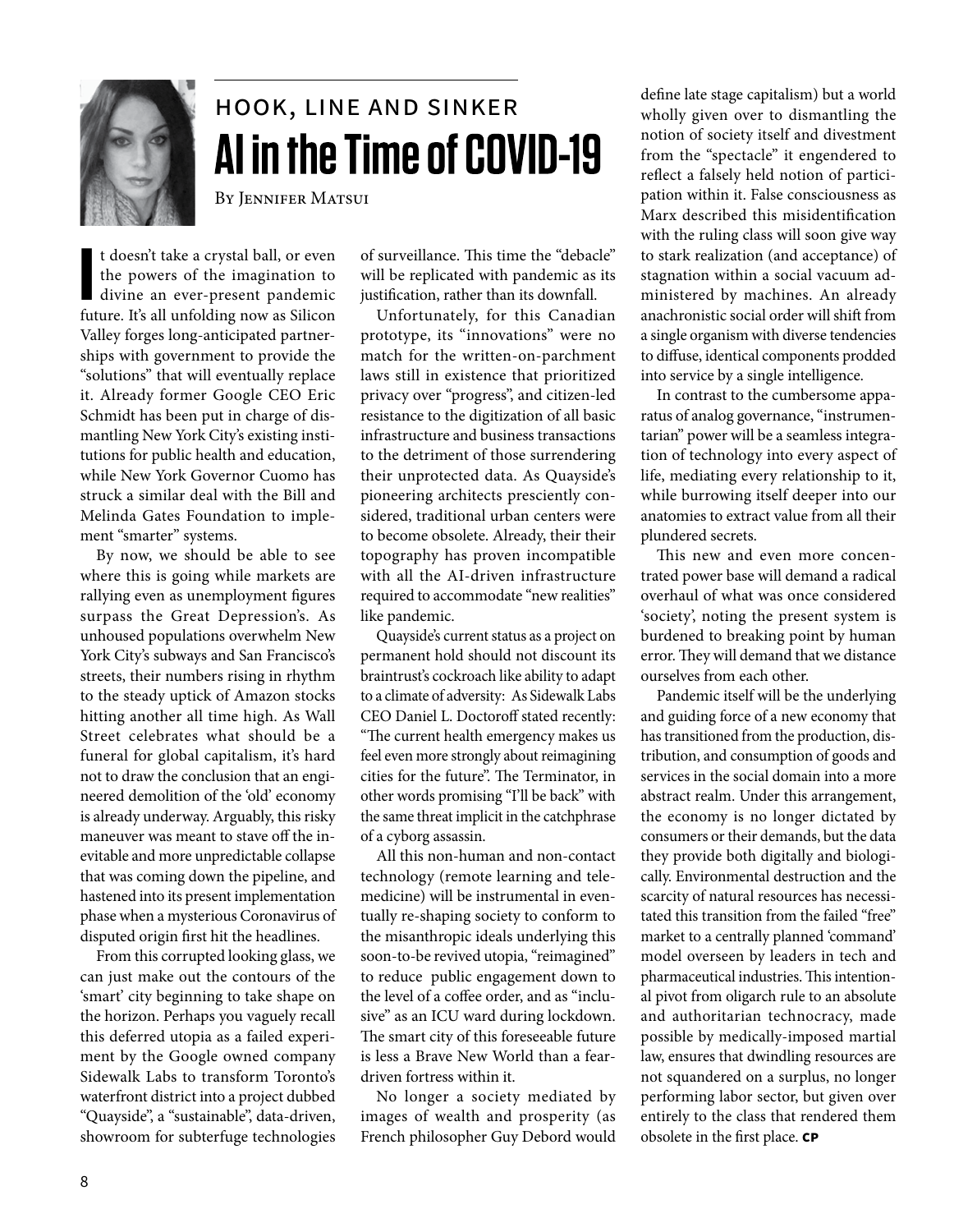### HOOK, LINE AND SINKER

# AI in the Time of COVID-19

By Jennifer Matsui

It doesn't take a crystal ball, or even the powers of the imagination to divine an ever-present pandemic future. It's all unfolding now as Silicon Valley forges long-anticipated partnerships with government to provide the "solutions" that will eventually replace it. Already former Google CEO Eric Schmidt has been put in charge of dismantling New York City's existing institutions for public health and education, while New York Governor Cuomo has struck a similar deal with the Bill and Melinda Gates Foundation to implement "smarter" systems.

By now, we should be able to see where this is going while markets are rallying even as unemployment figures surpass the Great Depression's. As unhoused populations overwhelm New York City's subways and San Francisco's streets, their numbers rising in rhythm to the steady uptick of Amazon stocks hitting another all time high. As Wall Street celebrates what should be a funeral for global capitalism, it's hard not to draw the conclusion that an engineered demolition of the 'old' economy is already underway. Arguably, this risky maneuver was meant to stave off the inevitable and more unpredictable collapse that was coming down the pipeline, and hastened into its present implementation phase when a mysterious Coronavirus of disputed origin first hit the headlines.

From this corrupted looking glass, we can just make out the contours of the 'smart' city beginning to take shape on the horizon. Perhaps you vaguely recall this deferred utopia as a failed experiment by the Google owned company Sidewalk Labs to transform Toronto's waterfront district into a project dubbed "Quayside", a "sustainable", data-driven, showroom for subterfuge technologies of surveillance. This time the "debacle" will be replicated with pandemic as its justification, rather than its downfall.

Unfortunately, for this Canadian prototype, its "innovations" were no match for the written-on-parchment laws still in existence that prioritized privacy over "progress", and citizen-led resistance to the digitization of all basic infrastructure and business transactions to the detriment of those surrendering their unprotected data. As Quayside's pioneering architects presciently considered, traditional urban centers were to become obsolete. Already, their their topography has proven incompatible with all the AI-driven infrastructure required to accommodate "new realities" like pandemic.

Quayside's current status as a project on permanent hold should not discount its braintrust's cockroach like ability to adapt to a climate of adversity: As Sidewalk Labs CEO Daniel L. Doctoroff stated recently: "The current health emergency makes us feel even more strongly about reimagining cities for the future". The Terminator, in other words promising "I'll be back" with the same threat implicit in the catchphrase of a cyborg assassin.

All this non-human and non-contact technology (remote learning and telemedicine) will be instrumental in eventually re-shaping society to conform to the misanthropic ideals underlying this soon-to-be revived utopia, "reimagined" to reduce public engagement down to the level of a coffee order, and as "inclusive" as an ICU ward during lockdown. The smart city of this foreseeable future is less a Brave New World than a fear-driven fortress within it.

No longer a society mediated by images of wealth and prosperity (as French philosopher Guy Debord would define late stage capitalism) but a world wholly given over to dismantling the notion of society itself and divestment from the "spectacle" it engendered to reflect a falsely held notion of participation within it. False consciousness as Marx described this misidentification with the ruling class will soon give way to stark realization (and acceptance) of stagnation within a social vacuum administered by machines. An already anachronistic social order will shift from a single organism with diverse tendencies to diffuse, identical components prodded into service by a single intelligence.

In contrast to the cumbersome apparatus of analog governance, "instrumentarian" power will be a seamless integration of technology into every aspect of life, mediating every relationship to it, while burrowing itself deeper into our anatomies to extract value from all their plundered secrets.

This new and even more concentrated power base will demand a radical overhaul of what was once considered 'society', noting the present system is burdened to breaking point by human error. They will demand that we distance ourselves from each other.

Pandemic itself will be the underlying and guiding force of a new economy that has transitioned from the production, distribution, and consumption of goods and services in the social domain into a more abstract realm. Under this arrangement, the economy is no longer dictated by consumers or their demands, but the data they provide both digitally and biologically. Environmental destruction and the scarcity of natural resources has necessitated this transition from the failed "free" market to a centrally planned 'command' model overseen by leaders in tech and pharmaceutical industries. This intentional pivot from oligarch rule to an absolute and authoritarian technocracy, made possible by medically-imposed martial law, ensures that dwindling resources are not squandered on a surplus, no longer performing labor sector, but given over entirely to the class that rendered them obsolete in the first place. **CP**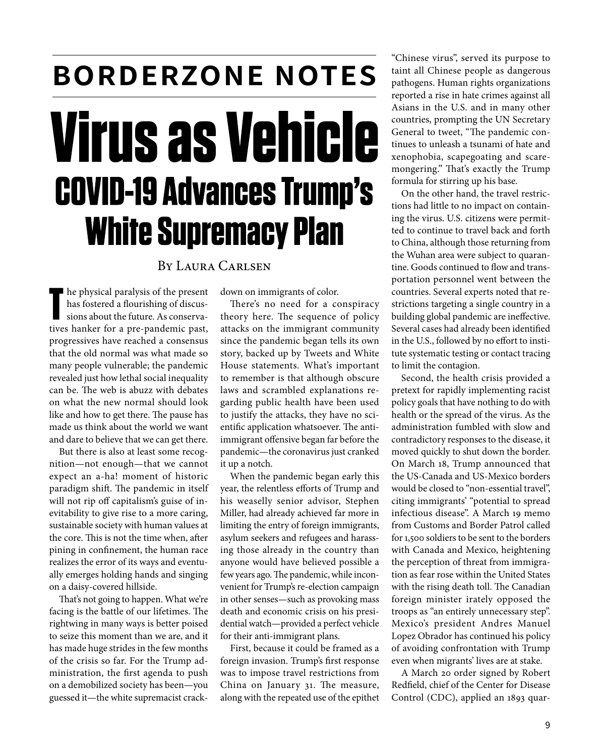# BORDERZONE NOTES

# Virus as Vehicle

## COVID-19 Advances Trump's White Supremacy Plan

By Laura Carlsen

The physical paralysis of the present has fostered a flourishing of discussions about the future. As conservatives hanker for a pre-pandemic past, progressives have reached a consensus that the old normal was what made so many people vulnerable; the pandemic revealed just how lethal social inequality can be. The web is abuzz with debates on what the new normal should look like and how to get there. The pause has made us think about the world we want and dare to believe that we can get there.

But there is also at least some recognition—not enough—that we cannot expect an a-ha! moment of historic paradigm shift. The pandemic in itself will not rip off capitalism's guise of inevitability to give rise to a more caring, sustainable society with human values at the core. This is not the time when, after pining in confinement, the human race realizes the error of its ways and eventually emerges holding hands and singing on a daisy-covered hillside.

That's not going to happen. What we're facing is the battle of our lifetimes. The rightwing in many ways is better poised to seize this moment than we are, and it has made huge strides in the few months of the crisis so far. For the Trump administration, the first agenda to push on a demobilized society has been—you guessed it—the white supremacist crackdown on immigrants of color.

There's no need for a conspiracy theory here. The sequence of policy attacks on the immigrant community since the pandemic began tells its own story, backed up by Tweets and White House statements. What's important to remember is that although obscure laws and scrambled explanations regarding public health have been used to justify the attacks, they have no scientific application whatsoever. The anti-immigrant offensive began far before the pandemic—the coronavirus just cranked it up a notch.

When the pandemic began early this year, the relentless efforts of Trump and his weaselly senior advisor, Stephen Miller, had already achieved far more in limiting the entry of foreign immigrants, asylum seekers and refugees and harassing those already in the country than anyone would have believed possible a few years ago. The pandemic, while inconvenient for Trump's re-election campaign in other senses—such as provoking mass death and economic crisis on his presidential watch—provided a perfect vehicle for their anti-immigrant plans.

First, because it could be framed as a foreign invasion. Trump's first response was to impose travel restrictions from China on January 31. The measure, along with the repeated use of the epithet "Chinese virus", served its purpose to taint all Chinese people as dangerous pathogens. Human rights organizations reported a rise in hate crimes against all Asians in the U.S. and in many other countries, prompting the UN Secretary General to tweet, "The pandemic continues to unleash a tsunami of hate and xenophobia, scapegoating and scaremongering." That's exactly the Trump formula for stirring up his base.

On the other hand, the travel restrictions had little to no impact on containing the virus. U.S. citizens were permitted to continue to travel back and forth to China, although those returning from the Wuhan area were subject to quarantine. Goods continued to flow and transportation personnel went between the countries. Several experts noted that restrictions targeting a single country in a building global pandemic are ineffective. Several cases had already been identified in the U.S., followed by no effort to institute systematic testing or contact tracing to limit the contagion.

Second, the health crisis provided a pretext for rapidly implementing racist policy goals that have nothing to do with health or the spread of the virus. As the administration fumbled with slow and contradictory responses to the disease, it moved quickly to shut down the border. On March 18, Trump announced that the US-Canada and US-Mexico borders would be closed to "non-essential travel", citing immigrants' "potential to spread infectious disease". A March 19 memo from Customs and Border Patrol called for 1,500 soldiers to be sent to the borders with Canada and Mexico, heightening the perception of threat from immigration as fear rose within the United States with the rising death toll. The Canadian foreign minister irately opposed the troops as "an entirely unnecessary step". Mexico's president Andres Manuel Lopez Obrador has continued his policy of avoiding confrontation with Trump even when migrants' lives are at stake.

A March 20 order signed by Robert Redfield, chief of the Center for Disease Control (CDC), applied an 1893 quar-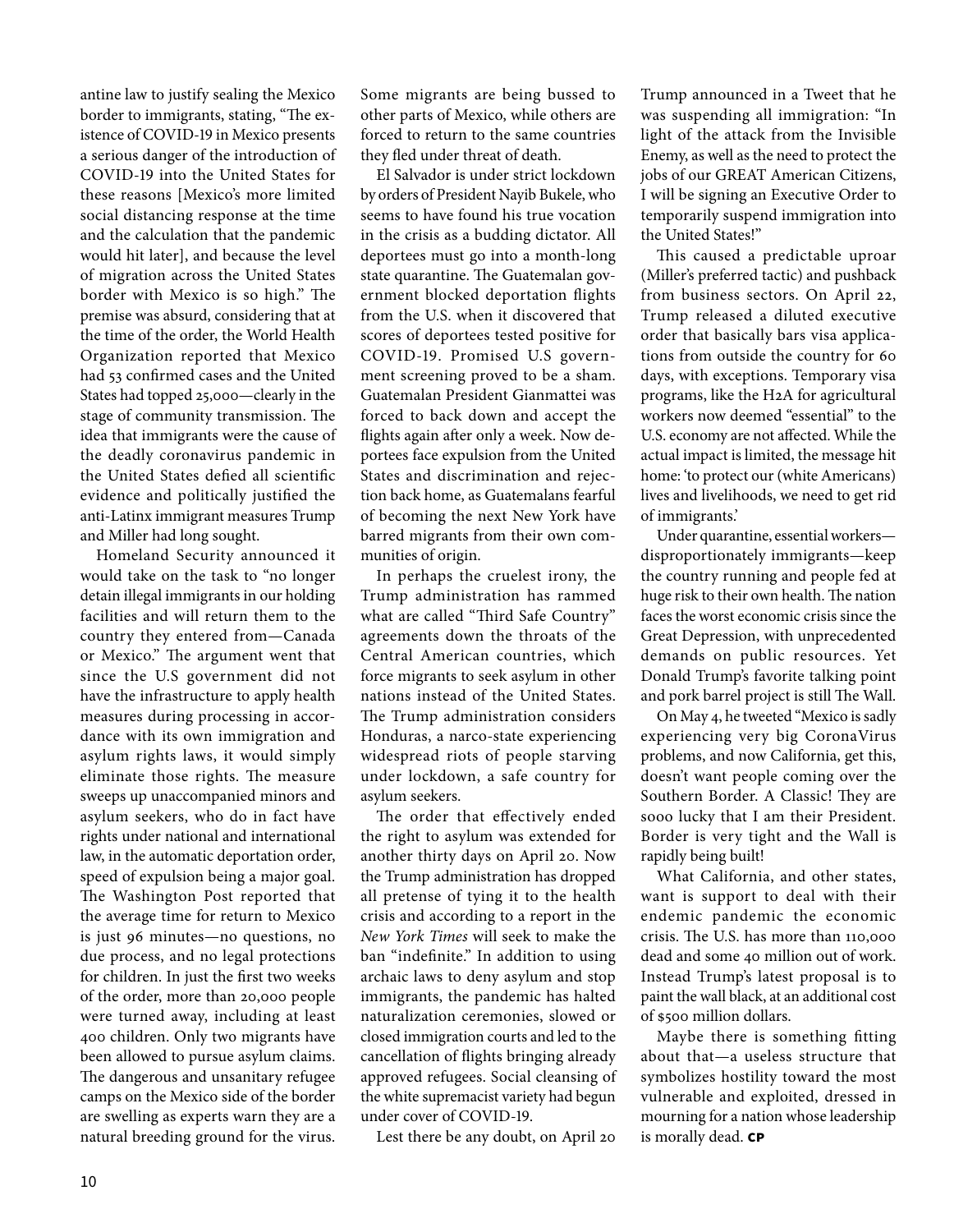antine law to justify sealing the Mexico border to immigrants, stating, "The existence of COVID-19 in Mexico presents a serious danger of the introduction of COVID-19 into the United States for these reasons [Mexico's more limited social distancing response at the time and the calculation that the pandemic would hit later], and because the level of migration across the United States border with Mexico is so high." The premise was absurd, considering that at the time of the order, the World Health Organization reported that Mexico had 53 confirmed cases and the United States had topped 25,000—clearly in the stage of community transmission. The idea that immigrants were the cause of the deadly coronavirus pandemic in the United States defied all scientific evidence and politically justified the anti-Latinx immigrant measures Trump and Miller had long sought.

Homeland Security announced it would take on the task to "no longer detain illegal immigrants in our holding facilities and will return them to the country they entered from—Canada or Mexico." The argument went that since the U.S government did not have the infrastructure to apply health measures during processing in accordance with its own immigration and asylum rights laws, it would simply eliminate those rights. The measure sweeps up unaccompanied minors and asylum seekers, who do in fact have rights under national and international law, in the automatic deportation order, speed of expulsion being a major goal. The Washington Post reported that the average time for return to Mexico is just 96 minutes—no questions, no due process, and no legal protections for children. In just the first two weeks of the order, more than 20,000 people were turned away, including at least 400 children. Only two migrants have been allowed to pursue asylum claims. The dangerous and unsanitary refugee camps on the Mexico side of the border are swelling as experts warn they are a natural breeding ground for the virus. Some migrants are being bussed to other parts of Mexico, while others are forced to return to the same countries they fled under threat of death.

El Salvador is under strict lockdown by orders of President Nayib Bukele, who seems to have found his true vocation in the crisis as a budding dictator. All deportees must go into a month-long state quarantine. The Guatemalan government blocked deportation flights from the U.S. when it discovered that scores of deportees tested positive for COVID-19. Promised U.S government screening proved to be a sham. Guatemalan President Gianmattei was forced to back down and accept the flights again after only a week. Now deportees face expulsion from the United States and discrimination and rejection back home, as Guatemalans fearful of becoming the next New York have barred migrants from their own communities of origin.

In perhaps the cruelest irony, the Trump administration has rammed what are called "Third Safe Country" agreements down the throats of the Central American countries, which force migrants to seek asylum in other nations instead of the United States. The Trump administration considers Honduras, a narco-state experiencing widespread riots of people starving under lockdown, a safe country for asylum seekers.

The order that effectively ended the right to asylum was extended for another thirty days on April 20. Now the Trump administration has dropped all pretense of tying it to the health crisis and according to a report in the *New York Times* will seek to make the ban "indefinite." In addition to using archaic laws to deny asylum and stop immigrants, the pandemic has halted naturalization ceremonies, slowed or closed immigration courts and led to the cancellation of flights bringing already approved refugees. Social cleansing of the white supremacist variety had begun under cover of COVID-19.

Lest there be any doubt, on April 20 Trump announced in a Tweet that he was suspending all immigration: "In light of the attack from the Invisible Enemy, as well as the need to protect the jobs of our GREAT American Citizens, I will be signing an Executive Order to temporarily suspend immigration into the United States!"

This caused a predictable uproar (Miller's preferred tactic) and pushback from business sectors. On April 22, Trump released a diluted executive order that basically bars visa applications from outside the country for 60 days, with exceptions. Temporary visa programs, like the H2A for agricultural workers now deemed "essential" to the U.S. economy are not affected. While the actual impact is limited, the message hit home: 'to protect our (white Americans) lives and livelihoods, we need to get rid of immigrants.'

Under quarantine, essential workers—disproportionately immigrants—keep the country running and people fed at huge risk to their own health. The nation faces the worst economic crisis since the Great Depression, with unprecedented demands on public resources. Yet Donald Trump's favorite talking point and pork barrel project is still The Wall.

On May 4, he tweeted "Mexico is sadly experiencing very big CoronaVirus problems, and now California, get this, doesn't want people coming over the Southern Border. A Classic! They are sooo lucky that I am their President. Border is very tight and the Wall is rapidly being built!

What California, and other states, want is support to deal with their endemic pandemic the economic crisis. The U.S. has more than 110,000 dead and some 40 million out of work. Instead Trump's latest proposal is to paint the wall black, at an additional cost of $500 million dollars.

Maybe there is something fitting about that—a useless structure that symbolizes hostility toward the most vulnerable and exploited, dressed in mourning for a nation whose leadership is morally dead. **CP**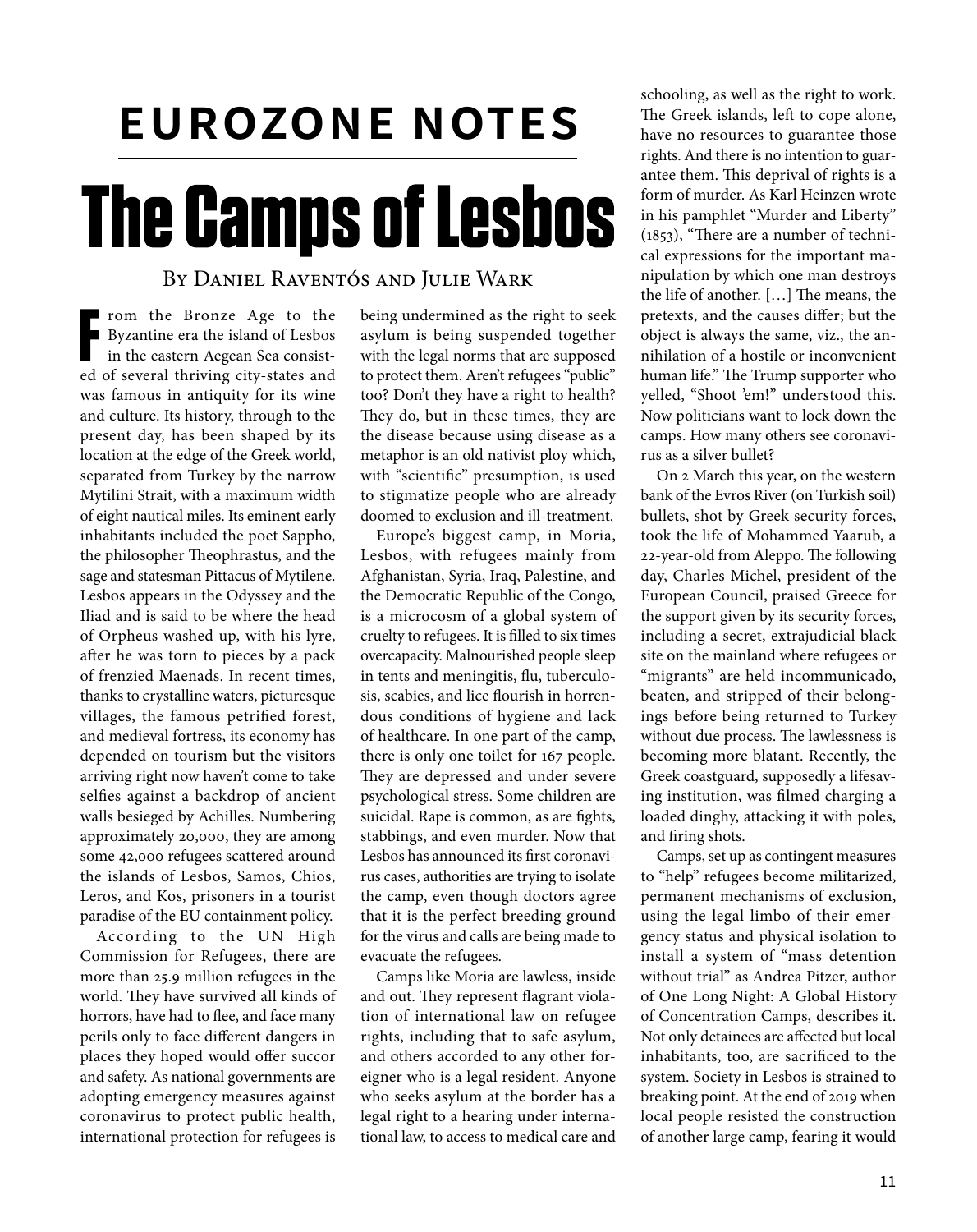# EUROZONE NOTES

# The Camps of Lesbos

By Daniel Raventós and Julie Wark

From the Bronze Age to the Byzantine era the island of Lesbos in the eastern Aegean Sea consisted of several thriving city-states and was famous in antiquity for its wine and culture. Its history, through to the present day, has been shaped by its location at the edge of the Greek world, separated from Turkey by the narrow Mytilini Strait, with a maximum width of eight nautical miles. Its eminent early inhabitants included the poet Sappho, the philosopher Theophrastus, and the sage and statesman Pittacus of Mytilene. Lesbos appears in the Odyssey and the Iliad and is said to be where the head of Orpheus washed up, with his lyre, after he was torn to pieces by a pack of frenzied Maenads. In recent times, thanks to crystalline waters, picturesque villages, the famous petrified forest, and medieval fortress, its economy has depended on tourism but the visitors arriving right now haven't come to take selfies against a backdrop of ancient walls besieged by Achilles. Numbering approximately 20,000, they are among some 42,000 refugees scattered around the islands of Lesbos, Samos, Chios, Leros, and Kos, prisoners in a tourist paradise of the EU containment policy.

According to the UN High Commission for Refugees, there are more than 25.9 million refugees in the world. They have survived all kinds of horrors, have had to flee, and face many perils only to face different dangers in places they hoped would offer succor and safety. As national governments are adopting emergency measures against coronavirus to protect public health, international protection for refugees is being undermined as the right to seek asylum is being suspended together with the legal norms that are supposed to protect them. Aren't refugees "public" too? Don't they have a right to health? They do, but in these times, they are the disease because using disease as a metaphor is an old nativist ploy which, with "scientific" presumption, is used to stigmatize people who are already doomed to exclusion and ill-treatment.

Europe's biggest camp, in Moria, Lesbos, with refugees mainly from Afghanistan, Syria, Iraq, Palestine, and the Democratic Republic of the Congo, is a microcosm of a global system of cruelty to refugees. It is filled to six times overcapacity. Malnourished people sleep in tents and meningitis, flu, tuberculosis, scabies, and lice flourish in horrendous conditions of hygiene and lack of healthcare. In one part of the camp, there is only one toilet for 167 people. They are depressed and under severe psychological stress. Some children are suicidal. Rape is common, as are fights, stabbings, and even murder. Now that Lesbos has announced its first coronavirus cases, authorities are trying to isolate the camp, even though doctors agree that it is the perfect breeding ground for the virus and calls are being made to evacuate the refugees.

Camps like Moria are lawless, inside and out. They represent flagrant violation of international law on refugee rights, including that to safe asylum, and others accorded to any other foreigner who is a legal resident. Anyone who seeks asylum at the border has a legal right to a hearing under international law, to access to medical care and schooling, as well as the right to work. The Greek islands, left to cope alone, have no resources to guarantee those rights. And there is no intention to guarantee them. This deprival of rights is a form of murder. As Karl Heinzen wrote in his pamphlet "Murder and Liberty" (1853), "There are a number of technical expressions for the important manipulation by which one man destroys the life of another. […] The means, the pretexts, and the causes differ; but the object is always the same, viz., the annihilation of a hostile or inconvenient human life." The Trump supporter who yelled, "Shoot 'em!" understood this. Now politicians want to lock down the camps. How many others see coronavirus as a silver bullet?

On 2 March this year, on the western bank of the Evros River (on Turkish soil) bullets, shot by Greek security forces, took the life of Mohammed Yaarub, a 22-year-old from Aleppo. The following day, Charles Michel, president of the European Council, praised Greece for the support given by its security forces, including a secret, extrajudicial black site on the mainland where refugees or "migrants" are held incommunicado, beaten, and stripped of their belongings before being returned to Turkey without due process. The lawlessness is becoming more blatant. Recently, the Greek coastguard, supposedly a lifesaving institution, was filmed charging a loaded dinghy, attacking it with poles, and firing shots.

Camps, set up as contingent measures to "help" refugees become militarized, permanent mechanisms of exclusion, using the legal limbo of their emergency status and physical isolation to install a system of "mass detention without trial" as Andrea Pitzer, author of One Long Night: A Global History of Concentration Camps, describes it. Not only detainees are affected but local inhabitants, too, are sacrificed to the system. Society in Lesbos is strained to breaking point. At the end of 2019 when local people resisted the construction of another large camp, fearing it would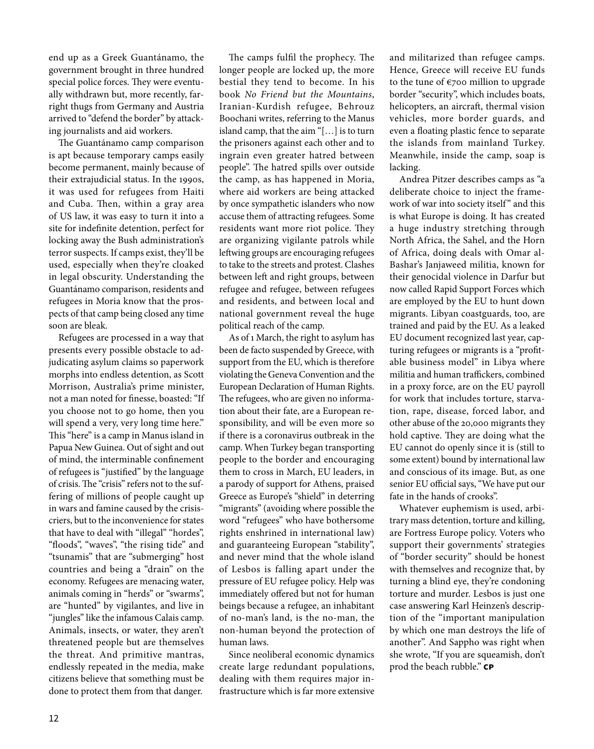end up as a Greek Guantánamo, the government brought in three hundred special police forces. They were eventually withdrawn but, more recently, far-right thugs from Germany and Austria arrived to "defend the border" by attacking journalists and aid workers.

The Guantánamo camp comparison is apt because temporary camps easily become permanent, mainly because of their extrajudicial status. In the 1990s, it was used for refugees from Haiti and Cuba. Then, within a gray area of US law, it was easy to turn it into a site for indefinite detention, perfect for locking away the Bush administration's terror suspects. If camps exist, they'll be used, especially when they're cloaked in legal obscurity. Understanding the Guantánamo comparison, residents and refugees in Moria know that the prospects of that camp being closed any time soon are bleak.

Refugees are processed in a way that presents every possible obstacle to adjudicating asylum claims so paperwork morphs into endless detention, as Scott Morrison, Australia's prime minister, not a man noted for finesse, boasted: "If you choose not to go home, then you will spend a very, very long time here." This "here" is a camp in Manus island in Papua New Guinea. Out of sight and out of mind, the interminable confinement of refugees is "justified" by the language of crisis. The "crisis" refers not to the suffering of millions of people caught up in wars and famine caused by the crisis-criers, but to the inconvenience for states that have to deal with "illegal" "hordes", "floods", "waves", "the rising tide" and "tsunamis" that are "submerging" host countries and being a "drain" on the economy. Refugees are menacing water, animals coming in "herds" or "swarms", are "hunted" by vigilantes, and live in "jungles" like the infamous Calais camp. Animals, insects, or water, they aren't threatened people but are themselves the threat. And primitive mantras, endlessly repeated in the media, make citizens believe that something must be done to protect them from that danger.

The camps fulfil the prophecy. The longer people are locked up, the more bestial they tend to become. In his book *No Friend but the Mountains*, Iranian-Kurdish refugee, Behrouz Boochani writes, referring to the Manus island camp, that the aim "[…] is to turn the prisoners against each other and to ingrain even greater hatred between people". The hatred spills over outside the camp, as has happened in Moria, where aid workers are being attacked by once sympathetic islanders who now accuse them of attracting refugees. Some residents want more riot police. They are organizing vigilante patrols while leftwing groups are encouraging refugees to take to the streets and protest. Clashes between left and right groups, between refugee and refugee, between refugees and residents, and between local and national government reveal the huge political reach of the camp.

As of 1 March, the right to asylum has been de facto suspended by Greece, with support from the EU, which is therefore violating the Geneva Convention and the European Declaration of Human Rights. The refugees, who are given no information about their fate, are a European responsibility, and will be even more so if there is a coronavirus outbreak in the camp. When Turkey began transporting people to the border and encouraging them to cross in March, EU leaders, in a parody of support for Athens, praised Greece as Europe's "shield" in deterring "migrants" (avoiding where possible the word "refugees" who have bothersome rights enshrined in international law) and guaranteeing European "stability", and never mind that the whole island of Lesbos is falling apart under the pressure of EU refugee policy. Help was immediately offered but not for human beings because a refugee, an inhabitant of no-man's land, is the no-man, the non-human beyond the protection of human laws.

Since neoliberal economic dynamics create large redundant populations, dealing with them requires major infrastructure which is far more extensive and militarized than refugee camps. Hence, Greece will receive EU funds to the tune of €700 million to upgrade border "security", which includes boats, helicopters, an aircraft, thermal vision vehicles, more border guards, and even a floating plastic fence to separate the islands from mainland Turkey. Meanwhile, inside the camp, soap is lacking.

Andrea Pitzer describes camps as "a deliberate choice to inject the framework of war into society itself" and this is what Europe is doing. It has created a huge industry stretching through North Africa, the Sahel, and the Horn of Africa, doing deals with Omar al-Bashar's Janjaweed militia, known for their genocidal violence in Darfur but now called Rapid Support Forces which are employed by the EU to hunt down migrants. Libyan coastguards, too, are trained and paid by the EU. As a leaked EU document recognized last year, capturing refugees or migrants is a "profitable business model" in Libya where militia and human traffickers, combined in a proxy force, are on the EU payroll for work that includes torture, starvation, rape, disease, forced labor, and other abuse of the 20,000 migrants they hold captive. They are doing what the EU cannot do openly since it is (still to some extent) bound by international law and conscious of its image. But, as one senior EU official says, "We have put our fate in the hands of crooks".

Whatever euphemism is used, arbitrary mass detention, torture and killing, are Fortress Europe policy. Voters who support their governments' strategies of "border security" should be honest with themselves and recognize that, by turning a blind eye, they're condoning torture and murder. Lesbos is just one case answering Karl Heinzen's description of the "important manipulation by which one man destroys the life of another". And Sappho was right when she wrote, "If you are squeamish, don't prod the beach rubble." **CP**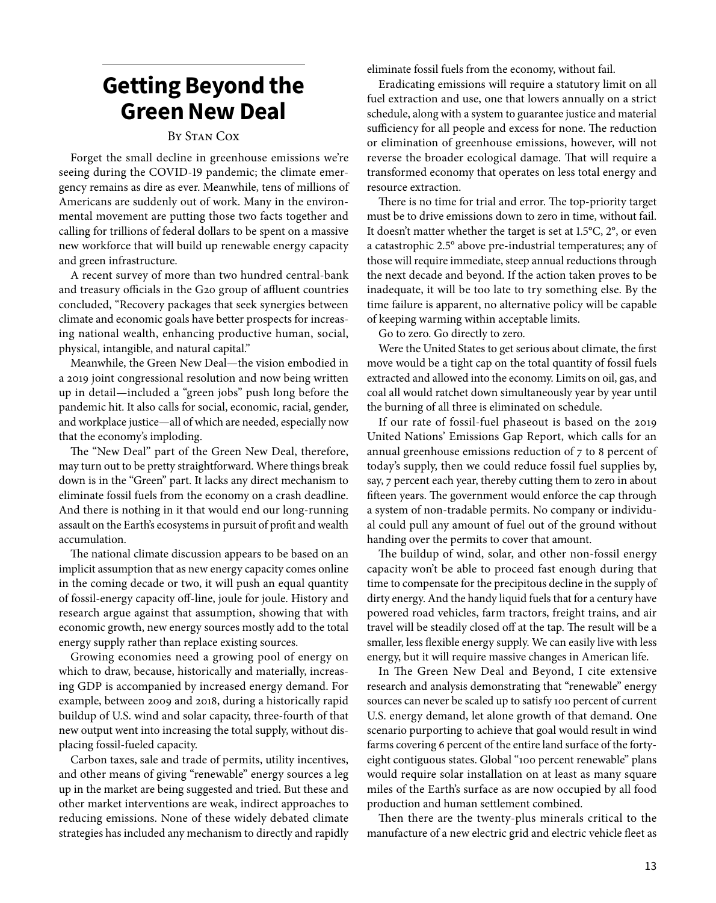# Getting Beyond the Green New Deal

By Stan Cox

Forget the small decline in greenhouse emissions we're seeing during the COVID-19 pandemic; the climate emergency remains as dire as ever. Meanwhile, tens of millions of Americans are suddenly out of work. Many in the environmental movement are putting those two facts together and calling for trillions of federal dollars to be spent on a massive new workforce that will build up renewable energy capacity and green infrastructure.

A recent survey of more than two hundred central-bank and treasury officials in the G20 group of affluent countries concluded, "Recovery packages that seek synergies between climate and economic goals have better prospects for increasing national wealth, enhancing productive human, social, physical, intangible, and natural capital."

Meanwhile, the Green New Deal—the vision embodied in a 2019 joint congressional resolution and now being written up in detail—included a "green jobs" push long before the pandemic hit. It also calls for social, economic, racial, gender, and workplace justice—all of which are needed, especially now that the economy's imploding.

The "New Deal" part of the Green New Deal, therefore, may turn out to be pretty straightforward. Where things break down is in the "Green" part. It lacks any direct mechanism to eliminate fossil fuels from the economy on a crash deadline. And there is nothing in it that would end our long-running assault on the Earth's ecosystems in pursuit of profit and wealth accumulation.

The national climate discussion appears to be based on an implicit assumption that as new energy capacity comes online in the coming decade or two, it will push an equal quantity of fossil-energy capacity off-line, joule for joule. History and research argue against that assumption, showing that with economic growth, new energy sources mostly add to the total energy supply rather than replace existing sources.

Growing economies need a growing pool of energy on which to draw, because, historically and materially, increasing GDP is accompanied by increased energy demand. For example, between 2009 and 2018, during a historically rapid buildup of U.S. wind and solar capacity, three-fourth of that new output went into increasing the total supply, without displacing fossil-fueled capacity.

Carbon taxes, sale and trade of permits, utility incentives, and other means of giving "renewable" energy sources a leg up in the market are being suggested and tried. But these and other market interventions are weak, indirect approaches to reducing emissions. None of these widely debated climate strategies has included any mechanism to directly and rapidly eliminate fossil fuels from the economy, without fail.

Eradicating emissions will require a statutory limit on all fuel extraction and use, one that lowers annually on a strict schedule, along with a system to guarantee justice and material sufficiency for all people and excess for none. The reduction or elimination of greenhouse emissions, however, will not reverse the broader ecological damage. That will require a transformed economy that operates on less total energy and resource extraction.

There is no time for trial and error. The top-priority target must be to drive emissions down to zero in time, without fail. It doesn't matter whether the target is set at 1.5°C, 2°, or even a catastrophic 2.5° above pre-industrial temperatures; any of those will require immediate, steep annual reductions through the next decade and beyond. If the action taken proves to be inadequate, it will be too late to try something else. By the time failure is apparent, no alternative policy will be capable of keeping warming within acceptable limits.

Go to zero. Go directly to zero.

Were the United States to get serious about climate, the first move would be a tight cap on the total quantity of fossil fuels extracted and allowed into the economy. Limits on oil, gas, and coal all would ratchet down simultaneously year by year until the burning of all three is eliminated on schedule.

If our rate of fossil-fuel phaseout is based on the 2019 United Nations' Emissions Gap Report, which calls for an annual greenhouse emissions reduction of 7 to 8 percent of today's supply, then we could reduce fossil fuel supplies by, say, 7 percent each year, thereby cutting them to zero in about fifteen years. The government would enforce the cap through a system of non-tradable permits. No company or individual could pull any amount of fuel out of the ground without handing over the permits to cover that amount.

The buildup of wind, solar, and other non-fossil energy capacity won't be able to proceed fast enough during that time to compensate for the precipitous decline in the supply of dirty energy. And the handy liquid fuels that for a century have powered road vehicles, farm tractors, freight trains, and air travel will be steadily closed off at the tap. The result will be a smaller, less flexible energy supply. We can easily live with less energy, but it will require massive changes in American life.

In The Green New Deal and Beyond, I cite extensive research and analysis demonstrating that "renewable" energy sources can never be scaled up to satisfy 100 percent of current U.S. energy demand, let alone growth of that demand. One scenario purporting to achieve that goal would result in wind farms covering 6 percent of the entire land surface of the forty-eight contiguous states. Global "100 percent renewable" plans would require solar installation on at least as many square miles of the Earth's surface as are now occupied by all food production and human settlement combined.

Then there are the twenty-plus minerals critical to the manufacture of a new electric grid and electric vehicle fleet as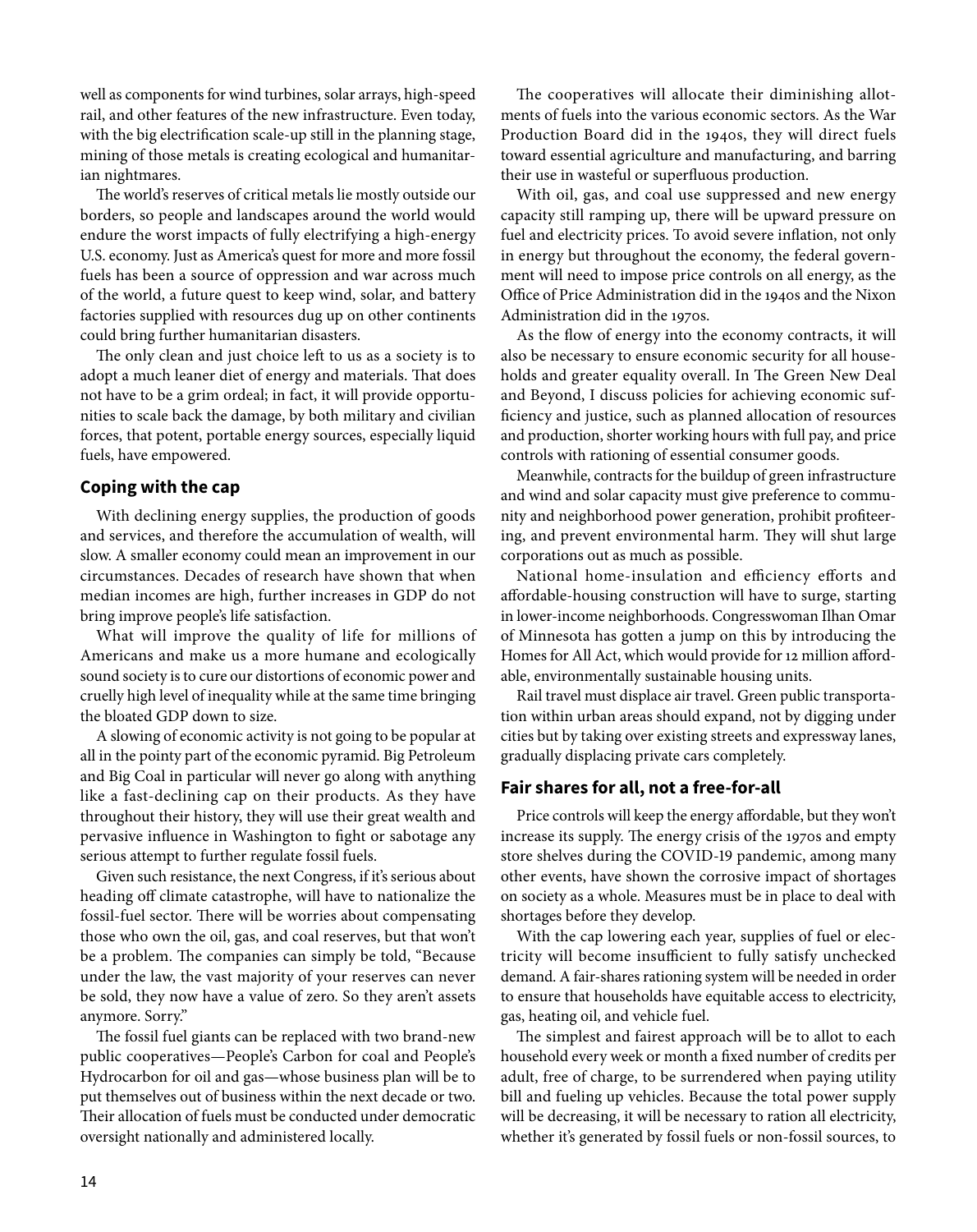well as components for wind turbines, solar arrays, high-speed rail, and other features of the new infrastructure. Even today, with the big electrification scale-up still in the planning stage, mining of those metals is creating ecological and humanitarian nightmares.

The world's reserves of critical metals lie mostly outside our borders, so people and landscapes around the world would endure the worst impacts of fully electrifying a high-energy U.S. economy. Just as America's quest for more and more fossil fuels has been a source of oppression and war across much of the world, a future quest to keep wind, solar, and battery factories supplied with resources dug up on other continents could bring further humanitarian disasters.

The only clean and just choice left to us as a society is to adopt a much leaner diet of energy and materials. That does not have to be a grim ordeal; in fact, it will provide opportunities to scale back the damage, by both military and civilian forces, that potent, portable energy sources, especially liquid fuels, have empowered.

## Coping with the cap

With declining energy supplies, the production of goods and services, and therefore the accumulation of wealth, will slow. A smaller economy could mean an improvement in our circumstances. Decades of research have shown that when median incomes are high, further increases in GDP do not bring improve people's life satisfaction.

What will improve the quality of life for millions of Americans and make us a more humane and ecologically sound society is to cure our distortions of economic power and cruelly high level of inequality while at the same time bringing the bloated GDP down to size.

A slowing of economic activity is not going to be popular at all in the pointy part of the economic pyramid. Big Petroleum and Big Coal in particular will never go along with anything like a fast-declining cap on their products. As they have throughout their history, they will use their great wealth and pervasive influence in Washington to fight or sabotage any serious attempt to further regulate fossil fuels.

Given such resistance, the next Congress, if it's serious about heading off climate catastrophe, will have to nationalize the fossil-fuel sector. There will be worries about compensating those who own the oil, gas, and coal reserves, but that won't be a problem. The companies can simply be told, "Because under the law, the vast majority of your reserves can never be sold, they now have a value of zero. So they aren't assets anymore. Sorry."

The fossil fuel giants can be replaced with two brand-new public cooperatives—People's Carbon for coal and People's Hydrocarbon for oil and gas—whose business plan will be to put themselves out of business within the next decade or two. Their allocation of fuels must be conducted under democratic oversight nationally and administered locally.

The cooperatives will allocate their diminishing allotments of fuels into the various economic sectors. As the War Production Board did in the 1940s, they will direct fuels toward essential agriculture and manufacturing, and barring their use in wasteful or superfluous production.

With oil, gas, and coal use suppressed and new energy capacity still ramping up, there will be upward pressure on fuel and electricity prices. To avoid severe inflation, not only in energy but throughout the economy, the federal government will need to impose price controls on all energy, as the Office of Price Administration did in the 1940s and the Nixon Administration did in the 1970s.

As the flow of energy into the economy contracts, it will also be necessary to ensure economic security for all households and greater equality overall. In The Green New Deal and Beyond, I discuss policies for achieving economic sufficiency and justice, such as planned allocation of resources and production, shorter working hours with full pay, and price controls with rationing of essential consumer goods.

Meanwhile, contracts for the buildup of green infrastructure and wind and solar capacity must give preference to community and neighborhood power generation, prohibit profiteering, and prevent environmental harm. They will shut large corporations out as much as possible.

National home-insulation and efficiency efforts and affordable-housing construction will have to surge, starting in lower-income neighborhoods. Congresswoman Ilhan Omar of Minnesota has gotten a jump on this by introducing the Homes for All Act, which would provide for 12 million affordable, environmentally sustainable housing units.

Rail travel must displace air travel. Green public transportation within urban areas should expand, not by digging under cities but by taking over existing streets and expressway lanes, gradually displacing private cars completely.

## Fair shares for all, not a free-for-all

Price controls will keep the energy affordable, but they won't increase its supply. The energy crisis of the 1970s and empty store shelves during the COVID-19 pandemic, among many other events, have shown the corrosive impact of shortages on society as a whole. Measures must be in place to deal with shortages before they develop.

With the cap lowering each year, supplies of fuel or electricity will become insufficient to fully satisfy unchecked demand. A fair-shares rationing system will be needed in order to ensure that households have equitable access to electricity, gas, heating oil, and vehicle fuel.

The simplest and fairest approach will be to allot to each household every week or month a fixed number of credits per adult, free of charge, to be surrendered when paying utility bill and fueling up vehicles. Because the total power supply will be decreasing, it will be necessary to ration all electricity, whether it's generated by fossil fuels or non-fossil sources, to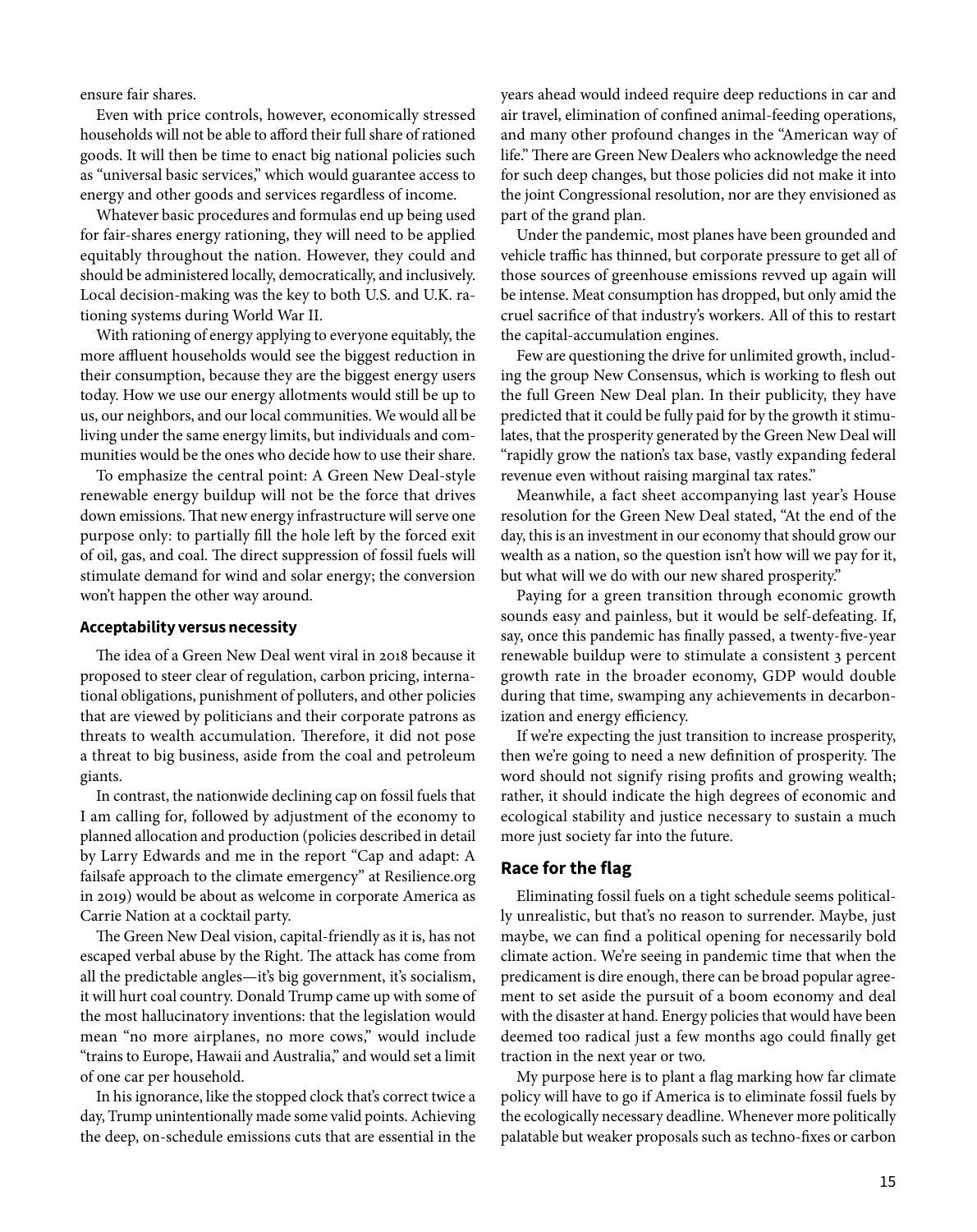ensure fair shares.

Even with price controls, however, economically stressed households will not be able to afford their full share of rationed goods. It will then be time to enact big national policies such as "universal basic services," which would guarantee access to energy and other goods and services regardless of income.

Whatever basic procedures and formulas end up being used for fair-shares energy rationing, they will need to be applied equitably throughout the nation. However, they could and should be administered locally, democratically, and inclusively. Local decision-making was the key to both U.S. and U.K. rationing systems during World War II.

With rationing of energy applying to everyone equitably, the more affluent households would see the biggest reduction in their consumption, because they are the biggest energy users today. How we use our energy allotments would still be up to us, our neighbors, and our local communities. We would all be living under the same energy limits, but individuals and communities would be the ones who decide how to use their share.

To emphasize the central point: A Green New Deal-style renewable energy buildup will not be the force that drives down emissions. That new energy infrastructure will serve one purpose only: to partially fill the hole left by the forced exit of oil, gas, and coal. The direct suppression of fossil fuels will stimulate demand for wind and solar energy; the conversion won't happen the other way around.

### Acceptability versus necessity

The idea of a Green New Deal went viral in 2018 because it proposed to steer clear of regulation, carbon pricing, international obligations, punishment of polluters, and other policies that are viewed by politicians and their corporate patrons as threats to wealth accumulation. Therefore, it did not pose a threat to big business, aside from the coal and petroleum giants.

In contrast, the nationwide declining cap on fossil fuels that I am calling for, followed by adjustment of the economy to planned allocation and production (policies described in detail by Larry Edwards and me in the report "Cap and adapt: A failsafe approach to the climate emergency" at Resilience.org in 2019) would be about as welcome in corporate America as Carrie Nation at a cocktail party.

The Green New Deal vision, capital-friendly as it is, has not escaped verbal abuse by the Right. The attack has come from all the predictable angles—it's big government, it's socialism, it will hurt coal country. Donald Trump came up with some of the most hallucinatory inventions: that the legislation would mean "no more airplanes, no more cows," would include "trains to Europe, Hawaii and Australia," and would set a limit of one car per household.

In his ignorance, like the stopped clock that's correct twice a day, Trump unintentionally made some valid points. Achieving the deep, on-schedule emissions cuts that are essential in the years ahead would indeed require deep reductions in car and air travel, elimination of confined animal-feeding operations, and many other profound changes in the "American way of life." There are Green New Dealers who acknowledge the need for such deep changes, but those policies did not make it into the joint Congressional resolution, nor are they envisioned as part of the grand plan.

Under the pandemic, most planes have been grounded and vehicle traffic has thinned, but corporate pressure to get all of those sources of greenhouse emissions revved up again will be intense. Meat consumption has dropped, but only amid the cruel sacrifice of that industry's workers. All of this to restart the capital-accumulation engines.

Few are questioning the drive for unlimited growth, including the group New Consensus, which is working to flesh out the full Green New Deal plan. In their publicity, they have predicted that it could be fully paid for by the growth it stimulates, that the prosperity generated by the Green New Deal will "rapidly grow the nation's tax base, vastly expanding federal revenue even without raising marginal tax rates."

Meanwhile, a fact sheet accompanying last year's House resolution for the Green New Deal stated, "At the end of the day, this is an investment in our economy that should grow our wealth as a nation, so the question isn't how will we pay for it, but what will we do with our new shared prosperity."

Paying for a green transition through economic growth sounds easy and painless, but it would be self-defeating. If, say, once this pandemic has finally passed, a twenty-five-year renewable buildup were to stimulate a consistent 3 percent growth rate in the broader economy, GDP would double during that time, swamping any achievements in decarbonization and energy efficiency.

If we're expecting the just transition to increase prosperity, then we're going to need a new definition of prosperity. The word should not signify rising profits and growing wealth; rather, it should indicate the high degrees of economic and ecological stability and justice necessary to sustain a much more just society far into the future.

## Race for the flag

Eliminating fossil fuels on a tight schedule seems politically unrealistic, but that's no reason to surrender. Maybe, just maybe, we can find a political opening for necessarily bold climate action. We're seeing in pandemic time that when the predicament is dire enough, there can be broad popular agreement to set aside the pursuit of a boom economy and deal with the disaster at hand. Energy policies that would have been deemed too radical just a few months ago could finally get traction in the next year or two.

My purpose here is to plant a flag marking how far climate policy will have to go if America is to eliminate fossil fuels by the ecologically necessary deadline. Whenever more politically palatable but weaker proposals such as techno-fixes or carbon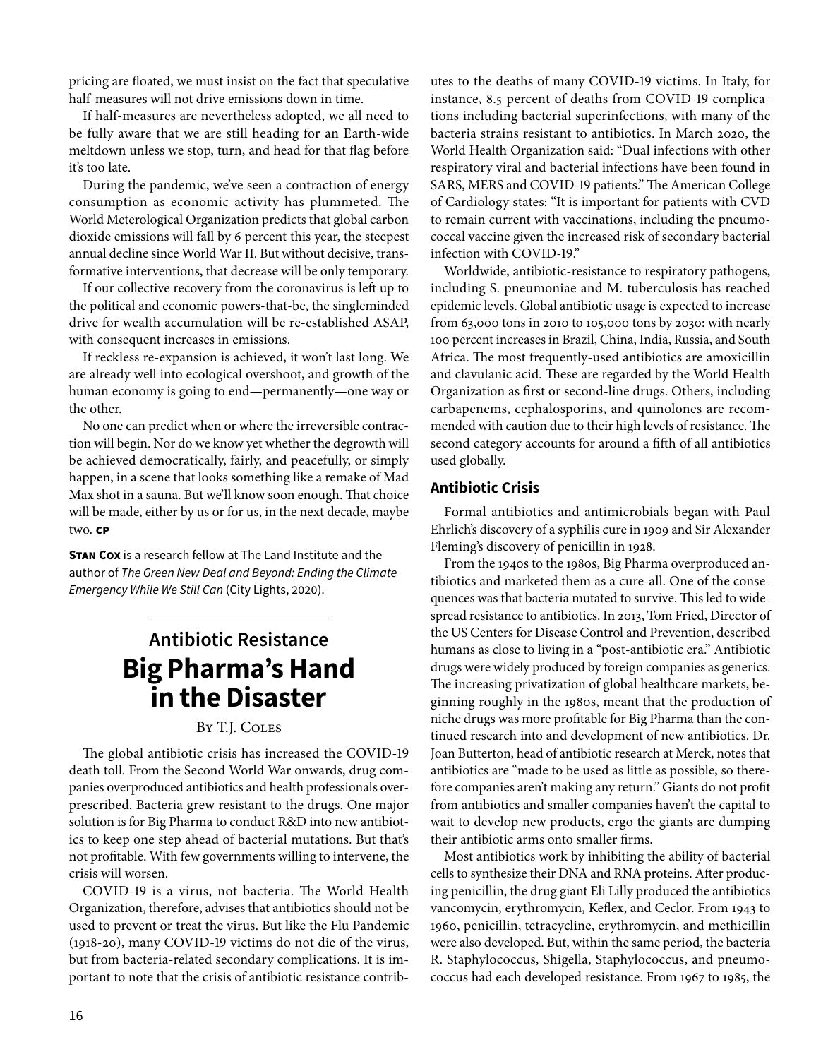pricing are floated, we must insist on the fact that speculative half-measures will not drive emissions down in time.

If half-measures are nevertheless adopted, we all need to be fully aware that we are still heading for an Earth-wide meltdown unless we stop, turn, and head for that flag before it's too late.

During the pandemic, we've seen a contraction of energy consumption as economic activity has plummeted. The World Meterological Organization predicts that global carbon dioxide emissions will fall by 6 percent this year, the steepest annual decline since World War II. But without decisive, transformative interventions, that decrease will be only temporary.

If our collective recovery from the coronavirus is left up to the political and economic powers-that-be, the singleminded drive for wealth accumulation will be re-established ASAP, with consequent increases in emissions.

If reckless re-expansion is achieved, it won't last long. We are already well into ecological overshoot, and growth of the human economy is going to end—permanently—one way or the other.

No one can predict when or where the irreversible contraction will begin. Nor do we know yet whether the degrowth will be achieved democratically, fairly, and peacefully, or simply happen, in a scene that looks something like a remake of Mad Max shot in a sauna. But we'll know soon enough. That choice will be made, either by us or for us, in the next decade, maybe two. **CP**

**Stan Cox** is a research fellow at The Land Institute and the author of *The Green New Deal and Beyond: Ending the Climate Emergency While We Still Can* (City Lights, 2020).

---

## Antibiotic Resistance

# Big Pharma's Hand in the Disaster

By T.J. Coles

The global antibiotic crisis has increased the COVID-19 death toll. From the Second World War onwards, drug companies overproduced antibiotics and health professionals overprescribed. Bacteria grew resistant to the drugs. One major solution is for Big Pharma to conduct R&D into new antibiotics to keep one step ahead of bacterial mutations. But that's not profitable. With few governments willing to intervene, the crisis will worsen.

COVID-19 is a virus, not bacteria. The World Health Organization, therefore, advises that antibiotics should not be used to prevent or treat the virus. But like the Flu Pandemic (1918-20), many COVID-19 victims do not die of the virus, but from bacteria-related secondary complications. It is important to note that the crisis of antibiotic resistance contributes to the deaths of many COVID-19 victims. In Italy, for instance, 8.5 percent of deaths from COVID-19 complications including bacterial superinfections, with many of the bacteria strains resistant to antibiotics. In March 2020, the World Health Organization said: "Dual infections with other respiratory viral and bacterial infections have been found in SARS, MERS and COVID-19 patients." The American College of Cardiology states: "It is important for patients with CVD to remain current with vaccinations, including the pneumococcal vaccine given the increased risk of secondary bacterial infection with COVID-19."

Worldwide, antibiotic-resistance to respiratory pathogens, including S. pneumoniae and M. tuberculosis has reached epidemic levels. Global antibiotic usage is expected to increase from 63,000 tons in 2010 to 105,000 tons by 2030: with nearly 100 percent increases in Brazil, China, India, Russia, and South Africa. The most frequently-used antibiotics are amoxicillin and clavulanic acid. These are regarded by the World Health Organization as first or second-line drugs. Others, including carbapenems, cephalosporins, and quinolones are recommended with caution due to their high levels of resistance. The second category accounts for around a fifth of all antibiotics used globally.

### Antibiotic Crisis

Formal antibiotics and antimicrobials began with Paul Ehrlich's discovery of a syphilis cure in 1909 and Sir Alexander Fleming's discovery of penicillin in 1928.

From the 1940s to the 1980s, Big Pharma overproduced antibiotics and marketed them as a cure-all. One of the consequences was that bacteria mutated to survive. This led to widespread resistance to antibiotics. In 2013, Tom Fried, Director of the US Centers for Disease Control and Prevention, described humans as close to living in a "post-antibiotic era." Antibiotic drugs were widely produced by foreign companies as generics. The increasing privatization of global healthcare markets, beginning roughly in the 1980s, meant that the production of niche drugs was more profitable for Big Pharma than the continued research into and development of new antibiotics. Dr. Joan Butterton, head of antibiotic research at Merck, notes that antibiotics are "made to be used as little as possible, so therefore companies aren't making any return." Giants do not profit from antibiotics and smaller companies haven't the capital to wait to develop new products, ergo the giants are dumping their antibiotic arms onto smaller firms.

Most antibiotics work by inhibiting the ability of bacterial cells to synthesize their DNA and RNA proteins. After producing penicillin, the drug giant Eli Lilly produced the antibiotics vancomycin, erythromycin, Keflex, and Ceclor. From 1943 to 1960, penicillin, tetracycline, erythromycin, and methicillin were also developed. But, within the same period, the bacteria R. Staphylococcus, Shigella, Staphylococcus, and pneumococcus had each developed resistance. From 1967 to 1985, the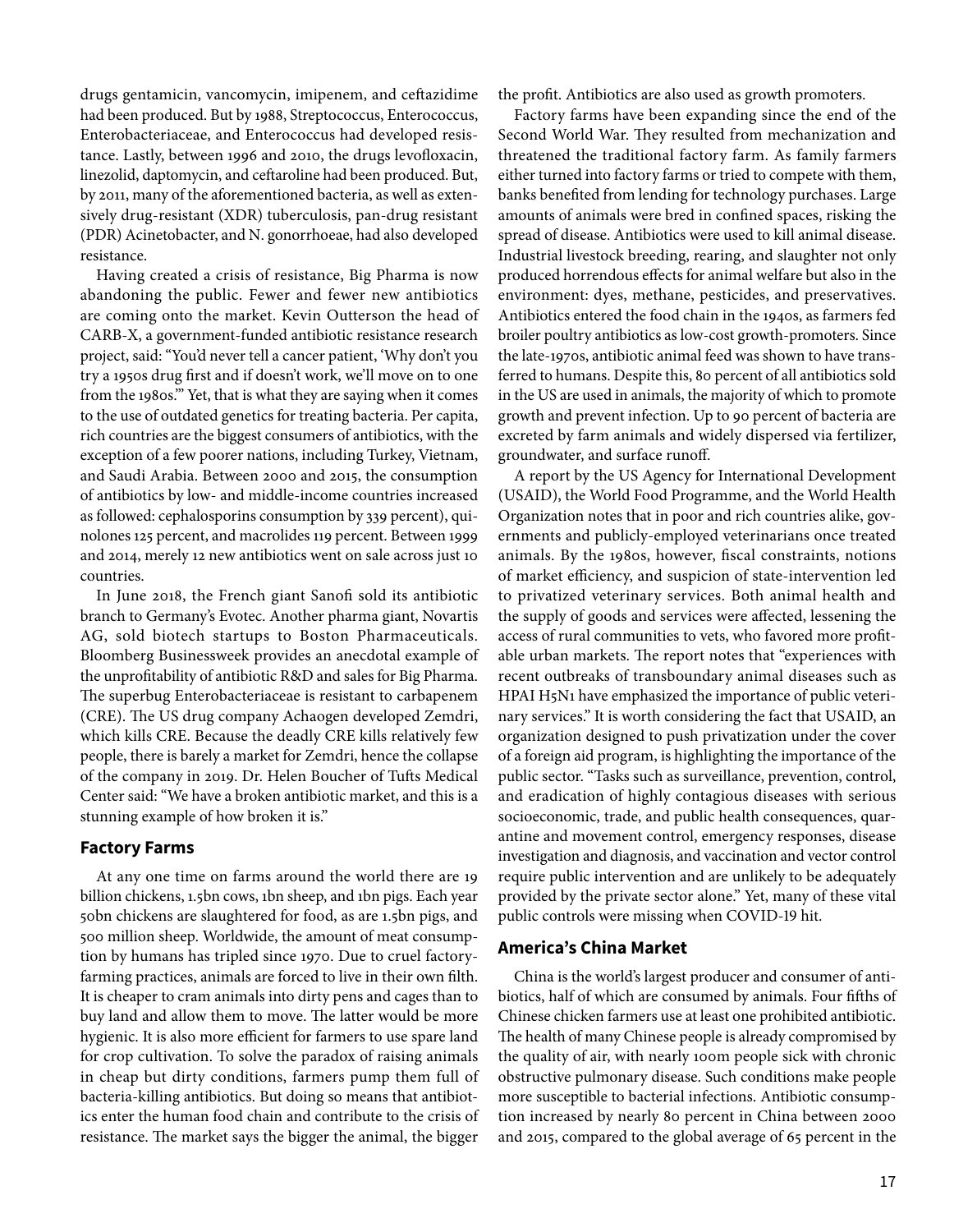drugs gentamicin, vancomycin, imipenem, and ceftazidime had been produced. But by 1988, Streptococcus, Enterococcus, Enterobacteriaceae, and Enterococcus had developed resistance. Lastly, between 1996 and 2010, the drugs levofloxacin, linezolid, daptomycin, and ceftaroline had been produced. But, by 2011, many of the aforementioned bacteria, as well as extensively drug-resistant (XDR) tuberculosis, pan-drug resistant (PDR) Acinetobacter, and N. gonorrhoeae, had also developed resistance.

Having created a crisis of resistance, Big Pharma is now abandoning the public. Fewer and fewer new antibiotics are coming onto the market. Kevin Outterson the head of CARB-X, a government-funded antibiotic resistance research project, said: "You'd never tell a cancer patient, 'Why don't you try a 1950s drug first and if doesn't work, we'll move on to one from the 1980s.'" Yet, that is what they are saying when it comes to the use of outdated genetics for treating bacteria. Per capita, rich countries are the biggest consumers of antibiotics, with the exception of a few poorer nations, including Turkey, Vietnam, and Saudi Arabia. Between 2000 and 2015, the consumption of antibiotics by low- and middle-income countries increased as followed: cephalosporins consumption by 339 percent), quinolones 125 percent, and macrolides 119 percent. Between 1999 and 2014, merely 12 new antibiotics went on sale across just 10 countries.

In June 2018, the French giant Sanofi sold its antibiotic branch to Germany's Evotec. Another pharma giant, Novartis AG, sold biotech startups to Boston Pharmaceuticals. Bloomberg Businessweek provides an anecdotal example of the unprofitability of antibiotic R&D and sales for Big Pharma. The superbug Enterobacteriaceae is resistant to carbapenem (CRE). The US drug company Achaogen developed Zemdri, which kills CRE. Because the deadly CRE kills relatively few people, there is barely a market for Zemdri, hence the collapse of the company in 2019. Dr. Helen Boucher of Tufts Medical Center said: "We have a broken antibiotic market, and this is a stunning example of how broken it is."

## Factory Farms

At any one time on farms around the world there are 19 billion chickens, 1.5bn cows, 1bn sheep, and 1bn pigs. Each year 50bn chickens are slaughtered for food, as are 1.5bn pigs, and 500 million sheep. Worldwide, the amount of meat consumption by humans has tripled since 1970. Due to cruel factory-farming practices, animals are forced to live in their own filth. It is cheaper to cram animals into dirty pens and cages than to buy land and allow them to move. The latter would be more hygienic. It is also more efficient for farmers to use spare land for crop cultivation. To solve the paradox of raising animals in cheap but dirty conditions, farmers pump them full of bacteria-killing antibiotics. But doing so means that antibiotics enter the human food chain and contribute to the crisis of resistance. The market says the bigger the animal, the bigger the profit. Antibiotics are also used as growth promoters.

Factory farms have been expanding since the end of the Second World War. They resulted from mechanization and threatened the traditional factory farm. As family farmers either turned into factory farms or tried to compete with them, banks benefited from lending for technology purchases. Large amounts of animals were bred in confined spaces, risking the spread of disease. Antibiotics were used to kill animal disease. Industrial livestock breeding, rearing, and slaughter not only produced horrendous effects for animal welfare but also in the environment: dyes, methane, pesticides, and preservatives. Antibiotics entered the food chain in the 1940s, as farmers fed broiler poultry antibiotics as low-cost growth-promoters. Since the late-1970s, antibiotic animal feed was shown to have transferred to humans. Despite this, 80 percent of all antibiotics sold in the US are used in animals, the majority of which to promote growth and prevent infection. Up to 90 percent of bacteria are excreted by farm animals and widely dispersed via fertilizer, groundwater, and surface runoff.

A report by the US Agency for International Development (USAID), the World Food Programme, and the World Health Organization notes that in poor and rich countries alike, governments and publicly-employed veterinarians once treated animals. By the 1980s, however, fiscal constraints, notions of market efficiency, and suspicion of state-intervention led to privatized veterinary services. Both animal health and the supply of goods and services were affected, lessening the access of rural communities to vets, who favored more profitable urban markets. The report notes that "experiences with recent outbreaks of transboundary animal diseases such as HPAI H5N1 have emphasized the importance of public veterinary services." It is worth considering the fact that USAID, an organization designed to push privatization under the cover of a foreign aid program, is highlighting the importance of the public sector. "Tasks such as surveillance, prevention, control, and eradication of highly contagious diseases with serious socioeconomic, trade, and public health consequences, quarantine and movement control, emergency responses, disease investigation and diagnosis, and vaccination and vector control require public intervention and are unlikely to be adequately provided by the private sector alone." Yet, many of these vital public controls were missing when COVID-19 hit.

## America's China Market

China is the world's largest producer and consumer of antibiotics, half of which are consumed by animals. Four fifths of Chinese chicken farmers use at least one prohibited antibiotic. The health of many Chinese people is already compromised by the quality of air, with nearly 100m people sick with chronic obstructive pulmonary disease. Such conditions make people more susceptible to bacterial infections. Antibiotic consumption increased by nearly 80 percent in China between 2000 and 2015, compared to the global average of 65 percent in the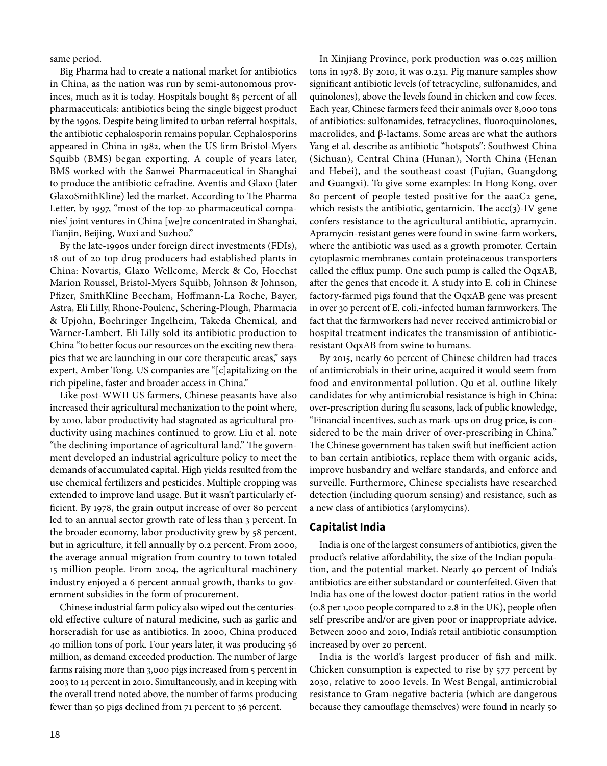same period.

Big Pharma had to create a national market for antibiotics in China, as the nation was run by semi-autonomous provinces, much as it is today. Hospitals bought 85 percent of all pharmaceuticals: antibiotics being the single biggest product by the 1990s. Despite being limited to urban referral hospitals, the antibiotic cephalosporin remains popular. Cephalosporins appeared in China in 1982, when the US firm Bristol-Myers Squibb (BMS) began exporting. A couple of years later, BMS worked with the Sanwei Pharmaceutical in Shanghai to produce the antibiotic cefradine. Aventis and Glaxo (later GlaxoSmithKline) led the market. According to The Pharma Letter, by 1997, "most of the top-20 pharmaceutical companies' joint ventures in China [we]re concentrated in Shanghai, Tianjin, Beijing, Wuxi and Suzhou."

By the late-1990s under foreign direct investments (FDIs), 18 out of 20 top drug producers had established plants in China: Novartis, Glaxo Wellcome, Merck & Co, Hoechst Marion Roussel, Bristol-Myers Squibb, Johnson & Johnson, Pfizer, SmithKline Beecham, Hoffmann-La Roche, Bayer, Astra, Eli Lilly, Rhone-Poulenc, Schering-Plough, Pharmacia & Upjohn, Boehringer Ingelheim, Takeda Chemical, and Warner-Lambert. Eli Lilly sold its antibiotic production to China "to better focus our resources on the exciting new therapies that we are launching in our core therapeutic areas," says expert, Amber Tong. US companies are "[c]apitalizing on the rich pipeline, faster and broader access in China."

Like post-WWII US farmers, Chinese peasants have also increased their agricultural mechanization to the point where, by 2010, labor productivity had stagnated as agricultural productivity using machines continued to grow. Liu et al. note "the declining importance of agricultural land." The government developed an industrial agriculture policy to meet the demands of accumulated capital. High yields resulted from the use chemical fertilizers and pesticides. Multiple cropping was extended to improve land usage. But it wasn't particularly efficient. By 1978, the grain output increase of over 80 percent led to an annual sector growth rate of less than 3 percent. In the broader economy, labor productivity grew by 58 percent, but in agriculture, it fell annually by 0.2 percent. From 2000, the average annual migration from country to town totaled 15 million people. From 2004, the agricultural machinery industry enjoyed a 6 percent annual growth, thanks to government subsidies in the form of procurement.

Chinese industrial farm policy also wiped out the centuries-old effective culture of natural medicine, such as garlic and horseradish for use as antibiotics. In 2000, China produced 40 million tons of pork. Four years later, it was producing 56 million, as demand exceeded production. The number of large farms raising more than 3,000 pigs increased from 5 percent in 2003 to 14 percent in 2010. Simultaneously, and in keeping with the overall trend noted above, the number of farms producing fewer than 50 pigs declined from 71 percent to 36 percent.

In Xinjiang Province, pork production was 0.025 million tons in 1978. By 2010, it was 0.231. Pig manure samples show significant antibiotic levels (of tetracycline, sulfonamides, and quinolones), above the levels found in chicken and cow feces. Each year, Chinese farmers feed their animals over 8,000 tons of antibiotics: sulfonamides, tetracyclines, fluoroquinolones, macrolides, and β-lactams. Some areas are what the authors Yang et al. describe as antibiotic "hotspots": Southwest China (Sichuan), Central China (Hunan), North China (Henan and Hebei), and the southeast coast (Fujian, Guangdong and Guangxi). To give some examples: In Hong Kong, over 80 percent of people tested positive for the aaaC2 gene, which resists the antibiotic, gentamicin. The acc(3)-IV gene confers resistance to the agricultural antibiotic, apramycin. Apramycin-resistant genes were found in swine-farm workers, where the antibiotic was used as a growth promoter. Certain cytoplasmic membranes contain proteinaceous transporters called the efflux pump. One such pump is called the OqxAB, after the genes that encode it. A study into E. coli in Chinese factory-farmed pigs found that the OqxAB gene was present in over 30 percent of E. coli.-infected human farmworkers. The fact that the farmworkers had never received antimicrobial or hospital treatment indicates the transmission of antibiotic-resistant OqxAB from swine to humans.

By 2015, nearly 60 percent of Chinese children had traces of antimicrobials in their urine, acquired it would seem from food and environmental pollution. Qu et al. outline likely candidates for why antimicrobial resistance is high in China: over-prescription during flu seasons, lack of public knowledge, "Financial incentives, such as mark-ups on drug price, is considered to be the main driver of over-prescribing in China." The Chinese government has taken swift but inefficient action to ban certain antibiotics, replace them with organic acids, improve husbandry and welfare standards, and enforce and surveille. Furthermore, Chinese specialists have researched detection (including quorum sensing) and resistance, such as a new class of antibiotics (arylomycins).

## Capitalist India

India is one of the largest consumers of antibiotics, given the product's relative affordability, the size of the Indian population, and the potential market. Nearly 40 percent of India's antibiotics are either substandard or counterfeited. Given that India has one of the lowest doctor-patient ratios in the world (0.8 per 1,000 people compared to 2.8 in the UK), people often self-prescribe and/or are given poor or inappropriate advice. Between 2000 and 2010, India's retail antibiotic consumption increased by over 20 percent.

India is the world's largest producer of fish and milk. Chicken consumption is expected to rise by 577 percent by 2030, relative to 2000 levels. In West Bengal, antimicrobial resistance to Gram-negative bacteria (which are dangerous because they camouflage themselves) were found in nearly 50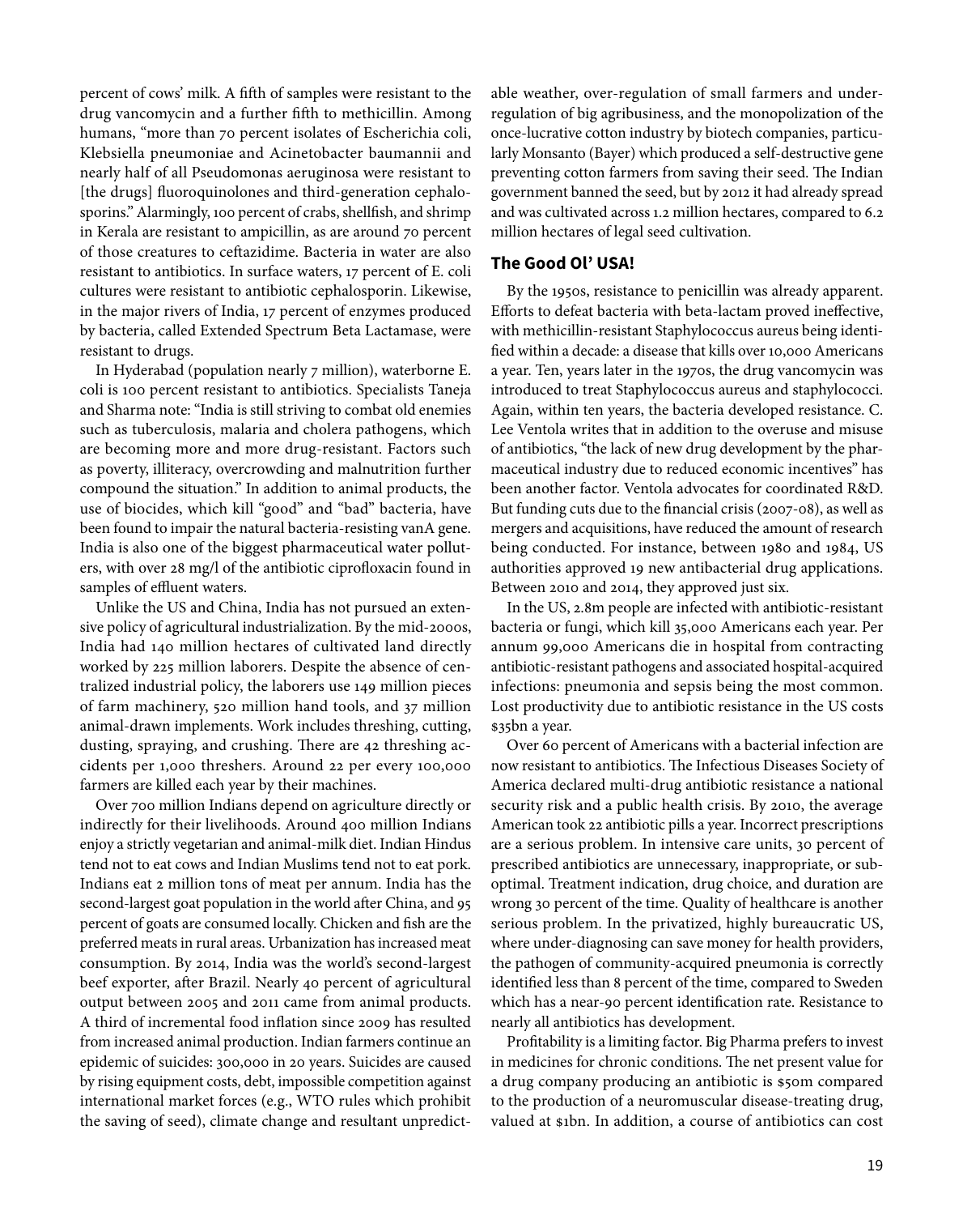percent of cows' milk. A fifth of samples were resistant to the drug vancomycin and a further fifth to methicillin. Among humans, "more than 70 percent isolates of Escherichia coli, Klebsiella pneumoniae and Acinetobacter baumannii and nearly half of all Pseudomonas aeruginosa were resistant to [the drugs] fluoroquinolones and third-generation cephalosporins." Alarmingly, 100 percent of crabs, shellfish, and shrimp in Kerala are resistant to ampicillin, as are around 70 percent of those creatures to ceftazidime. Bacteria in water are also resistant to antibiotics. In surface waters, 17 percent of E. coli cultures were resistant to antibiotic cephalosporin. Likewise, in the major rivers of India, 17 percent of enzymes produced by bacteria, called Extended Spectrum Beta Lactamase, were resistant to drugs.

In Hyderabad (population nearly 7 million), waterborne E. coli is 100 percent resistant to antibiotics. Specialists Taneja and Sharma note: "India is still striving to combat old enemies such as tuberculosis, malaria and cholera pathogens, which are becoming more and more drug-resistant. Factors such as poverty, illiteracy, overcrowding and malnutrition further compound the situation." In addition to animal products, the use of biocides, which kill "good" and "bad" bacteria, have been found to impair the natural bacteria-resisting vanA gene. India is also one of the biggest pharmaceutical water polluters, with over 28 mg/l of the antibiotic ciprofloxacin found in samples of effluent waters.

Unlike the US and China, India has not pursued an extensive policy of agricultural industrialization. By the mid-2000s, India had 140 million hectares of cultivated land directly worked by 225 million laborers. Despite the absence of centralized industrial policy, the laborers use 149 million pieces of farm machinery, 520 million hand tools, and 37 million animal-drawn implements. Work includes threshing, cutting, dusting, spraying, and crushing. There are 42 threshing accidents per 1,000 threshers. Around 22 per every 100,000 farmers are killed each year by their machines.

Over 700 million Indians depend on agriculture directly or indirectly for their livelihoods. Around 400 million Indians enjoy a strictly vegetarian and animal-milk diet. Indian Hindus tend not to eat cows and Indian Muslims tend not to eat pork. Indians eat 2 million tons of meat per annum. India has the second-largest goat population in the world after China, and 95 percent of goats are consumed locally. Chicken and fish are the preferred meats in rural areas. Urbanization has increased meat consumption. By 2014, India was the world's second-largest beef exporter, after Brazil. Nearly 40 percent of agricultural output between 2005 and 2011 came from animal products. A third of incremental food inflation since 2009 has resulted from increased animal production. Indian farmers continue an epidemic of suicides: 300,000 in 20 years. Suicides are caused by rising equipment costs, debt, impossible competition against international market forces (e.g., WTO rules which prohibit the saving of seed), climate change and resultant unpredictable weather, over-regulation of small farmers and under-regulation of big agribusiness, and the monopolization of the once-lucrative cotton industry by biotech companies, particularly Monsanto (Bayer) which produced a self-destructive gene preventing cotton farmers from saving their seed. The Indian government banned the seed, but by 2012 it had already spread and was cultivated across 1.2 million hectares, compared to 6.2 million hectares of legal seed cultivation.

## The Good Ol' USA!

By the 1950s, resistance to penicillin was already apparent. Efforts to defeat bacteria with beta-lactam proved ineffective, with methicillin-resistant Staphylococcus aureus being identified within a decade: a disease that kills over 10,000 Americans a year. Ten, years later in the 1970s, the drug vancomycin was introduced to treat Staphylococcus aureus and staphylococci. Again, within ten years, the bacteria developed resistance. C. Lee Ventola writes that in addition to the overuse and misuse of antibiotics, "the lack of new drug development by the pharmaceutical industry due to reduced economic incentives" has been another factor. Ventola advocates for coordinated R&D. But funding cuts due to the financial crisis (2007-08), as well as mergers and acquisitions, have reduced the amount of research being conducted. For instance, between 1980 and 1984, US authorities approved 19 new antibacterial drug applications. Between 2010 and 2014, they approved just six.

In the US, 2.8m people are infected with antibiotic-resistant bacteria or fungi, which kill 35,000 Americans each year. Per annum 99,000 Americans die in hospital from contracting antibiotic-resistant pathogens and associated hospital-acquired infections: pneumonia and sepsis being the most common. Lost productivity due to antibiotic resistance in the US costs $35bn a year.

Over 60 percent of Americans with a bacterial infection are now resistant to antibiotics. The Infectious Diseases Society of America declared multi-drug antibiotic resistance a national security risk and a public health crisis. By 2010, the average American took 22 antibiotic pills a year. Incorrect prescriptions are a serious problem. In intensive care units, 30 percent of prescribed antibiotics are unnecessary, inappropriate, or suboptimal. Treatment indication, drug choice, and duration are wrong 30 percent of the time. Quality of healthcare is another serious problem. In the privatized, highly bureaucratic US, where under-diagnosing can save money for health providers, the pathogen of community-acquired pneumonia is correctly identified less than 8 percent of the time, compared to Sweden which has a near-90 percent identification rate. Resistance to nearly all antibiotics has development.

Profitability is a limiting factor. Big Pharma prefers to invest in medicines for chronic conditions. The net present value for a drug company producing an antibiotic is $50m compared to the production of a neuromuscular disease-treating drug, valued at $1bn. In addition, a course of antibiotics can cost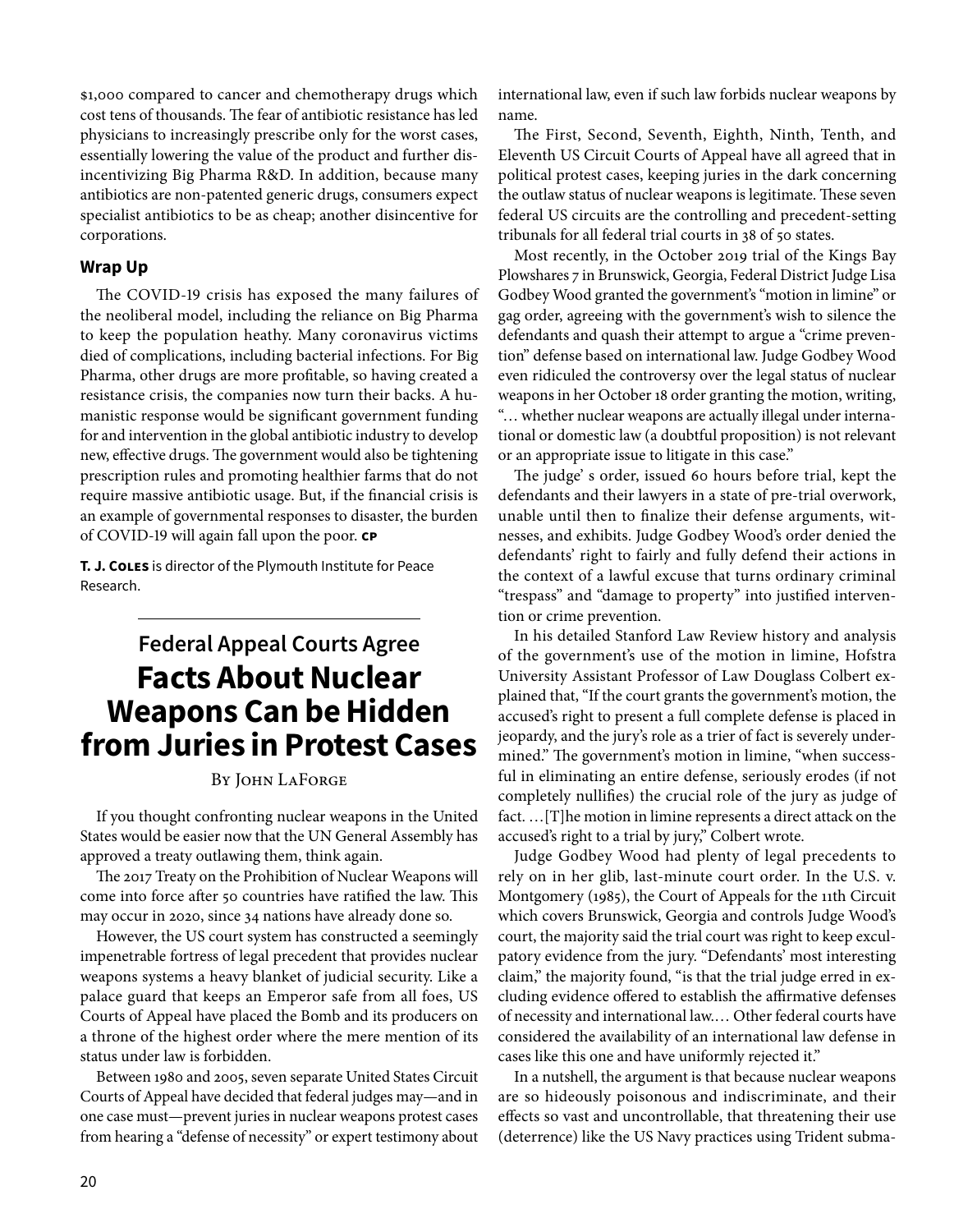$1,000 compared to cancer and chemotherapy drugs which cost tens of thousands. The fear of antibiotic resistance has led physicians to increasingly prescribe only for the worst cases, essentially lowering the value of the product and further disincentivizing Big Pharma R&D. In addition, because many antibiotics are non-patented generic drugs, consumers expect specialist antibiotics to be as cheap; another disincentive for corporations.

### Wrap Up

The COVID-19 crisis has exposed the many failures of the neoliberal model, including the reliance on Big Pharma to keep the population heathy. Many coronavirus victims died of complications, including bacterial infections. For Big Pharma, other drugs are more profitable, so having created a resistance crisis, the companies now turn their backs. A humanistic response would be significant government funding for and intervention in the global antibiotic industry to develop new, effective drugs. The government would also be tightening prescription rules and promoting healthier farms that do not require massive antibiotic usage. But, if the financial crisis is an example of governmental responses to disaster, the burden of COVID-19 will again fall upon the poor. **CP**

**T. J. Coles** is director of the Plymouth Institute for Peace Research.

---

## Federal Appeal Courts Agree

# Facts About Nuclear Weapons Can be Hidden from Juries in Protest Cases

By John LaForge

If you thought confronting nuclear weapons in the United States would be easier now that the UN General Assembly has approved a treaty outlawing them, think again.

The 2017 Treaty on the Prohibition of Nuclear Weapons will come into force after 50 countries have ratified the law. This may occur in 2020, since 34 nations have already done so.

However, the US court system has constructed a seemingly impenetrable fortress of legal precedent that provides nuclear weapons systems a heavy blanket of judicial security. Like a palace guard that keeps an Emperor safe from all foes, US Courts of Appeal have placed the Bomb and its producers on a throne of the highest order where the mere mention of its status under law is forbidden.

Between 1980 and 2005, seven separate United States Circuit Courts of Appeal have decided that federal judges may—and in one case must—prevent juries in nuclear weapons protest cases from hearing a "defense of necessity" or expert testimony about international law, even if such law forbids nuclear weapons by name.

The First, Second, Seventh, Eighth, Ninth, Tenth, and Eleventh US Circuit Courts of Appeal have all agreed that in political protest cases, keeping juries in the dark concerning the outlaw status of nuclear weapons is legitimate. These seven federal US circuits are the controlling and precedent-setting tribunals for all federal trial courts in 38 of 50 states.

Most recently, in the October 2019 trial of the Kings Bay Plowshares 7 in Brunswick, Georgia, Federal District Judge Lisa Godbey Wood granted the government's "motion in limine" or gag order, agreeing with the government's wish to silence the defendants and quash their attempt to argue a "crime prevention" defense based on international law. Judge Godbey Wood even ridiculed the controversy over the legal status of nuclear weapons in her October 18 order granting the motion, writing, "… whether nuclear weapons are actually illegal under international or domestic law (a doubtful proposition) is not relevant or an appropriate issue to litigate in this case."

The judge' s order, issued 60 hours before trial, kept the defendants and their lawyers in a state of pre-trial overwork, unable until then to finalize their defense arguments, witnesses, and exhibits. Judge Godbey Wood's order denied the defendants' right to fairly and fully defend their actions in the context of a lawful excuse that turns ordinary criminal "trespass" and "damage to property" into justified intervention or crime prevention.

In his detailed Stanford Law Review history and analysis of the government's use of the motion in limine, Hofstra University Assistant Professor of Law Douglass Colbert explained that, "If the court grants the government's motion, the accused's right to present a full complete defense is placed in jeopardy, and the jury's role as a trier of fact is severely undermined." The government's motion in limine, "when successful in eliminating an entire defense, seriously erodes (if not completely nullifies) the crucial role of the jury as judge of fact. …[T]he motion in limine represents a direct attack on the accused's right to a trial by jury," Colbert wrote.

Judge Godbey Wood had plenty of legal precedents to rely on in her glib, last-minute court order. In the U.S. v. Montgomery (1985), the Court of Appeals for the 11th Circuit which covers Brunswick, Georgia and controls Judge Wood's court, the majority said the trial court was right to keep exculpatory evidence from the jury. "Defendants' most interesting claim," the majority found, "is that the trial judge erred in excluding evidence offered to establish the affirmative defenses of necessity and international law.… Other federal courts have considered the availability of an international law defense in cases like this one and have uniformly rejected it."

In a nutshell, the argument is that because nuclear weapons are so hideously poisonous and indiscriminate, and their effects so vast and uncontrollable, that threatening their use (deterrence) like the US Navy practices using Trident subma-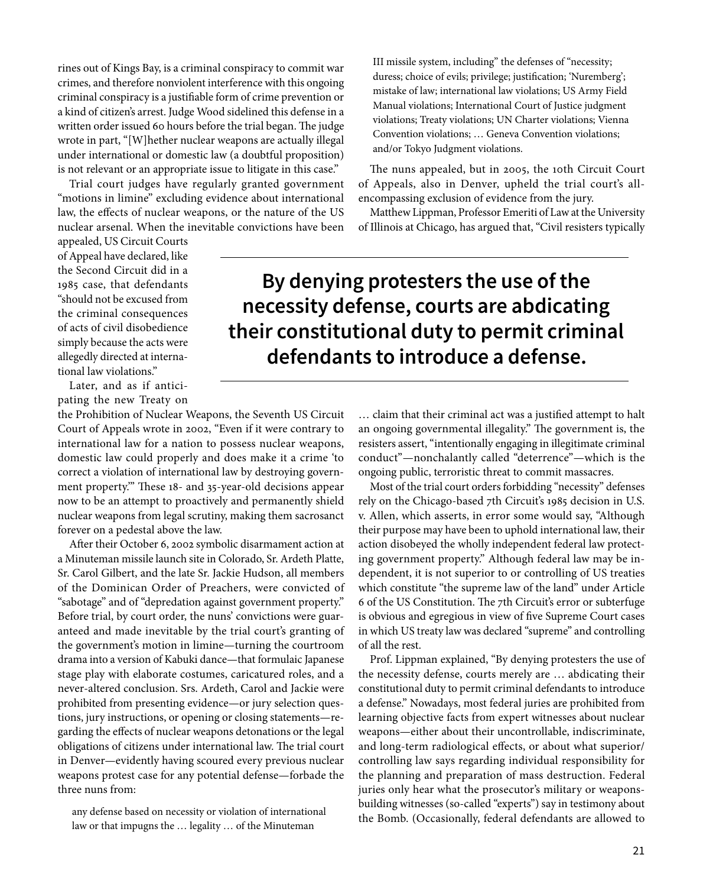rines out of Kings Bay, is a criminal conspiracy to commit war crimes, and therefore nonviolent interference with this ongoing criminal conspiracy is a justifiable form of crime prevention or a kind of citizen's arrest. Judge Wood sidelined this defense in a written order issued 60 hours before the trial began. The judge wrote in part, "[W]hether nuclear weapons are actually illegal under international or domestic law (a doubtful proposition) is not relevant or an appropriate issue to litigate in this case."

Trial court judges have regularly granted government "motions in limine" excluding evidence about international law, the effects of nuclear weapons, or the nature of the US nuclear arsenal. When the inevitable convictions have been appealed, US Circuit Courts of Appeal have declared, like the Second Circuit did in a 1985 case, that defendants "should not be excused from the criminal consequences of acts of civil disobedience simply because the acts were allegedly directed at international law violations."

Later, and as if anticipating the new Treaty on the Prohibition of Nuclear Weapons, the Seventh US Circuit Court of Appeals wrote in 2002, "Even if it were contrary to international law for a nation to possess nuclear weapons, domestic law could properly and does make it a crime 'to correct a violation of international law by destroying government property.'" These 18- and 35-year-old decisions appear now to be an attempt to proactively and permanently shield nuclear weapons from legal scrutiny, making them sacrosanct forever on a pedestal above the law.

After their October 6, 2002 symbolic disarmament action at a Minuteman missile launch site in Colorado, Sr. Ardeth Platte, Sr. Carol Gilbert, and the late Sr. Jackie Hudson, all members of the Dominican Order of Preachers, were convicted of "sabotage" and of "depredation against government property." Before trial, by court order, the nuns' convictions were guaranteed and made inevitable by the trial court's granting of the government's motion in limine—turning the courtroom drama into a version of Kabuki dance—that formulaic Japanese stage play with elaborate costumes, caricatured roles, and a never-altered conclusion. Srs. Ardeth, Carol and Jackie were prohibited from presenting evidence—or jury selection questions, jury instructions, or opening or closing statements—regarding the effects of nuclear weapons detonations or the legal obligations of citizens under international law. The trial court in Denver—evidently having scoured every previous nuclear weapons protest case for any potential defense—forbade the three nuns from:

> any defense based on necessity or violation of international law or that impugns the … legality … of the Minuteman III missile system, including" the defenses of "necessity; duress; choice of evils; privilege; justification; 'Nuremberg'; mistake of law; international law violations; US Army Field Manual violations; International Court of Justice judgment violations; Treaty violations; UN Charter violations; Vienna Convention violations; … Geneva Convention violations; and/or Tokyo Judgment violations.

The nuns appealed, but in 2005, the 10th Circuit Court of Appeals, also in Denver, upheld the trial court's all-encompassing exclusion of evidence from the jury.

Matthew Lippman, Professor Emeriti of Law at the University of Illinois at Chicago, has argued that, "Civil resisters typically … claim that their criminal act was a justified attempt to halt an ongoing governmental illegality." The government is, the resisters assert, "intentionally engaging in illegitimate criminal conduct"—nonchalantly called "deterrence"—which is the ongoing public, terroristic threat to commit massacres.

**By denying protesters the use of the necessity defense, courts are abdicating their constitutional duty to permit criminal defendants to introduce a defense.**

Most of the trial court orders forbidding "necessity" defenses rely on the Chicago-based 7th Circuit's 1985 decision in U.S. v. Allen, which asserts, in error some would say, "Although their purpose may have been to uphold international law, their action disobeyed the wholly independent federal law protecting government property." Although federal law may be independent, it is not superior to or controlling of US treaties which constitute "the supreme law of the land" under Article 6 of the US Constitution. The 7th Circuit's error or subterfuge is obvious and egregious in view of five Supreme Court cases in which US treaty law was declared "supreme" and controlling of all the rest.

Prof. Lippman explained, "By denying protesters the use of the necessity defense, courts merely are … abdicating their constitutional duty to permit criminal defendants to introduce a defense." Nowadays, most federal juries are prohibited from learning objective facts from expert witnesses about nuclear weapons—either about their uncontrollable, indiscriminate, and long-term radiological effects, or about what superior/controlling law says regarding individual responsibility for the planning and preparation of mass destruction. Federal juries only hear what the prosecutor's military or weapons-building witnesses (so-called "experts") say in testimony about the Bomb. (Occasionally, federal defendants are allowed to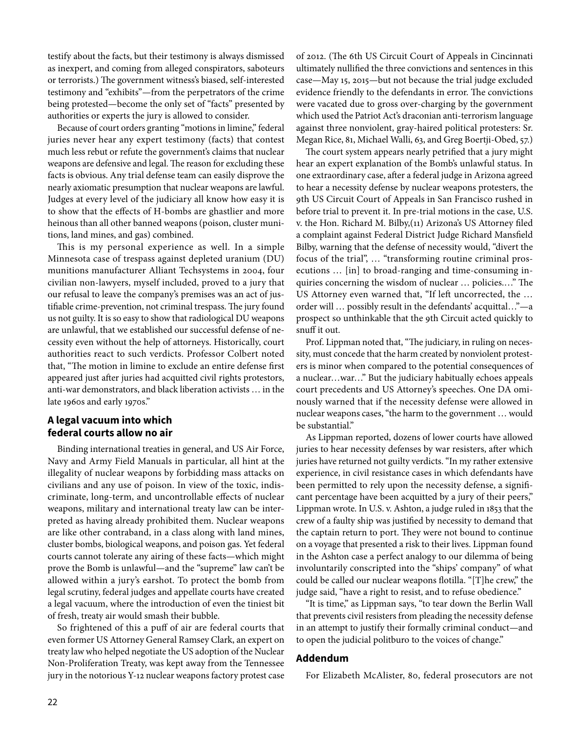testify about the facts, but their testimony is always dismissed as inexpert, and coming from alleged conspirators, saboteurs or terrorists.) The government witness's biased, self-interested testimony and "exhibits"—from the perpetrators of the crime being protested—become the only set of "facts" presented by authorities or experts the jury is allowed to consider.

Because of court orders granting "motions in limine," federal juries never hear any expert testimony (facts) that contest much less rebut or refute the government's claims that nuclear weapons are defensive and legal. The reason for excluding these facts is obvious. Any trial defense team can easily disprove the nearly axiomatic presumption that nuclear weapons are lawful. Judges at every level of the judiciary all know how easy it is to show that the effects of H-bombs are ghastlier and more heinous than all other banned weapons (poison, cluster munitions, land mines, and gas) combined.

This is my personal experience as well. In a simple Minnesota case of trespass against depleted uranium (DU) munitions manufacturer Alliant Techsystems in 2004, four civilian non-lawyers, myself included, proved to a jury that our refusal to leave the company's premises was an act of justifiable crime-prevention, not criminal trespass. The jury found us not guilty. It is so easy to show that radiological DU weapons are unlawful, that we established our successful defense of necessity even without the help of attorneys. Historically, court authorities react to such verdicts. Professor Colbert noted that, "The motion in limine to exclude an entire defense first appeared just after juries had acquitted civil rights protestors, anti-war demonstrators, and black liberation activists … in the late 1960s and early 1970s."

## A legal vacuum into which federal courts allow no air

Binding international treaties in general, and US Air Force, Navy and Army Field Manuals in particular, all hint at the illegality of nuclear weapons by forbidding mass attacks on civilians and any use of poison. In view of the toxic, indiscriminate, long-term, and uncontrollable effects of nuclear weapons, military and international treaty law can be interpreted as having already prohibited them. Nuclear weapons are like other contraband, in a class along with land mines, cluster bombs, biological weapons, and poison gas. Yet federal courts cannot tolerate any airing of these facts—which might prove the Bomb is unlawful—and the "supreme" law can't be allowed within a jury's earshot. To protect the bomb from legal scrutiny, federal judges and appellate courts have created a legal vacuum, where the introduction of even the tiniest bit of fresh, treaty air would smash their bubble.

So frightened of this a puff of air are federal courts that even former US Attorney General Ramsey Clark, an expert on treaty law who helped negotiate the US adoption of the Nuclear Non-Proliferation Treaty, was kept away from the Tennessee jury in the notorious Y-12 nuclear weapons factory protest case of 2012. (The 6th US Circuit Court of Appeals in Cincinnati ultimately nullified the three convictions and sentences in this case—May 15, 2015—but not because the trial judge excluded evidence friendly to the defendants in error. The convictions were vacated due to gross over-charging by the government which used the Patriot Act's draconian anti-terrorism language against three nonviolent, gray-haired political protesters: Sr. Megan Rice, 81, Michael Walli, 63, and Greg Boertji-Obed, 57.)

The court system appears nearly petrified that a jury might hear an expert explanation of the Bomb's unlawful status. In one extraordinary case, after a federal judge in Arizona agreed to hear a necessity defense by nuclear weapons protesters, the 9th US Circuit Court of Appeals in San Francisco rushed in before trial to prevent it. In pre-trial motions in the case, U.S. v. the Hon. Richard M. Bilby,(11) Arizona's US Attorney filed a complaint against Federal District Judge Richard Mansfield Bilby, warning that the defense of necessity would, "divert the focus of the trial", … "transforming routine criminal prosecutions … [in] to broad-ranging and time-consuming inquiries concerning the wisdom of nuclear … policies.…" The US Attorney even warned that, "If left uncorrected, the … order will … possibly result in the defendants' acquittal…"—a prospect so unthinkable that the 9th Circuit acted quickly to snuff it out.

Prof. Lippman noted that, "The judiciary, in ruling on necessity, must concede that the harm created by nonviolent protesters is minor when compared to the potential consequences of a nuclear…war…" But the judiciary habitually echoes appeals court precedents and US Attorney's speeches. One DA ominously warned that if the necessity defense were allowed in nuclear weapons cases, "the harm to the government … would be substantial."

As Lippman reported, dozens of lower courts have allowed juries to hear necessity defenses by war resisters, after which juries have returned not guilty verdicts. "In my rather extensive experience, in civil resistance cases in which defendants have been permitted to rely upon the necessity defense, a significant percentage have been acquitted by a jury of their peers," Lippman wrote. In U.S. v. Ashton, a judge ruled in 1853 that the crew of a faulty ship was justified by necessity to demand that the captain return to port. They were not bound to continue on a voyage that presented a risk to their lives. Lippman found in the Ashton case a perfect analogy to our dilemma of being involuntarily conscripted into the "ships' company" of what could be called our nuclear weapons flotilla. "[T]he crew," the judge said, "have a right to resist, and to refuse obedience."

"It is time," as Lippman says, "to tear down the Berlin Wall that prevents civil resisters from pleading the necessity defense in an attempt to justify their formally criminal conduct—and to open the judicial politburo to the voices of change."

## Addendum

For Elizabeth McAlister, 80, federal prosecutors are not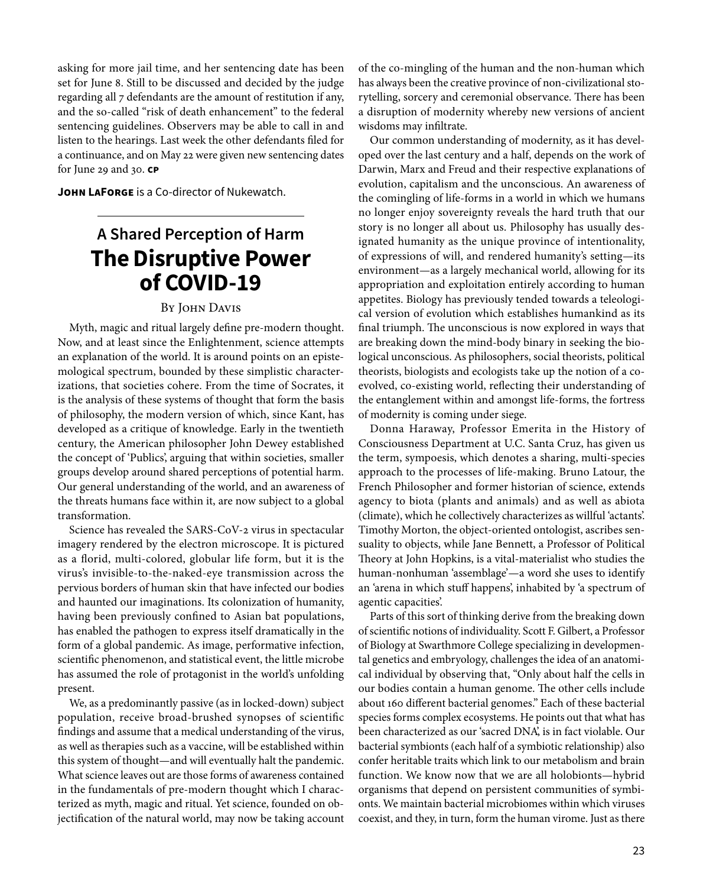asking for more jail time, and her sentencing date has been set for June 8. Still to be discussed and decided by the judge regarding all 7 defendants are the amount of restitution if any, and the so-called "risk of death enhancement" to the federal sentencing guidelines. Observers may be able to call in and listen to the hearings. Last week the other defendants filed for a continuance, and on May 22 were given new sentencing dates for June 29 and 30. **CP**

**John LaForge** is a Co-director of Nukewatch.

---

## A Shared Perception of Harm

# The Disruptive Power of COVID-19

By John Davis

Myth, magic and ritual largely define pre-modern thought. Now, and at least since the Enlightenment, science attempts an explanation of the world. It is around points on an epistemological spectrum, bounded by these simplistic characterizations, that societies cohere. From the time of Socrates, it is the analysis of these systems of thought that form the basis of philosophy, the modern version of which, since Kant, has developed as a critique of knowledge. Early in the twentieth century, the American philosopher John Dewey established the concept of 'Publics', arguing that within societies, smaller groups develop around shared perceptions of potential harm. Our general understanding of the world, and an awareness of the threats humans face within it, are now subject to a global transformation.

Science has revealed the SARS-CoV-2 virus in spectacular imagery rendered by the electron microscope. It is pictured as a florid, multi-colored, globular life form, but it is the virus's invisible-to-the-naked-eye transmission across the pervious borders of human skin that have infected our bodies and haunted our imaginations. Its colonization of humanity, having been previously confined to Asian bat populations, has enabled the pathogen to express itself dramatically in the form of a global pandemic. As image, performative infection, scientific phenomenon, and statistical event, the little microbe has assumed the role of protagonist in the world's unfolding present.

We, as a predominantly passive (as in locked-down) subject population, receive broad-brushed synopses of scientific findings and assume that a medical understanding of the virus, as well as therapies such as a vaccine, will be established within this system of thought—and will eventually halt the pandemic. What science leaves out are those forms of awareness contained in the fundamentals of pre-modern thought which I characterized as myth, magic and ritual. Yet science, founded on objectification of the natural world, may now be taking account of the co-mingling of the human and the non-human which has always been the creative province of non-civilizational storytelling, sorcery and ceremonial observance. There has been a disruption of modernity whereby new versions of ancient wisdoms may infiltrate.

Our common understanding of modernity, as it has developed over the last century and a half, depends on the work of Darwin, Marx and Freud and their respective explanations of evolution, capitalism and the unconscious. An awareness of the comingling of life-forms in a world in which we humans no longer enjoy sovereignty reveals the hard truth that our story is no longer all about us. Philosophy has usually designated humanity as the unique province of intentionality, of expressions of will, and rendered humanity's setting—its environment—as a largely mechanical world, allowing for its appropriation and exploitation entirely according to human appetites. Biology has previously tended towards a teleological version of evolution which establishes humankind as its final triumph. The unconscious is now explored in ways that are breaking down the mind-body binary in seeking the biological unconscious. As philosophers, social theorists, political theorists, biologists and ecologists take up the notion of a co-evolved, co-existing world, reflecting their understanding of the entanglement within and amongst life-forms, the fortress of modernity is coming under siege.

Donna Haraway, Professor Emerita in the History of Consciousness Department at U.C. Santa Cruz, has given us the term, sympoesis, which denotes a sharing, multi-species approach to the processes of life-making. Bruno Latour, the French Philosopher and former historian of science, extends agency to biota (plants and animals) as well as abiota (climate), which he collectively characterizes as willful 'actants'. Timothy Morton, the object-oriented ontologist, ascribes sensuality to objects, while Jane Bennett, a Professor of Political Theory at John Hopkins, is a vital-materialist who studies the human-nonhuman 'assemblage'—a word she uses to identify an 'arena in which stuff happens', inhabited by 'a spectrum of agentic capacities'.

Parts of this sort of thinking derive from the breaking down of scientific notions of individuality. Scott F. Gilbert, a Professor of Biology at Swarthmore College specializing in developmental genetics and embryology, challenges the idea of an anatomical individual by observing that, "Only about half the cells in our bodies contain a human genome. The other cells include about 160 different bacterial genomes." Each of these bacterial species forms complex ecosystems. He points out that what has been characterized as our 'sacred DNA', is in fact violable. Our bacterial symbionts (each half of a symbiotic relationship) also confer heritable traits which link to our metabolism and brain function. We know now that we are all holobionts—hybrid organisms that depend on persistent communities of symbionts. We maintain bacterial microbiomes within which viruses coexist, and they, in turn, form the human virome. Just as there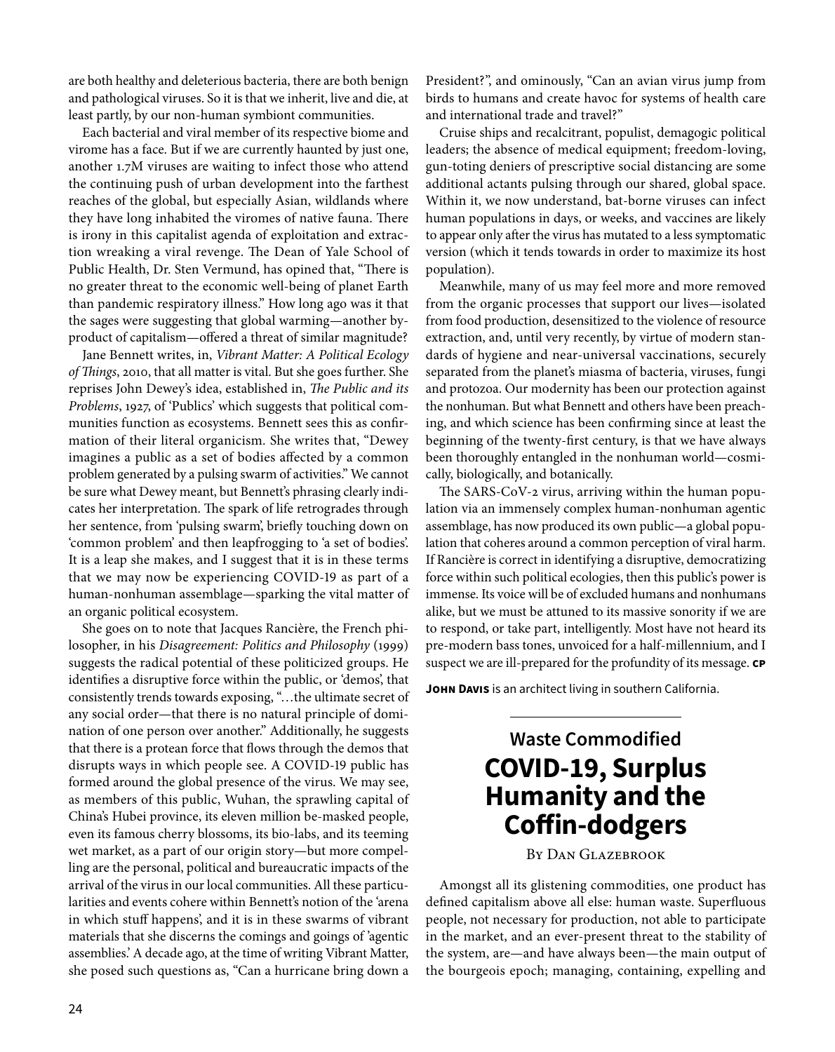are both healthy and deleterious bacteria, there are both benign and pathological viruses. So it is that we inherit, live and die, at least partly, by our non-human symbiont communities.

Each bacterial and viral member of its respective biome and virome has a face. But if we are currently haunted by just one, another 1.7M viruses are waiting to infect those who attend the continuing push of urban development into the farthest reaches of the global, but especially Asian, wildlands where they have long inhabited the viromes of native fauna. There is irony in this capitalist agenda of exploitation and extraction wreaking a viral revenge. The Dean of Yale School of Public Health, Dr. Sten Vermund, has opined that, "There is no greater threat to the economic well-being of planet Earth than pandemic respiratory illness." How long ago was it that the sages were suggesting that global warming—another by-product of capitalism—offered a threat of similar magnitude?

Jane Bennett writes, in, *Vibrant Matter: A Political Ecology of Things*, 2010, that all matter is vital. But she goes further. She reprises John Dewey's idea, established in, *The Public and its Problems*, 1927, of 'Publics' which suggests that political communities function as ecosystems. Bennett sees this as confirmation of their literal organicism. She writes that, "Dewey imagines a public as a set of bodies affected by a common problem generated by a pulsing swarm of activities." We cannot be sure what Dewey meant, but Bennett's phrasing clearly indicates her interpretation. The spark of life retrogrades through her sentence, from 'pulsing swarm', briefly touching down on 'common problem' and then leapfrogging to 'a set of bodies'. It is a leap she makes, and I suggest that it is in these terms that we may now be experiencing COVID-19 as part of a human-nonhuman assemblage—sparking the vital matter of an organic political ecosystem.

She goes on to note that Jacques Rancière, the French philosopher, in his *Disagreement: Politics and Philosophy* (1999) suggests the radical potential of these politicized groups. He identifies a disruptive force within the public, or 'demos', that consistently trends towards exposing, "…the ultimate secret of any social order—that there is no natural principle of domination of one person over another." Additionally, he suggests that there is a protean force that flows through the demos that disrupts ways in which people see. A COVID-19 public has formed around the global presence of the virus. We may see, as members of this public, Wuhan, the sprawling capital of China's Hubei province, its eleven million be-masked people, even its famous cherry blossoms, its bio-labs, and its teeming wet market, as a part of our origin story—but more compelling are the personal, political and bureaucratic impacts of the arrival of the virus in our local communities. All these particularities and events cohere within Bennett's notion of the 'arena in which stuff happens', and it is in these swarms of vibrant materials that she discerns the comings and goings of 'agentic assemblies.' A decade ago, at the time of writing Vibrant Matter, she posed such questions as, "Can a hurricane bring down a President?", and ominously, "Can an avian virus jump from birds to humans and create havoc for systems of health care and international trade and travel?"

Cruise ships and recalcitrant, populist, demagogic political leaders; the absence of medical equipment; freedom-loving, gun-toting deniers of prescriptive social distancing are some additional actants pulsing through our shared, global space. Within it, we now understand, bat-borne viruses can infect human populations in days, or weeks, and vaccines are likely to appear only after the virus has mutated to a less symptomatic version (which it tends towards in order to maximize its host population).

Meanwhile, many of us may feel more and more removed from the organic processes that support our lives—isolated from food production, desensitized to the violence of resource extraction, and, until very recently, by virtue of modern standards of hygiene and near-universal vaccinations, securely separated from the planet's miasma of bacteria, viruses, fungi and protozoa. Our modernity has been our protection against the nonhuman. But what Bennett and others have been preaching, and which science has been confirming since at least the beginning of the twenty-first century, is that we have always been thoroughly entangled in the nonhuman world—cosmically, biologically, and botanically.

The SARS-CoV-2 virus, arriving within the human population via an immensely complex human-nonhuman agentic assemblage, has now produced its own public—a global population that coheres around a common perception of viral harm. If Rancière is correct in identifying a disruptive, democratizing force within such political ecologies, then this public's power is immense. Its voice will be of excluded humans and nonhumans alike, but we must be attuned to its massive sonority if we are to respond, or take part, intelligently. Most have not heard its pre-modern bass tones, unvoiced for a half-millennium, and I suspect we are ill-prepared for the profundity of its message. **CP**

**John Davis** is an architect living in southern California.

## Waste Commodified

# COVID-19, Surplus Humanity and the Coffin-dodgers

By Dan Glazebrook

Amongst all its glistening commodities, one product has defined capitalism above all else: human waste. Superfluous people, not necessary for production, not able to participate in the market, and an ever-present threat to the stability of the system, are—and have always been—the main output of the bourgeois epoch; managing, containing, expelling and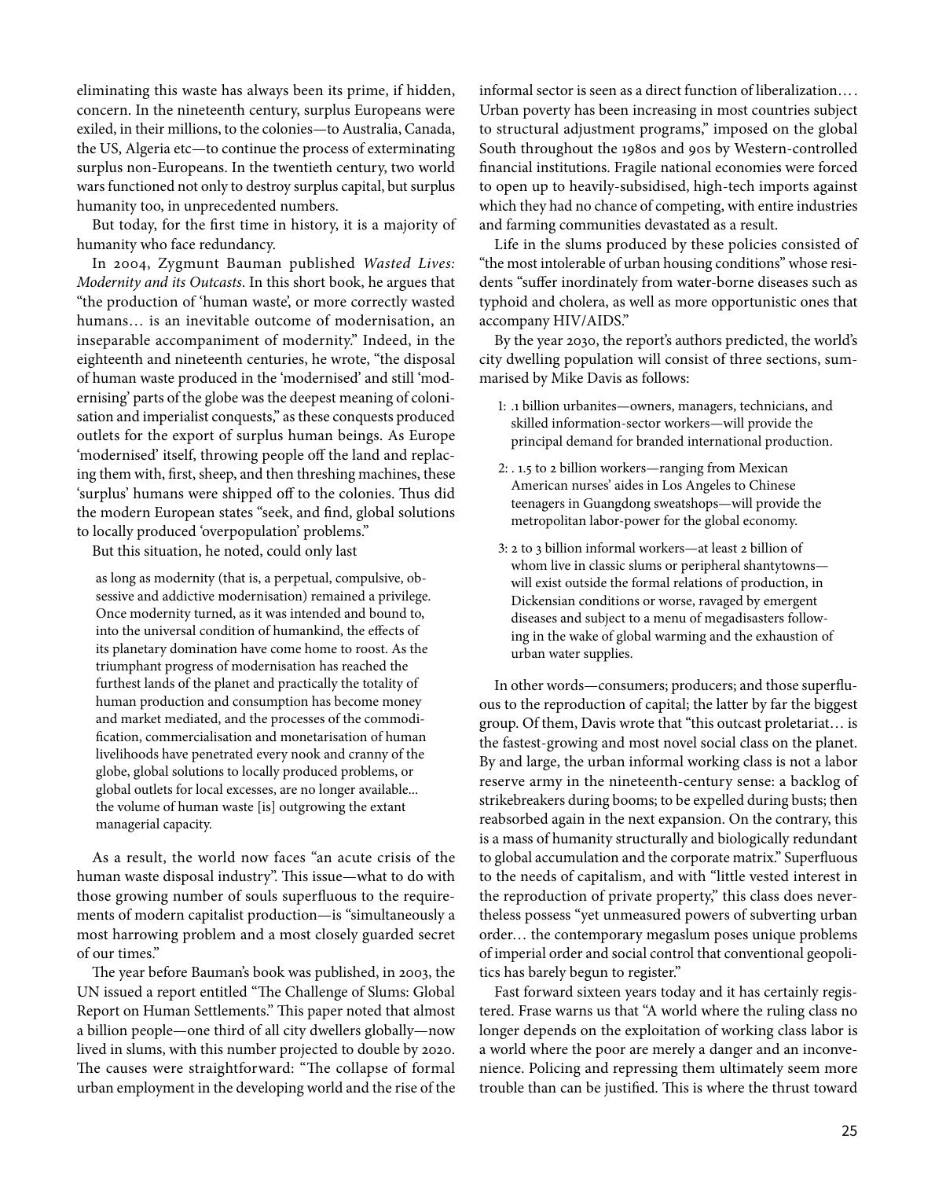eliminating this waste has always been its prime, if hidden, concern. In the nineteenth century, surplus Europeans were exiled, in their millions, to the colonies—to Australia, Canada, the US, Algeria etc—to continue the process of exterminating surplus non-Europeans. In the twentieth century, two world wars functioned not only to destroy surplus capital, but surplus humanity too, in unprecedented numbers.

But today, for the first time in history, it is a majority of humanity who face redundancy.

In 2004, Zygmunt Bauman published *Wasted Lives: Modernity and its Outcasts*. In this short book, he argues that "the production of 'human waste', or more correctly wasted humans… is an inevitable outcome of modernisation, an inseparable accompaniment of modernity." Indeed, in the eighteenth and nineteenth centuries, he wrote, "the disposal of human waste produced in the 'modernised' and still 'modernising' parts of the globe was the deepest meaning of colonisation and imperialist conquests," as these conquests produced outlets for the export of surplus human beings. As Europe 'modernised' itself, throwing people off the land and replacing them with, first, sheep, and then threshing machines, these 'surplus' humans were shipped off to the colonies. Thus did the modern European states "seek, and find, global solutions to locally produced 'overpopulation' problems."

But this situation, he noted, could only last

> as long as modernity (that is, a perpetual, compulsive, obsessive and addictive modernisation) remained a privilege. Once modernity turned, as it was intended and bound to, into the universal condition of humankind, the effects of its planetary domination have come home to roost. As the triumphant progress of modernisation has reached the furthest lands of the planet and practically the totality of human production and consumption has become money and market mediated, and the processes of the commodification, commercialisation and monetarisation of human livelihoods have penetrated every nook and cranny of the globe, global solutions to locally produced problems, or global outlets for local excesses, are no longer available... the volume of human waste [is] outgrowing the extant managerial capacity.

As a result, the world now faces "an acute crisis of the human waste disposal industry". This issue—what to do with those growing number of souls superfluous to the requirements of modern capitalist production—is "simultaneously a most harrowing problem and a most closely guarded secret of our times."

The year before Bauman's book was published, in 2003, the UN issued a report entitled "The Challenge of Slums: Global Report on Human Settlements." This paper noted that almost a billion people—one third of all city dwellers globally—now lived in slums, with this number projected to double by 2020. The causes were straightforward: "The collapse of formal urban employment in the developing world and the rise of the informal sector is seen as a direct function of liberalization…. Urban poverty has been increasing in most countries subject to structural adjustment programs," imposed on the global South throughout the 1980s and 90s by Western-controlled financial institutions. Fragile national economies were forced to open up to heavily-subsidised, high-tech imports against which they had no chance of competing, with entire industries and farming communities devastated as a result.

Life in the slums produced by these policies consisted of "the most intolerable of urban housing conditions" whose residents "suffer inordinately from water-borne diseases such as typhoid and cholera, as well as more opportunistic ones that accompany HIV/AIDS."

By the year 2030, the report's authors predicted, the world's city dwelling population will consist of three sections, summarised by Mike Davis as follows:

> 1: .1 billion urbanites—owners, managers, technicians, and skilled information-sector workers—will provide the principal demand for branded international production.
>
> 2: . 1.5 to 2 billion workers—ranging from Mexican American nurses' aides in Los Angeles to Chinese teenagers in Guangdong sweatshops—will provide the metropolitan labor-power for the global economy.
>
> 3: 2 to 3 billion informal workers—at least 2 billion of whom live in classic slums or peripheral shantytowns—will exist outside the formal relations of production, in Dickensian conditions or worse, ravaged by emergent diseases and subject to a menu of megadisasters following in the wake of global warming and the exhaustion of urban water supplies.

In other words—consumers; producers; and those superfluous to the reproduction of capital; the latter by far the biggest group. Of them, Davis wrote that "this outcast proletariat… is the fastest-growing and most novel social class on the planet. By and large, the urban informal working class is not a labor reserve army in the nineteenth-century sense: a backlog of strikebreakers during booms; to be expelled during busts; then reabsorbed again in the next expansion. On the contrary, this is a mass of humanity structurally and biologically redundant to global accumulation and the corporate matrix." Superfluous to the needs of capitalism, and with "little vested interest in the reproduction of private property," this class does nevertheless possess "yet unmeasured powers of subverting urban order… the contemporary megaslum poses unique problems of imperial order and social control that conventional geopolitics has barely begun to register."

Fast forward sixteen years today and it has certainly registered. Frase warns us that "A world where the ruling class no longer depends on the exploitation of working class labor is a world where the poor are merely a danger and an inconvenience. Policing and repressing them ultimately seem more trouble than can be justified. This is where the thrust toward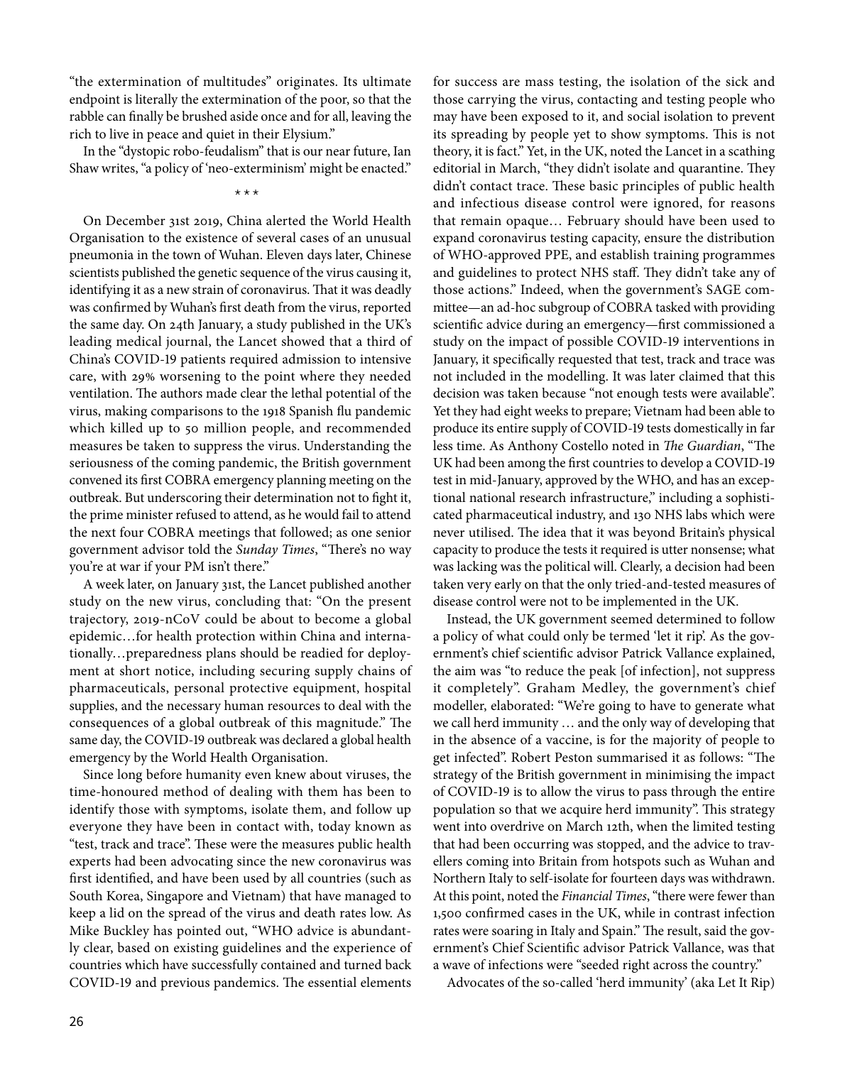"the extermination of multitudes" originates. Its ultimate endpoint is literally the extermination of the poor, so that the rabble can finally be brushed aside once and for all, leaving the rich to live in peace and quiet in their Elysium."

In the "dystopic robo-feudalism" that is our near future, Ian Shaw writes, "a policy of 'neo-exterminism' might be enacted."

\* \* \*

On December 31st 2019, China alerted the World Health Organisation to the existence of several cases of an unusual pneumonia in the town of Wuhan. Eleven days later, Chinese scientists published the genetic sequence of the virus causing it, identifying it as a new strain of coronavirus. That it was deadly was confirmed by Wuhan's first death from the virus, reported the same day. On 24th January, a study published in the UK's leading medical journal, the Lancet showed that a third of China's COVID-19 patients required admission to intensive care, with 29% worsening to the point where they needed ventilation. The authors made clear the lethal potential of the virus, making comparisons to the 1918 Spanish flu pandemic which killed up to 50 million people, and recommended measures be taken to suppress the virus. Understanding the seriousness of the coming pandemic, the British government convened its first COBRA emergency planning meeting on the outbreak. But underscoring their determination not to fight it, the prime minister refused to attend, as he would fail to attend the next four COBRA meetings that followed; as one senior government advisor told the *Sunday Times*, "There's no way you're at war if your PM isn't there."

A week later, on January 31st, the Lancet published another study on the new virus, concluding that: "On the present trajectory, 2019-nCoV could be about to become a global epidemic…for health protection within China and internationally…preparedness plans should be readied for deployment at short notice, including securing supply chains of pharmaceuticals, personal protective equipment, hospital supplies, and the necessary human resources to deal with the consequences of a global outbreak of this magnitude." The same day, the COVID-19 outbreak was declared a global health emergency by the World Health Organisation.

Since long before humanity even knew about viruses, the time-honoured method of dealing with them has been to identify those with symptoms, isolate them, and follow up everyone they have been in contact with, today known as "test, track and trace". These were the measures public health experts had been advocating since the new coronavirus was first identified, and have been used by all countries (such as South Korea, Singapore and Vietnam) that have managed to keep a lid on the spread of the virus and death rates low. As Mike Buckley has pointed out, "WHO advice is abundantly clear, based on existing guidelines and the experience of countries which have successfully contained and turned back COVID-19 and previous pandemics. The essential elements for success are mass testing, the isolation of the sick and those carrying the virus, contacting and testing people who may have been exposed to it, and social isolation to prevent its spreading by people yet to show symptoms. This is not theory, it is fact." Yet, in the UK, noted the Lancet in a scathing editorial in March, "they didn't isolate and quarantine. They didn't contact trace. These basic principles of public health and infectious disease control were ignored, for reasons that remain opaque… February should have been used to expand coronavirus testing capacity, ensure the distribution of WHO-approved PPE, and establish training programmes and guidelines to protect NHS staff. They didn't take any of those actions." Indeed, when the government's SAGE committee—an ad-hoc subgroup of COBRA tasked with providing scientific advice during an emergency—first commissioned a study on the impact of possible COVID-19 interventions in January, it specifically requested that test, track and trace was not included in the modelling. It was later claimed that this decision was taken because "not enough tests were available". Yet they had eight weeks to prepare; Vietnam had been able to produce its entire supply of COVID-19 tests domestically in far less time. As Anthony Costello noted in *The Guardian*, "The UK had been among the first countries to develop a COVID-19 test in mid-January, approved by the WHO, and has an exceptional national research infrastructure," including a sophisticated pharmaceutical industry, and 130 NHS labs which were never utilised. The idea that it was beyond Britain's physical capacity to produce the tests it required is utter nonsense; what was lacking was the political will. Clearly, a decision had been taken very early on that the only tried-and-tested measures of disease control were not to be implemented in the UK.

Instead, the UK government seemed determined to follow a policy of what could only be termed 'let it rip'. As the government's chief scientific advisor Patrick Vallance explained, the aim was "to reduce the peak [of infection], not suppress it completely". Graham Medley, the government's chief modeller, elaborated: "We're going to have to generate what we call herd immunity … and the only way of developing that in the absence of a vaccine, is for the majority of people to get infected". Robert Peston summarised it as follows: "The strategy of the British government in minimising the impact of COVID-19 is to allow the virus to pass through the entire population so that we acquire herd immunity". This strategy went into overdrive on March 12th, when the limited testing that had been occurring was stopped, and the advice to travellers coming into Britain from hotspots such as Wuhan and Northern Italy to self-isolate for fourteen days was withdrawn. At this point, noted the *Financial Times*, "there were fewer than 1,500 confirmed cases in the UK, while in contrast infection rates were soaring in Italy and Spain." The result, said the government's Chief Scientific advisor Patrick Vallance, was that a wave of infections were "seeded right across the country."

Advocates of the so-called 'herd immunity' (aka Let It Rip)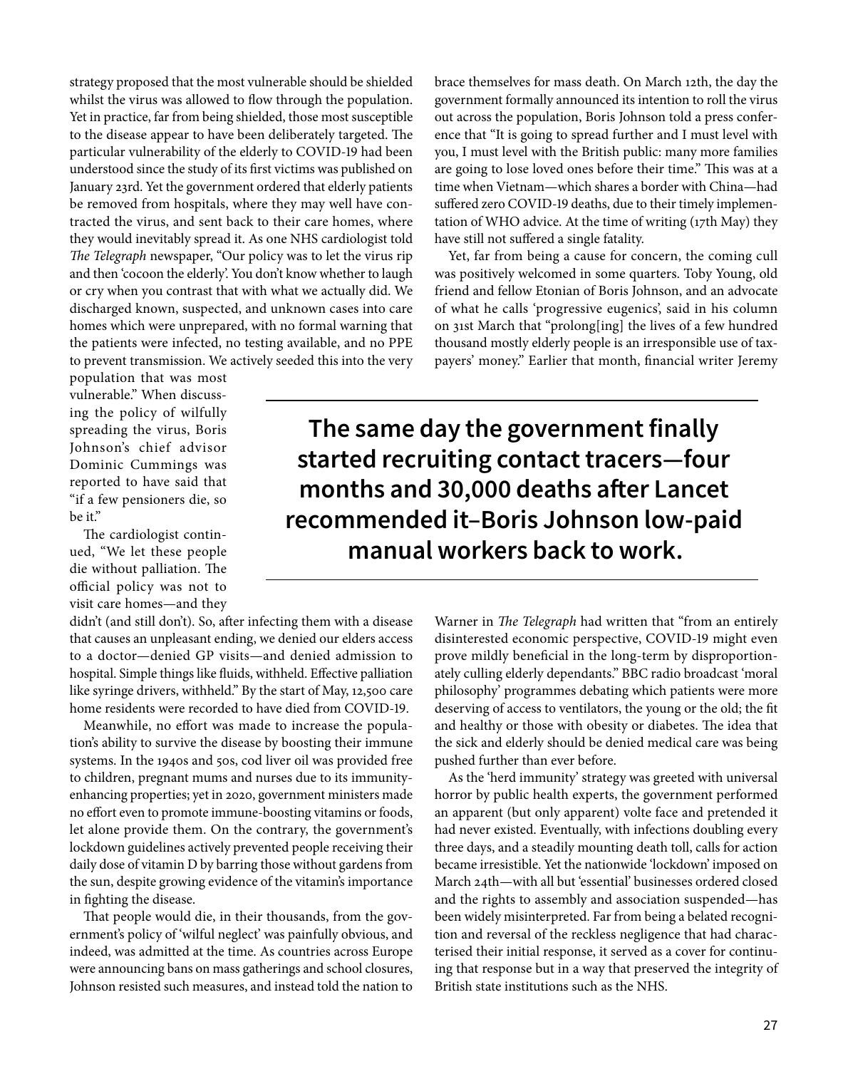strategy proposed that the most vulnerable should be shielded whilst the virus was allowed to flow through the population. Yet in practice, far from being shielded, those most susceptible to the disease appear to have been deliberately targeted. The particular vulnerability of the elderly to COVID-19 had been understood since the study of its first victims was published on January 23rd. Yet the government ordered that elderly patients be removed from hospitals, where they may well have contracted the virus, and sent back to their care homes, where they would inevitably spread it. As one NHS cardiologist told *The Telegraph* newspaper, "Our policy was to let the virus rip and then 'cocoon the elderly'. You don't know whether to laugh or cry when you contrast that with what we actually did. We discharged known, suspected, and unknown cases into care homes which were unprepared, with no formal warning that the patients were infected, no testing available, and no PPE to prevent transmission. We actively seeded this into the very population that was most vulnerable." When discussing the policy of wilfully spreading the virus, Boris Johnson's chief advisor Dominic Cummings was reported to have said that "if a few pensioners die, so be it."

The cardiologist continued, "We let these people die without palliation. The official policy was not to visit care homes—and they didn't (and still don't). So, after infecting them with a disease that causes an unpleasant ending, we denied our elders access to a doctor—denied GP visits—and denied admission to hospital. Simple things like fluids, withheld. Effective palliation like syringe drivers, withheld." By the start of May, 12,500 care home residents were recorded to have died from COVID-19.

Meanwhile, no effort was made to increase the population's ability to survive the disease by boosting their immune systems. In the 1940s and 50s, cod liver oil was provided free to children, pregnant mums and nurses due to its immunity-enhancing properties; yet in 2020, government ministers made no effort even to promote immune-boosting vitamins or foods, let alone provide them. On the contrary, the government's lockdown guidelines actively prevented people receiving their daily dose of vitamin D by barring those without gardens from the sun, despite growing evidence of the vitamin's importance in fighting the disease.

That people would die, in their thousands, from the government's policy of 'wilful neglect' was painfully obvious, and indeed, was admitted at the time. As countries across Europe were announcing bans on mass gatherings and school closures, Johnson resisted such measures, and instead told the nation to brace themselves for mass death. On March 12th, the day the government formally announced its intention to roll the virus out across the population, Boris Johnson told a press conference that "It is going to spread further and I must level with you, I must level with the British public: many more families are going to lose loved ones before their time." This was at a time when Vietnam—which shares a border with China—had suffered zero COVID-19 deaths, due to their timely implementation of WHO advice. At the time of writing (17th May) they have still not suffered a single fatality.

Yet, far from being a cause for concern, the coming cull was positively welcomed in some quarters. Toby Young, old friend and fellow Etonian of Boris Johnson, and an advocate of what he calls 'progressive eugenics', said in his column on 31st March that "prolong[ing] the lives of a few hundred thousand mostly elderly people is an irresponsible use of taxpayers' money." Earlier that month, financial writer Jeremy Warner in *The Telegraph* had written that "from an entirely disinterested economic perspective, COVID-19 might even prove mildly beneficial in the long-term by disproportionately culling elderly dependants." BBC radio broadcast 'moral philosophy' programmes debating which patients were more deserving of access to ventilators, the young or the old; the fit and healthy or those with obesity or diabetes. The idea that the sick and elderly should be denied medical care was being pushed further than ever before.

**The same day the government finally started recruiting contact tracers—four months and 30,000 deaths after Lancet recommended it–Boris Johnson low-paid manual workers back to work.**

As the 'herd immunity' strategy was greeted with universal horror by public health experts, the government performed an apparent (but only apparent) volte face and pretended it had never existed. Eventually, with infections doubling every three days, and a steadily mounting death toll, calls for action became irresistible. Yet the nationwide 'lockdown' imposed on March 24th—with all but 'essential' businesses ordered closed and the rights to assembly and association suspended—has been widely misinterpreted. Far from being a belated recognition and reversal of the reckless negligence that had characterised their initial response, it served as a cover for continuing that response but in a way that preserved the integrity of British state institutions such as the NHS.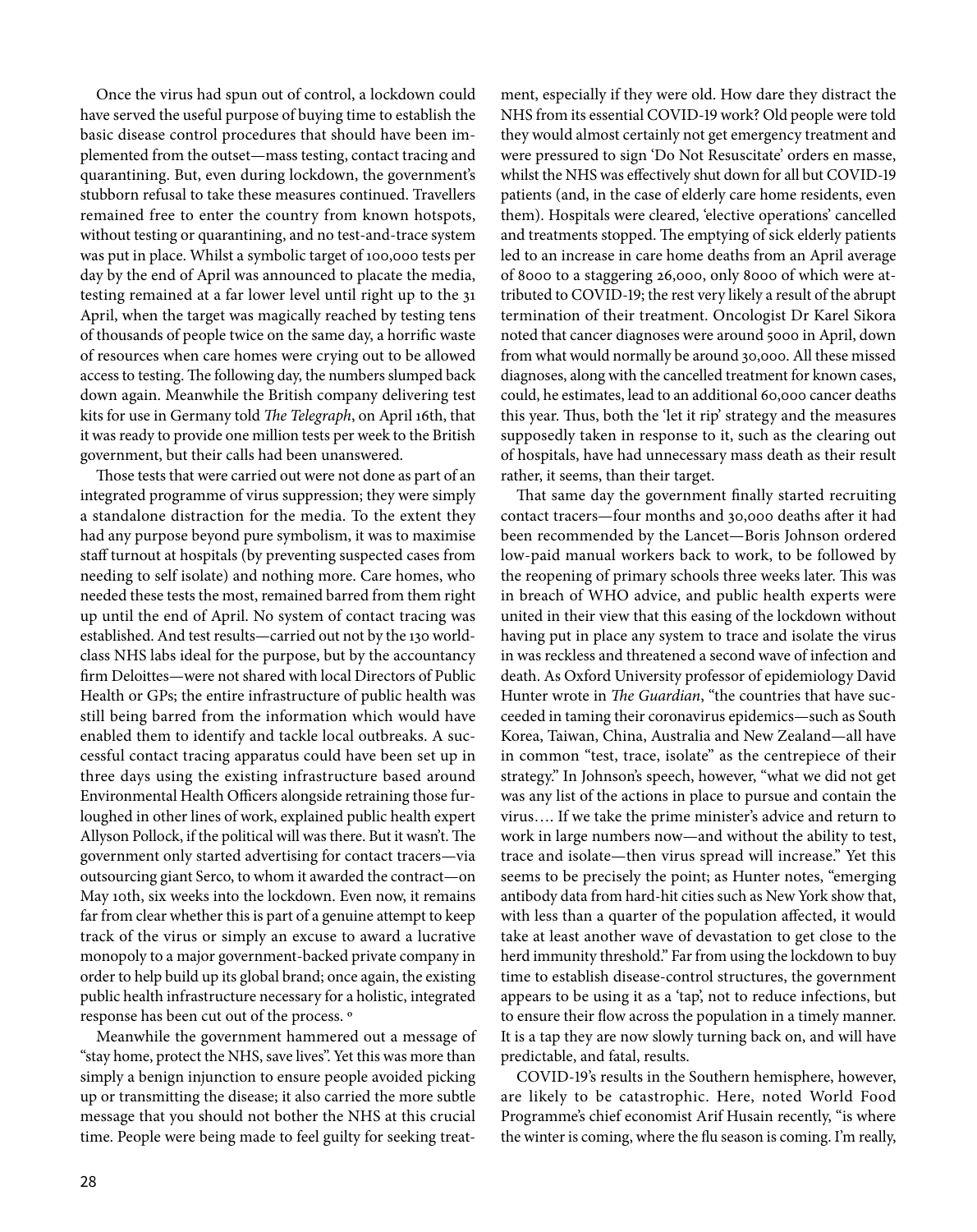Once the virus had spun out of control, a lockdown could have served the useful purpose of buying time to establish the basic disease control procedures that should have been implemented from the outset—mass testing, contact tracing and quarantining. But, even during lockdown, the government's stubborn refusal to take these measures continued. Travellers remained free to enter the country from known hotspots, without testing or quarantining, and no test-and-trace system was put in place. Whilst a symbolic target of 100,000 tests per day by the end of April was announced to placate the media, testing remained at a far lower level until right up to the 31 April, when the target was magically reached by testing tens of thousands of people twice on the same day, a horrific waste of resources when care homes were crying out to be allowed access to testing. The following day, the numbers slumped back down again. Meanwhile the British company delivering test kits for use in Germany told *The Telegraph*, on April 16th, that it was ready to provide one million tests per week to the British government, but their calls had been unanswered.

Those tests that were carried out were not done as part of an integrated programme of virus suppression; they were simply a standalone distraction for the media. To the extent they had any purpose beyond pure symbolism, it was to maximise staff turnout at hospitals (by preventing suspected cases from needing to self isolate) and nothing more. Care homes, who needed these tests the most, remained barred from them right up until the end of April. No system of contact tracing was established. And test results—carried out not by the 130 world-class NHS labs ideal for the purpose, but by the accountancy firm Deloittes—were not shared with local Directors of Public Health or GPs; the entire infrastructure of public health was still being barred from the information which would have enabled them to identify and tackle local outbreaks. A successful contact tracing apparatus could have been set up in three days using the existing infrastructure based around Environmental Health Officers alongside retraining those furloughed in other lines of work, explained public health expert Allyson Pollock, if the political will was there. But it wasn't. The government only started advertising for contact tracers—via outsourcing giant Serco, to whom it awarded the contract—on May 10th, six weeks into the lockdown. Even now, it remains far from clear whether this is part of a genuine attempt to keep track of the virus or simply an excuse to award a lucrative monopoly to a major government-backed private company in order to help build up its global brand; once again, the existing public health infrastructure necessary for a holistic, integrated response has been cut out of the process. º

Meanwhile the government hammered out a message of "stay home, protect the NHS, save lives". Yet this was more than simply a benign injunction to ensure people avoided picking up or transmitting the disease; it also carried the more subtle message that you should not bother the NHS at this crucial time. People were being made to feel guilty for seeking treatment, especially if they were old. How dare they distract the NHS from its essential COVID-19 work? Old people were told they would almost certainly not get emergency treatment and were pressured to sign 'Do Not Resuscitate' orders en masse, whilst the NHS was effectively shut down for all but COVID-19 patients (and, in the case of elderly care home residents, even them). Hospitals were cleared, 'elective operations' cancelled and treatments stopped. The emptying of sick elderly patients led to an increase in care home deaths from an April average of 8000 to a staggering 26,000, only 8000 of which were attributed to COVID-19; the rest very likely a result of the abrupt termination of their treatment. Oncologist Dr Karel Sikora noted that cancer diagnoses were around 5000 in April, down from what would normally be around 30,000. All these missed diagnoses, along with the cancelled treatment for known cases, could, he estimates, lead to an additional 60,000 cancer deaths this year. Thus, both the 'let it rip' strategy and the measures supposedly taken in response to it, such as the clearing out of hospitals, have had unnecessary mass death as their result rather, it seems, than their target.

That same day the government finally started recruiting contact tracers—four months and 30,000 deaths after it had been recommended by the Lancet—Boris Johnson ordered low-paid manual workers back to work, to be followed by the reopening of primary schools three weeks later. This was in breach of WHO advice, and public health experts were united in their view that this easing of the lockdown without having put in place any system to trace and isolate the virus in was reckless and threatened a second wave of infection and death. As Oxford University professor of epidemiology David Hunter wrote in *The Guardian*, "the countries that have succeeded in taming their coronavirus epidemics—such as South Korea, Taiwan, China, Australia and New Zealand—all have in common "test, trace, isolate" as the centrepiece of their strategy." In Johnson's speech, however, "what we did not get was any list of the actions in place to pursue and contain the virus…. If we take the prime minister's advice and return to work in large numbers now—and without the ability to test, trace and isolate—then virus spread will increase." Yet this seems to be precisely the point; as Hunter notes, "emerging antibody data from hard-hit cities such as New York show that, with less than a quarter of the population affected, it would take at least another wave of devastation to get close to the herd immunity threshold." Far from using the lockdown to buy time to establish disease-control structures, the government appears to be using it as a 'tap', not to reduce infections, but to ensure their flow across the population in a timely manner. It is a tap they are now slowly turning back on, and will have predictable, and fatal, results.

COVID-19's results in the Southern hemisphere, however, are likely to be catastrophic. Here, noted World Food Programme's chief economist Arif Husain recently, "is where the winter is coming, where the flu season is coming. I'm really,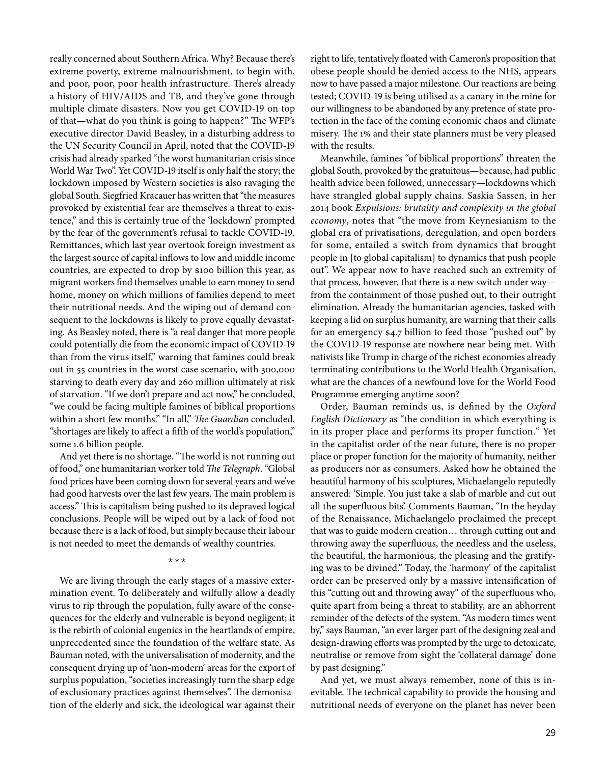really concerned about Southern Africa. Why? Because there's extreme poverty, extreme malnourishment, to begin with, and poor, poor, poor health infrastructure. There's already a history of HIV/AIDS and TB, and they've gone through multiple climate disasters. Now you get COVID-19 on top of that—what do you think is going to happen?" The WFP's executive director David Beasley, in a disturbing address to the UN Security Council in April, noted that the COVID-19 crisis had already sparked "the worst humanitarian crisis since World War Two". Yet COVID-19 itself is only half the story; the lockdown imposed by Western societies is also ravaging the global South. Siegfried Kracauer has written that "the measures provoked by existential fear are themselves a threat to existence," and this is certainly true of the 'lockdown' prompted by the fear of the government's refusal to tackle COVID-19. Remittances, which last year overtook foreign investment as the largest source of capital inflows to low and middle income countries, are expected to drop by $100 billion this year, as migrant workers find themselves unable to earn money to send home, money on which millions of families depend to meet their nutritional needs. And the wiping out of demand consequent to the lockdowns is likely to prove equally devastating. As Beasley noted, there is "a real danger that more people could potentially die from the economic impact of COVID-19 than from the virus itself," warning that famines could break out in 55 countries in the worst case scenario, with 300,000 starving to death every day and 260 million ultimately at risk of starvation. "If we don't prepare and act now," he concluded, "we could be facing multiple famines of biblical proportions within a short few months." "In all," *The Guardian* concluded, "shortages are likely to affect a fifth of the world's population," some 1.6 billion people.

And yet there is no shortage. "The world is not running out of food," one humanitarian worker told *The Telegraph*. "Global food prices have been coming down for several years and we've had good harvests over the last few years. The main problem is access." This is capitalism being pushed to its depraved logical conclusions. People will be wiped out by a lack of food not because there is a lack of food, but simply because their labour is not needed to meet the demands of wealthy countries.

\* \* \*

We are living through the early stages of a massive extermination event. To deliberately and wilfully allow a deadly virus to rip through the population, fully aware of the consequences for the elderly and vulnerable is beyond negligent; it is the rebirth of colonial eugenics in the heartlands of empire, unprecedented since the foundation of the welfare state. As Bauman noted, with the universalisation of modernity, and the consequent drying up of 'non-modern' areas for the export of surplus population, "societies increasingly turn the sharp edge of exclusionary practices against themselves". The demonisation of the elderly and sick, the ideological war against their right to life, tentatively floated with Cameron's proposition that obese people should be denied access to the NHS, appears now to have passed a major milestone. Our reactions are being tested; COVID-19 is being utilised as a canary in the mine for our willingness to be abandoned by any pretence of state protection in the face of the coming economic chaos and climate misery. The 1% and their state planners must be very pleased with the results.

Meanwhile, famines "of biblical proportions" threaten the global South, provoked by the gratuitous—because, had public health advice been followed, unnecessary—lockdowns which have strangled global supply chains. Saskia Sassen, in her 2014 book *Expulsions: brutality and complexity in the global economy*, notes that "the move from Keynesianism to the global era of privatisations, deregulation, and open borders for some, entailed a switch from dynamics that brought people in [to global capitalism] to dynamics that push people out". We appear now to have reached such an extremity of that process, however, that there is a new switch under way—from the containment of those pushed out, to their outright elimination. Already the humanitarian agencies, tasked with keeping a lid on surplus humanity, are warning that their calls for an emergency $4.7 billion to feed those "pushed out" by the COVID-19 response are nowhere near being met. With nativists like Trump in charge of the richest economies already terminating contributions to the World Health Organisation, what are the chances of a newfound love for the World Food Programme emerging anytime soon?

Order, Bauman reminds us, is defined by the *Oxford English Dictionary* as "the condition in which everything is in its proper place and performs its proper function." Yet in the capitalist order of the near future, there is no proper place or proper function for the majority of humanity, neither as producers nor as consumers. Asked how he obtained the beautiful harmony of his sculptures, Michaelangelo reputedly answered: 'Simple. You just take a slab of marble and cut out all the superfluous bits'. Comments Bauman, "In the heyday of the Renaissance, Michaelangelo proclaimed the precept that was to guide modern creation… through cutting out and throwing away the superfluous, the needless and the useless, the beautiful, the harmonious, the pleasing and the gratifying was to be divined." Today, the 'harmony' of the capitalist order can be preserved only by a massive intensification of this "cutting out and throwing away" of the superfluous who, quite apart from being a threat to stability, are an abhorrent reminder of the defects of the system. "As modern times went by," says Bauman, "an ever larger part of the designing zeal and design-drawing efforts was prompted by the urge to detoxicate, neutralise or remove from sight the 'collateral damage' done by past designing."

And yet, we must always remember, none of this is inevitable. The technical capability to provide the housing and nutritional needs of everyone on the planet has never been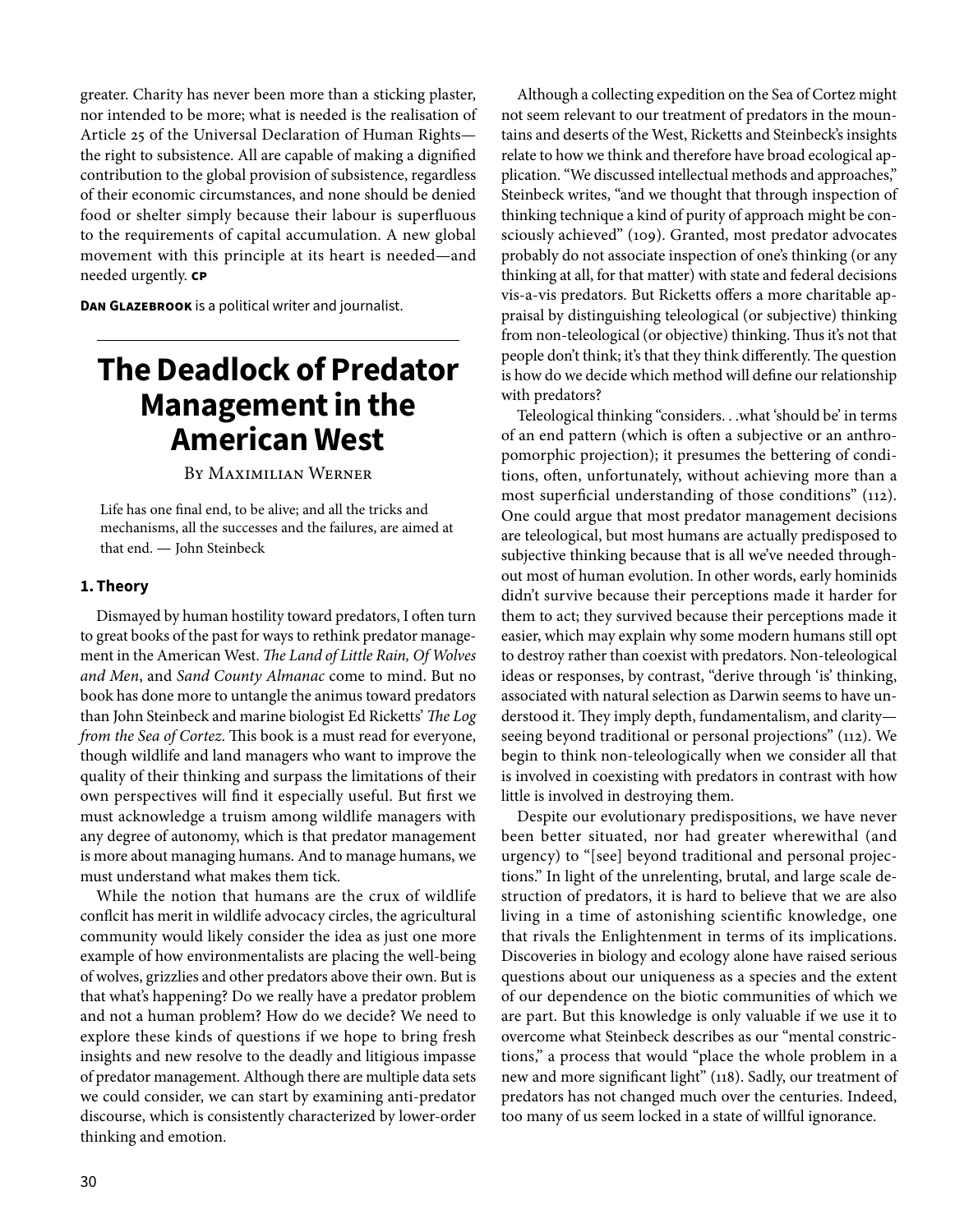greater. Charity has never been more than a sticking plaster, nor intended to be more; what is needed is the realisation of Article 25 of the Universal Declaration of Human Rights—the right to subsistence. All are capable of making a dignified contribution to the global provision of subsistence, regardless of their economic circumstances, and none should be denied food or shelter simply because their labour is superfluous to the requirements of capital accumulation. A new global movement with this principle at its heart is needed—and needed urgently. **CP**

**Dan Glazebrook** is a political writer and journalist.

# The Deadlock of Predator Management in the American West

By Maximilian Werner

> Life has one final end, to be alive; and all the tricks and mechanisms, all the successes and the failures, are aimed at that end. — John Steinbeck

### 1. Theory

Dismayed by human hostility toward predators, I often turn to great books of the past for ways to rethink predator management in the American West. *The Land of Little Rain, Of Wolves and Men*, and *Sand County Almanac* come to mind. But no book has done more to untangle the animus toward predators than John Steinbeck and marine biologist Ed Ricketts' *The Log from the Sea of Cortez*. This book is a must read for everyone, though wildlife and land managers who want to improve the quality of their thinking and surpass the limitations of their own perspectives will find it especially useful. But first we must acknowledge a truism among wildlife managers with any degree of autonomy, which is that predator management is more about managing humans. And to manage humans, we must understand what makes them tick.

While the notion that humans are the crux of wildlife conflcit has merit in wildlife advocacy circles, the agricultural community would likely consider the idea as just one more example of how environmentalists are placing the well-being of wolves, grizzlies and other predators above their own. But is that what's happening? Do we really have a predator problem and not a human problem? How do we decide? We need to explore these kinds of questions if we hope to bring fresh insights and new resolve to the deadly and litigious impasse of predator management. Although there are multiple data sets we could consider, we can start by examining anti-predator discourse, which is consistently characterized by lower-order thinking and emotion.

Although a collecting expedition on the Sea of Cortez might not seem relevant to our treatment of predators in the mountains and deserts of the West, Ricketts and Steinbeck's insights relate to how we think and therefore have broad ecological application. "We discussed intellectual methods and approaches," Steinbeck writes, "and we thought that through inspection of thinking technique a kind of purity of approach might be consciously achieved" (109). Granted, most predator advocates probably do not associate inspection of one's thinking (or any thinking at all, for that matter) with state and federal decisions vis-a-vis predators. But Ricketts offers a more charitable appraisal by distinguishing teleological (or subjective) thinking from non-teleological (or objective) thinking. Thus it's not that people don't think; it's that they think differently. The question is how do we decide which method will define our relationship with predators?

Teleological thinking "considers. . .what 'should be' in terms of an end pattern (which is often a subjective or an anthropomorphic projection); it presumes the bettering of conditions, often, unfortunately, without achieving more than a most superficial understanding of those conditions" (112). One could argue that most predator management decisions are teleological, but most humans are actually predisposed to subjective thinking because that is all we've needed throughout most of human evolution. In other words, early hominids didn't survive because their perceptions made it harder for them to act; they survived because their perceptions made it easier, which may explain why some modern humans still opt to destroy rather than coexist with predators. Non-teleological ideas or responses, by contrast, "derive through 'is' thinking, associated with natural selection as Darwin seems to have understood it. They imply depth, fundamentalism, and clarity—seeing beyond traditional or personal projections" (112). We begin to think non-teleologically when we consider all that is involved in coexisting with predators in contrast with how little is involved in destroying them.

Despite our evolutionary predispositions, we have never been better situated, nor had greater wherewithal (and urgency) to "[see] beyond traditional and personal projections." In light of the unrelenting, brutal, and large scale destruction of predators, it is hard to believe that we are also living in a time of astonishing scientific knowledge, one that rivals the Enlightenment in terms of its implications. Discoveries in biology and ecology alone have raised serious questions about our uniqueness as a species and the extent of our dependence on the biotic communities of which we are part. But this knowledge is only valuable if we use it to overcome what Steinbeck describes as our "mental constrictions," a process that would "place the whole problem in a new and more significant light" (118). Sadly, our treatment of predators has not changed much over the centuries. Indeed, too many of us seem locked in a state of willful ignorance.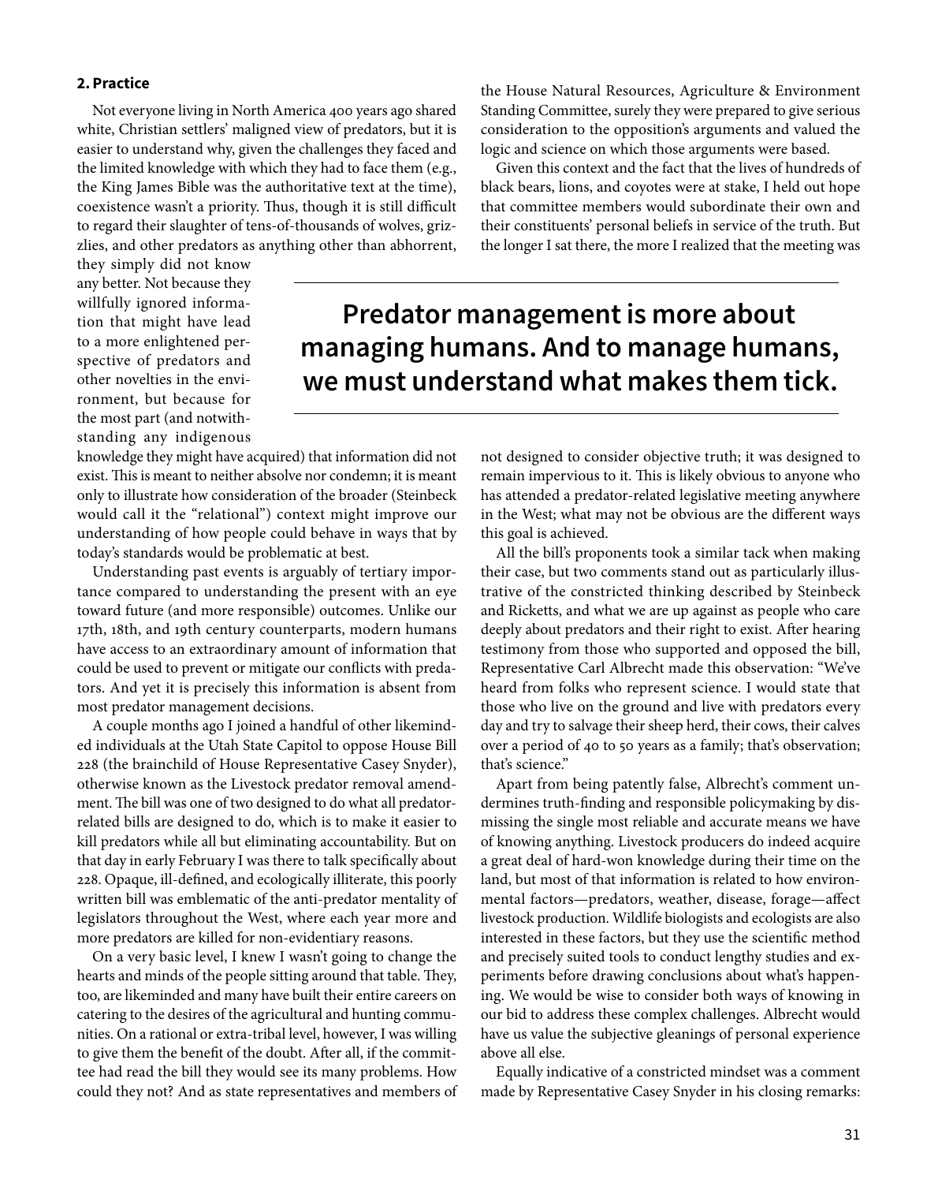## 2. Practice

Not everyone living in North America 400 years ago shared white, Christian settlers' maligned view of predators, but it is easier to understand why, given the challenges they faced and the limited knowledge with which they had to face them (e.g., the King James Bible was the authoritative text at the time), coexistence wasn't a priority. Thus, though it is still difficult to regard their slaughter of tens-of-thousands of wolves, grizzlies, and other predators as anything other than abhorrent, they simply did not know any better. Not because they willfully ignored information that might have lead to a more enlightened perspective of predators and other novelties in the environment, but because for the most part (and notwithstanding any indigenous knowledge they might have acquired) that information did not exist. This is meant to neither absolve nor condemn; it is meant only to illustrate how consideration of the broader (Steinbeck would call it the "relational") context might improve our understanding of how people could behave in ways that by today's standards would be problematic at best.

Understanding past events is arguably of tertiary importance compared to understanding the present with an eye toward future (and more responsible) outcomes. Unlike our 17th, 18th, and 19th century counterparts, modern humans have access to an extraordinary amount of information that could be used to prevent or mitigate our conflicts with predators. And yet it is precisely this information is absent from most predator management decisions.

A couple months ago I joined a handful of other likeminded individuals at the Utah State Capitol to oppose House Bill 228 (the brainchild of House Representative Casey Snyder), otherwise known as the Livestock predator removal amendment. The bill was one of two designed to do what all predator-related bills are designed to do, which is to make it easier to kill predators while all but eliminating accountability. But on that day in early February I was there to talk specifically about 228. Opaque, ill-defined, and ecologically illiterate, this poorly written bill was emblematic of the anti-predator mentality of legislators throughout the West, where each year more and more predators are killed for non-evidentiary reasons.

On a very basic level, I knew I wasn't going to change the hearts and minds of the people sitting around that table. They, too, are likeminded and many have built their entire careers on catering to the desires of the agricultural and hunting communities. On a rational or extra-tribal level, however, I was willing to give them the benefit of the doubt. After all, if the committee had read the bill they would see its many problems. How could they not? And as state representatives and members of the House Natural Resources, Agriculture & Environment Standing Committee, surely they were prepared to give serious consideration to the opposition's arguments and valued the logic and science on which those arguments were based.

Given this context and the fact that the lives of hundreds of black bears, lions, and coyotes were at stake, I held out hope that committee members would subordinate their own and their constituents' personal beliefs in service of the truth. But the longer I sat there, the more I realized that the meeting was not designed to consider objective truth; it was designed to remain impervious to it. This is likely obvious to anyone who has attended a predator-related legislative meeting anywhere in the West; what may not be obvious are the different ways this goal is achieved.

> **Predator management is more about managing humans. And to manage humans, we must understand what makes them tick.**

All the bill's proponents took a similar tack when making their case, but two comments stand out as particularly illustrative of the constricted thinking described by Steinbeck and Ricketts, and what we are up against as people who care deeply about predators and their right to exist. After hearing testimony from those who supported and opposed the bill, Representative Carl Albrecht made this observation: "We've heard from folks who represent science. I would state that those who live on the ground and live with predators every day and try to salvage their sheep herd, their cows, their calves over a period of 40 to 50 years as a family; that's observation; that's science."

Apart from being patently false, Albrecht's comment undermines truth-finding and responsible policymaking by dismissing the single most reliable and accurate means we have of knowing anything. Livestock producers do indeed acquire a great deal of hard-won knowledge during their time on the land, but most of that information is related to how environmental factors—predators, weather, disease, forage—affect livestock production. Wildlife biologists and ecologists are also interested in these factors, but they use the scientific method and precisely suited tools to conduct lengthy studies and experiments before drawing conclusions about what's happening. We would be wise to consider both ways of knowing in our bid to address these complex challenges. Albrecht would have us value the subjective gleanings of personal experience above all else.

Equally indicative of a constricted mindset was a comment made by Representative Casey Snyder in his closing remarks: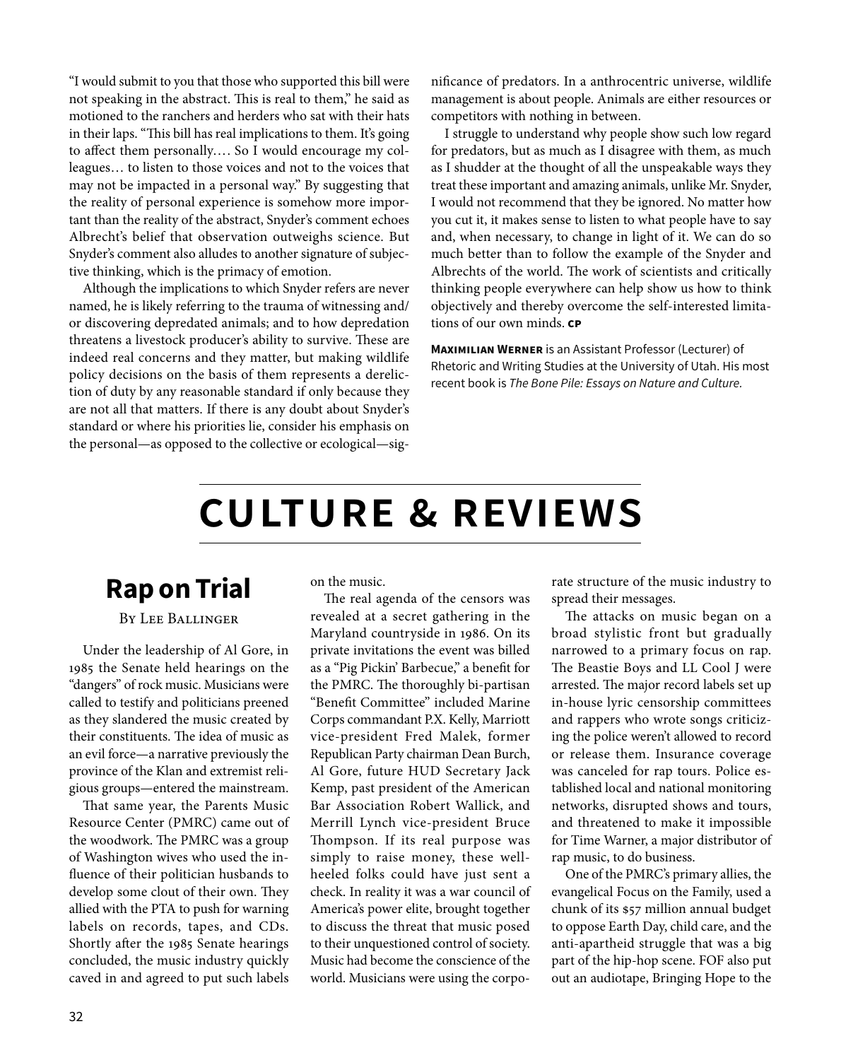"I would submit to you that those who supported this bill were not speaking in the abstract. This is real to them," he said as motioned to the ranchers and herders who sat with their hats in their laps. "This bill has real implications to them. It's going to affect them personally.… So I would encourage my colleagues… to listen to those voices and not to the voices that may not be impacted in a personal way." By suggesting that the reality of personal experience is somehow more important than the reality of the abstract, Snyder's comment echoes Albrecht's belief that observation outweighs science. But Snyder's comment also alludes to another signature of subjective thinking, which is the primacy of emotion.

Although the implications to which Snyder refers are never named, he is likely referring to the trauma of witnessing and/or discovering depredated animals; and to how depredation threatens a livestock producer's ability to survive. These are indeed real concerns and they matter, but making wildlife policy decisions on the basis of them represents a dereliction of duty by any reasonable standard if only because they are not all that matters. If there is any doubt about Snyder's standard or where his priorities lie, consider his emphasis on the personal—as opposed to the collective or ecological—significance of predators. In a anthrocentric universe, wildlife management is about people. Animals are either resources or competitors with nothing in between.

I struggle to understand why people show such low regard for predators, but as much as I disagree with them, as much as I shudder at the thought of all the unspeakable ways they treat these important and amazing animals, unlike Mr. Snyder, I would not recommend that they be ignored. No matter how you cut it, it makes sense to listen to what people have to say and, when necessary, to change in light of it. We can do so much better than to follow the example of the Snyder and Albrechts of the world. The work of scientists and critically thinking people everywhere can help show us how to think objectively and thereby overcome the self-interested limitations of our own minds. **CP**

**Maximilian Werner** is an Assistant Professor (Lecturer) of Rhetoric and Writing Studies at the University of Utah. His most recent book is *The Bone Pile: Essays on Nature and Culture.*

# CULTURE & REVIEWS

## Rap on Trial

By Lee Ballinger

Under the leadership of Al Gore, in 1985 the Senate held hearings on the "dangers" of rock music. Musicians were called to testify and politicians preened as they slandered the music created by their constituents. The idea of music as an evil force—a narrative previously the province of the Klan and extremist religious groups—entered the mainstream.

That same year, the Parents Music Resource Center (PMRC) came out of the woodwork. The PMRC was a group of Washington wives who used the influence of their politician husbands to develop some clout of their own. They allied with the PTA to push for warning labels on records, tapes, and CDs. Shortly after the 1985 Senate hearings concluded, the music industry quickly caved in and agreed to put such labels on the music.

The real agenda of the censors was revealed at a secret gathering in the Maryland countryside in 1986. On its private invitations the event was billed as a "Pig Pickin' Barbecue," a benefit for the PMRC. The thoroughly bi-partisan "Benefit Committee" included Marine Corps commandant P.X. Kelly, Marriott vice-president Fred Malek, former Republican Party chairman Dean Burch, Al Gore, future HUD Secretary Jack Kemp, past president of the American Bar Association Robert Wallick, and Merrill Lynch vice-president Bruce Thompson. If its real purpose was simply to raise money, these well-heeled folks could have just sent a check. In reality it was a war council of America's power elite, brought together to discuss the threat that music posed to their unquestioned control of society. Music had become the conscience of the world. Musicians were using the corporate structure of the music industry to spread their messages.

The attacks on music began on a broad stylistic front but gradually narrowed to a primary focus on rap. The Beastie Boys and LL Cool J were arrested. The major record labels set up in-house lyric censorship committees and rappers who wrote songs criticizing the police weren't allowed to record or release them. Insurance coverage was canceled for rap tours. Police established local and national monitoring networks, disrupted shows and tours, and threatened to make it impossible for Time Warner, a major distributor of rap music, to do business.

One of the PMRC's primary allies, the evangelical Focus on the Family, used a chunk of its $57 million annual budget to oppose Earth Day, child care, and the anti-apartheid struggle that was a big part of the hip-hop scene. FOF also put out an audiotape, Bringing Hope to the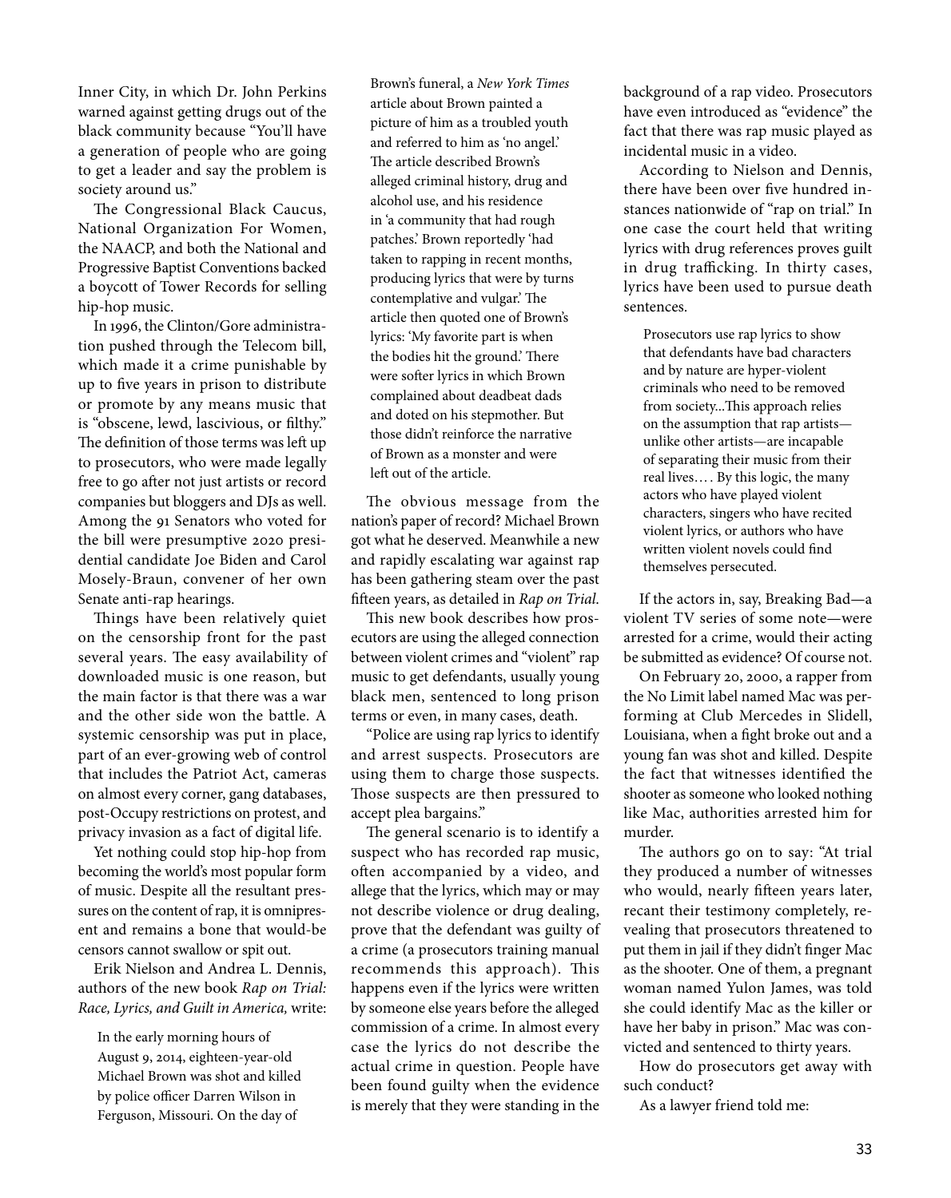Inner City, in which Dr. John Perkins warned against getting drugs out of the black community because "You'll have a generation of people who are going to get a leader and say the problem is society around us."

The Congressional Black Caucus, National Organization For Women, the NAACP, and both the National and Progressive Baptist Conventions backed a boycott of Tower Records for selling hip-hop music.

In 1996, the Clinton/Gore administration pushed through the Telecom bill, which made it a crime punishable by up to five years in prison to distribute or promote by any means music that is "obscene, lewd, lascivious, or filthy." The definition of those terms was left up to prosecutors, who were made legally free to go after not just artists or record companies but bloggers and DJs as well. Among the 91 Senators who voted for the bill were presumptive 2020 presidential candidate Joe Biden and Carol Mosely-Braun, convener of her own Senate anti-rap hearings.

Things have been relatively quiet on the censorship front for the past several years. The easy availability of downloaded music is one reason, but the main factor is that there was a war and the other side won the battle. A systemic censorship was put in place, part of an ever-growing web of control that includes the Patriot Act, cameras on almost every corner, gang databases, post-Occupy restrictions on protest, and privacy invasion as a fact of digital life.

Yet nothing could stop hip-hop from becoming the world's most popular form of music. Despite all the resultant pressures on the content of rap, it is omnipresent and remains a bone that would-be censors cannot swallow or spit out.

Erik Nielson and Andrea L. Dennis, authors of the new book *Rap on Trial: Race, Lyrics, and Guilt in America,* write:

> In the early morning hours of August 9, 2014, eighteen-year-old Michael Brown was shot and killed by police officer Darren Wilson in Ferguson, Missouri. On the day of Brown's funeral, a *New York Times* article about Brown painted a picture of him as a troubled youth and referred to him as 'no angel.' The article described Brown's alleged criminal history, drug and alcohol use, and his residence in 'a community that had rough patches.' Brown reportedly 'had taken to rapping in recent months, producing lyrics that were by turns contemplative and vulgar.' The article then quoted one of Brown's lyrics: 'My favorite part is when the bodies hit the ground.' There were softer lyrics in which Brown complained about deadbeat dads and doted on his stepmother. But those didn't reinforce the narrative of Brown as a monster and were left out of the article.

The obvious message from the nation's paper of record? Michael Brown got what he deserved. Meanwhile a new and rapidly escalating war against rap has been gathering steam over the past fifteen years, as detailed in *Rap on Trial.*

This new book describes how prosecutors are using the alleged connection between violent crimes and "violent" rap music to get defendants, usually young black men, sentenced to long prison terms or even, in many cases, death.

"Police are using rap lyrics to identify and arrest suspects. Prosecutors are using them to charge those suspects. Those suspects are then pressured to accept plea bargains."

The general scenario is to identify a suspect who has recorded rap music, often accompanied by a video, and allege that the lyrics, which may or may not describe violence or drug dealing, prove that the defendant was guilty of a crime (a prosecutors training manual recommends this approach). This happens even if the lyrics were written by someone else years before the alleged commission of a crime. In almost every case the lyrics do not describe the actual crime in question. People have been found guilty when the evidence is merely that they were standing in the background of a rap video. Prosecutors have even introduced as "evidence" the fact that there was rap music played as incidental music in a video.

According to Nielson and Dennis, there have been over five hundred instances nationwide of "rap on trial." In one case the court held that writing lyrics with drug references proves guilt in drug trafficking. In thirty cases, lyrics have been used to pursue death sentences.

> Prosecutors use rap lyrics to show that defendants have bad characters and by nature are hyper-violent criminals who need to be removed from society...This approach relies on the assumption that rap artists—unlike other artists—are incapable of separating their music from their real lives.... By this logic, the many actors who have played violent characters, singers who have recited violent lyrics, or authors who have written violent novels could find themselves persecuted.

If the actors in, say, Breaking Bad—a violent TV series of some note—were arrested for a crime, would their acting be submitted as evidence? Of course not.

On February 20, 2000, a rapper from the No Limit label named Mac was performing at Club Mercedes in Slidell, Louisiana, when a fight broke out and a young fan was shot and killed. Despite the fact that witnesses identified the shooter as someone who looked nothing like Mac, authorities arrested him for murder.

The authors go on to say: "At trial they produced a number of witnesses who would, nearly fifteen years later, recant their testimony completely, revealing that prosecutors threatened to put them in jail if they didn't finger Mac as the shooter. One of them, a pregnant woman named Yulon James, was told she could identify Mac as the killer or have her baby in prison." Mac was convicted and sentenced to thirty years.

How do prosecutors get away with such conduct?

As a lawyer friend told me: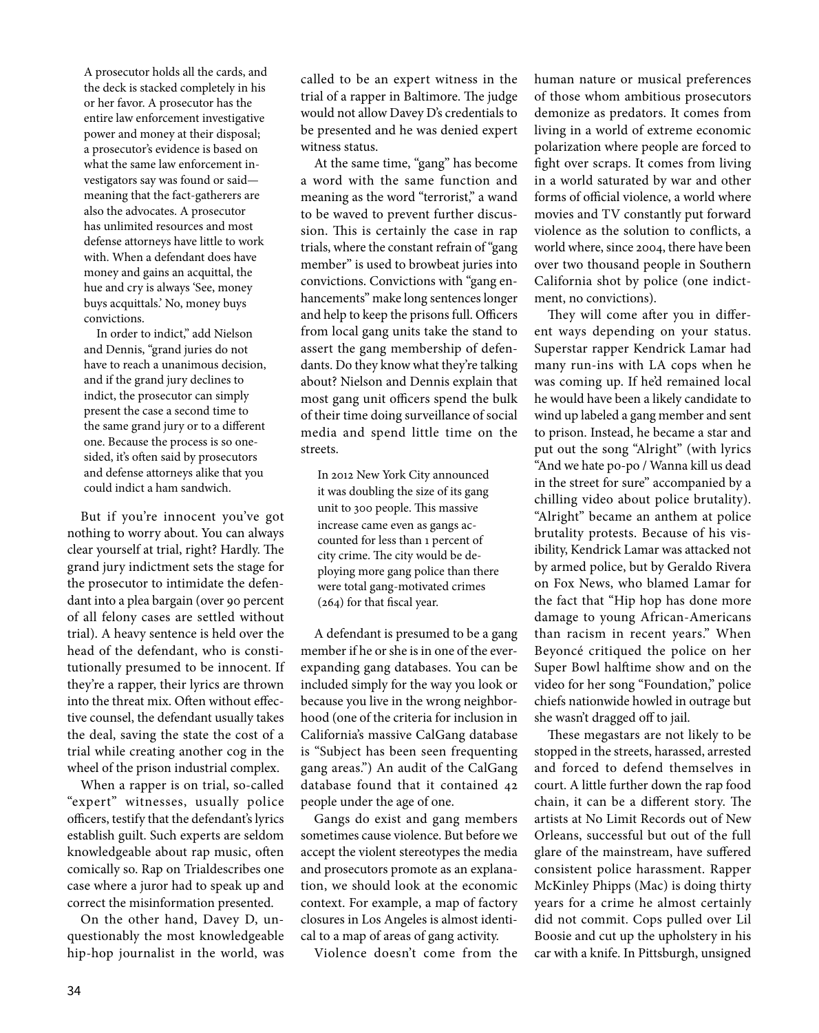> A prosecutor holds all the cards, and the deck is stacked completely in his or her favor. A prosecutor has the entire law enforcement investigative power and money at their disposal; a prosecutor's evidence is based on what the same law enforcement investigators say was found or said—meaning that the fact-gatherers are also the advocates. A prosecutor has unlimited resources and most defense attorneys have little to work with. When a defendant does have money and gains an acquittal, the hue and cry is always 'See, money buys acquittals.' No, money buys convictions.
>
> In order to indict," add Nielson and Dennis, "grand juries do not have to reach a unanimous decision, and if the grand jury declines to indict, the prosecutor can simply present the case a second time to the same grand jury or to a different one. Because the process is so one-sided, it's often said by prosecutors and defense attorneys alike that you could indict a ham sandwich.

But if you're innocent you've got nothing to worry about. You can always clear yourself at trial, right? Hardly. The grand jury indictment sets the stage for the prosecutor to intimidate the defendant into a plea bargain (over 90 percent of all felony cases are settled without trial). A heavy sentence is held over the head of the defendant, who is constitutionally presumed to be innocent. If they're a rapper, their lyrics are thrown into the threat mix. Often without effective counsel, the defendant usually takes the deal, saving the state the cost of a trial while creating another cog in the wheel of the prison industrial complex.

When a rapper is on trial, so-called "expert" witnesses, usually police officers, testify that the defendant's lyrics establish guilt. Such experts are seldom knowledgeable about rap music, often comically so. Rap on Trialdescribes one case where a juror had to speak up and correct the misinformation presented.

On the other hand, Davey D, unquestionably the most knowledgeable hip-hop journalist in the world, was called to be an expert witness in the trial of a rapper in Baltimore. The judge would not allow Davey D's credentials to be presented and he was denied expert witness status.

At the same time, "gang" has become a word with the same function and meaning as the word "terrorist," a wand to be waved to prevent further discussion. This is certainly the case in rap trials, where the constant refrain of "gang member" is used to browbeat juries into convictions. Convictions with "gang enhancements" make long sentences longer and help to keep the prisons full. Officers from local gang units take the stand to assert the gang membership of defendants. Do they know what they're talking about? Nielson and Dennis explain that most gang unit officers spend the bulk of their time doing surveillance of social media and spend little time on the streets.

> In 2012 New York City announced it was doubling the size of its gang unit to 300 people. This massive increase came even as gangs accounted for less than 1 percent of city crime. The city would be deploying more gang police than there were total gang-motivated crimes (264) for that fiscal year.

A defendant is presumed to be a gang member if he or she is in one of the ever-expanding gang databases. You can be included simply for the way you look or because you live in the wrong neighborhood (one of the criteria for inclusion in California's massive CalGang database is "Subject has been seen frequenting gang areas.") An audit of the CalGang database found that it contained 42 people under the age of one.

Gangs do exist and gang members sometimes cause violence. But before we accept the violent stereotypes the media and prosecutors promote as an explanation, we should look at the economic context. For example, a map of factory closures in Los Angeles is almost identical to a map of areas of gang activity.

Violence doesn't come from the human nature or musical preferences of those whom ambitious prosecutors demonize as predators. It comes from living in a world of extreme economic polarization where people are forced to fight over scraps. It comes from living in a world saturated by war and other forms of official violence, a world where movies and TV constantly put forward violence as the solution to conflicts, a world where, since 2004, there have been over two thousand people in Southern California shot by police (one indictment, no convictions).

They will come after you in different ways depending on your status. Superstar rapper Kendrick Lamar had many run-ins with LA cops when he was coming up. If he'd remained local he would have been a likely candidate to wind up labeled a gang member and sent to prison. Instead, he became a star and put out the song "Alright" (with lyrics "And we hate po-po / Wanna kill us dead in the street for sure" accompanied by a chilling video about police brutality). "Alright" became an anthem at police brutality protests. Because of his visibility, Kendrick Lamar was attacked not by armed police, but by Geraldo Rivera on Fox News, who blamed Lamar for the fact that "Hip hop has done more damage to young African-Americans than racism in recent years." When Beyoncé critiqued the police on her Super Bowl halftime show and on the video for her song "Foundation," police chiefs nationwide howled in outrage but she wasn't dragged off to jail.

These megastars are not likely to be stopped in the streets, harassed, arrested and forced to defend themselves in court. A little further down the rap food chain, it can be a different story. The artists at No Limit Records out of New Orleans, successful but out of the full glare of the mainstream, have suffered consistent police harassment. Rapper McKinley Phipps (Mac) is doing thirty years for a crime he almost certainly did not commit. Cops pulled over Lil Boosie and cut up the upholstery in his car with a knife. In Pittsburgh, unsigned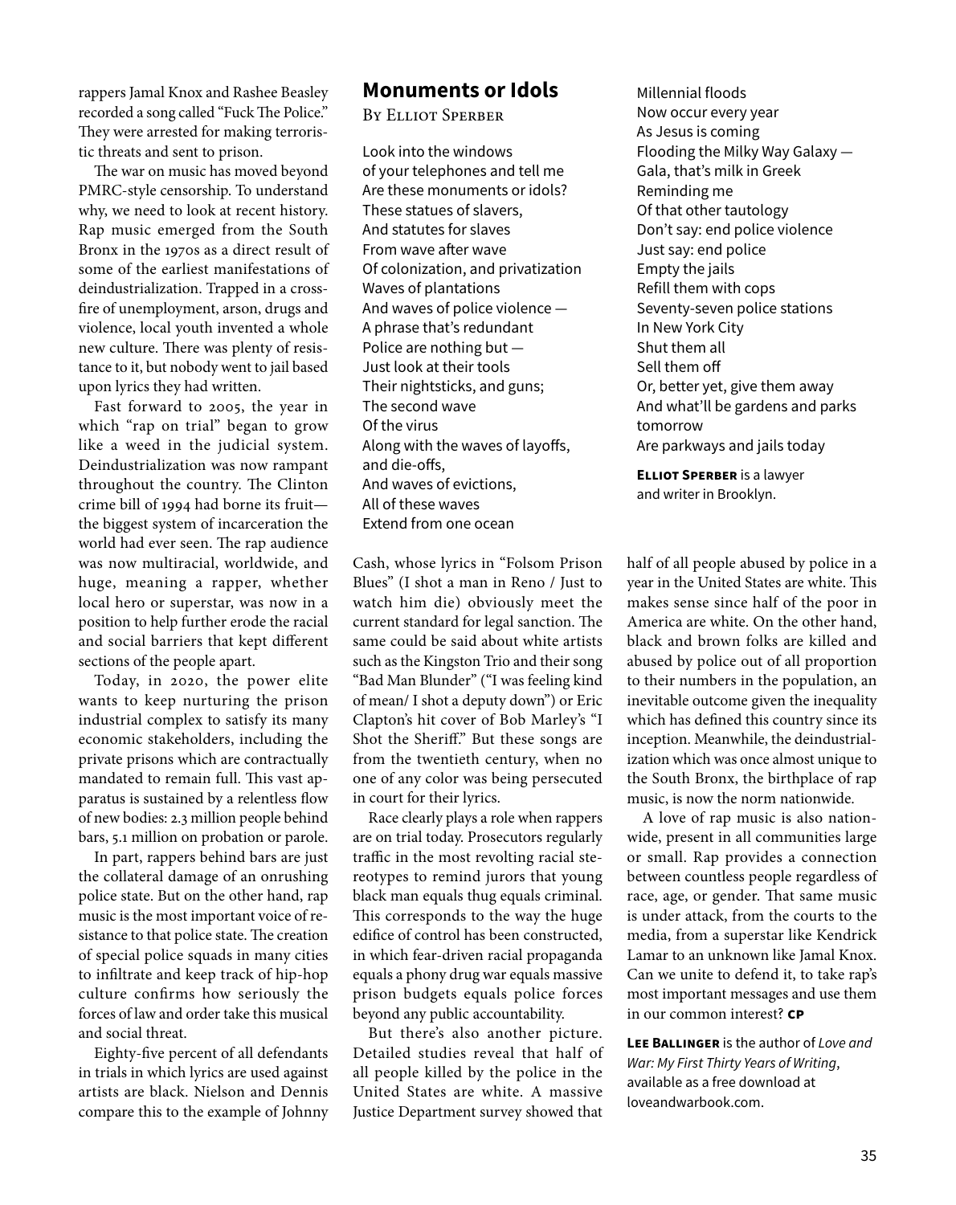rappers Jamal Knox and Rashee Beasley recorded a song called "Fuck The Police." They were arrested for making terroristic threats and sent to prison.

The war on music has moved beyond PMRC-style censorship. To understand why, we need to look at recent history. Rap music emerged from the South Bronx in the 1970s as a direct result of some of the earliest manifestations of deindustrialization. Trapped in a crossfire of unemployment, arson, drugs and violence, local youth invented a whole new culture. There was plenty of resistance to it, but nobody went to jail based upon lyrics they had written.

Fast forward to 2005, the year in which "rap on trial" began to grow like a weed in the judicial system. Deindustrialization was now rampant throughout the country. The Clinton crime bill of 1994 had borne its fruit—the biggest system of incarceration the world had ever seen. The rap audience was now multiracial, worldwide, and huge, meaning a rapper, whether local hero or superstar, was now in a position to help further erode the racial and social barriers that kept different sections of the people apart.

Today, in 2020, the power elite wants to keep nurturing the prison industrial complex to satisfy its many economic stakeholders, including the private prisons which are contractually mandated to remain full. This vast apparatus is sustained by a relentless flow of new bodies: 2.3 million people behind bars, 5.1 million on probation or parole.

In part, rappers behind bars are just the collateral damage of an onrushing police state. But on the other hand, rap music is the most important voice of resistance to that police state. The creation of special police squads in many cities to infiltrate and keep track of hip-hop culture confirms how seriously the forces of law and order take this musical and social threat.

Eighty-five percent of all defendants in trials in which lyrics are used against artists are black. Nielson and Dennis compare this to the example of Johnny Cash, whose lyrics in "Folsom Prison Blues" (I shot a man in Reno / Just to watch him die) obviously meet the current standard for legal sanction. The same could be said about white artists such as the Kingston Trio and their song "Bad Man Blunder" ("I was feeling kind of mean/ I shot a deputy down") or Eric Clapton's hit cover of Bob Marley's "I Shot the Sheriff." But these songs are from the twentieth century, when no one of any color was being persecuted in court for their lyrics.

Race clearly plays a role when rappers are on trial today. Prosecutors regularly traffic in the most revolting racial stereotypes to remind jurors that young black man equals thug equals criminal. This corresponds to the way the huge edifice of control has been constructed, in which fear-driven racial propaganda equals a phony drug war equals massive prison budgets equals police forces beyond any public accountability.

But there's also another picture. Detailed studies reveal that half of all people killed by the police in the United States are white. A massive Justice Department survey showed that half of all people abused by police in a year in the United States are white. This makes sense since half of the poor in America are white. On the other hand, black and brown folks are killed and abused by police out of all proportion to their numbers in the population, an inevitable outcome given the inequality which has defined this country since its inception. Meanwhile, the deindustrialization which was once almost unique to the South Bronx, the birthplace of rap music, is now the norm nationwide.

A love of rap music is also nationwide, present in all communities large or small. Rap provides a connection between countless people regardless of race, age, or gender. That same music is under attack, from the courts to the media, from a superstar like Kendrick Lamar to an unknown like Jamal Knox. Can we unite to defend it, to take rap's most important messages and use them in our common interest? **CP**

**Lee Ballinger** is the author of *Love and War: My First Thirty Years of Writing*, available as a free download at loveandwarbook.com.

## Monuments or Idols

By Elliot Sperber

Look into the windows  
of your telephones and tell me  
Are these monuments or idols?  
These statues of slavers,  
And statutes for slaves  
From wave after wave  
Of colonization, and privatization  
Waves of plantations  
And waves of police violence —  
A phrase that's redundant  
Police are nothing but —  
Just look at their tools  
Their nightsticks, and guns;  
The second wave  
Of the virus  
Along with the waves of layoffs,  
and die-offs,  
And waves of evictions,  
All of these waves  
Extend from one ocean  
Millennial floods  
Now occur every year  
As Jesus is coming  
Flooding the Milky Way Galaxy —  
Gala, that's milk in Greek  
Reminding me  
Of that other tautology  
Don't say: end police violence  
Just say: end police  
Empty the jails  
Refill them with cops  
Seventy-seven police stations  
In New York City  
Shut them all  
Sell them off  
Or, better yet, give them away  
And what'll be gardens and parks  
tomorrow  
Are parkways and jails today

**Elliot Sperber** is a lawyer and writer in Brooklyn.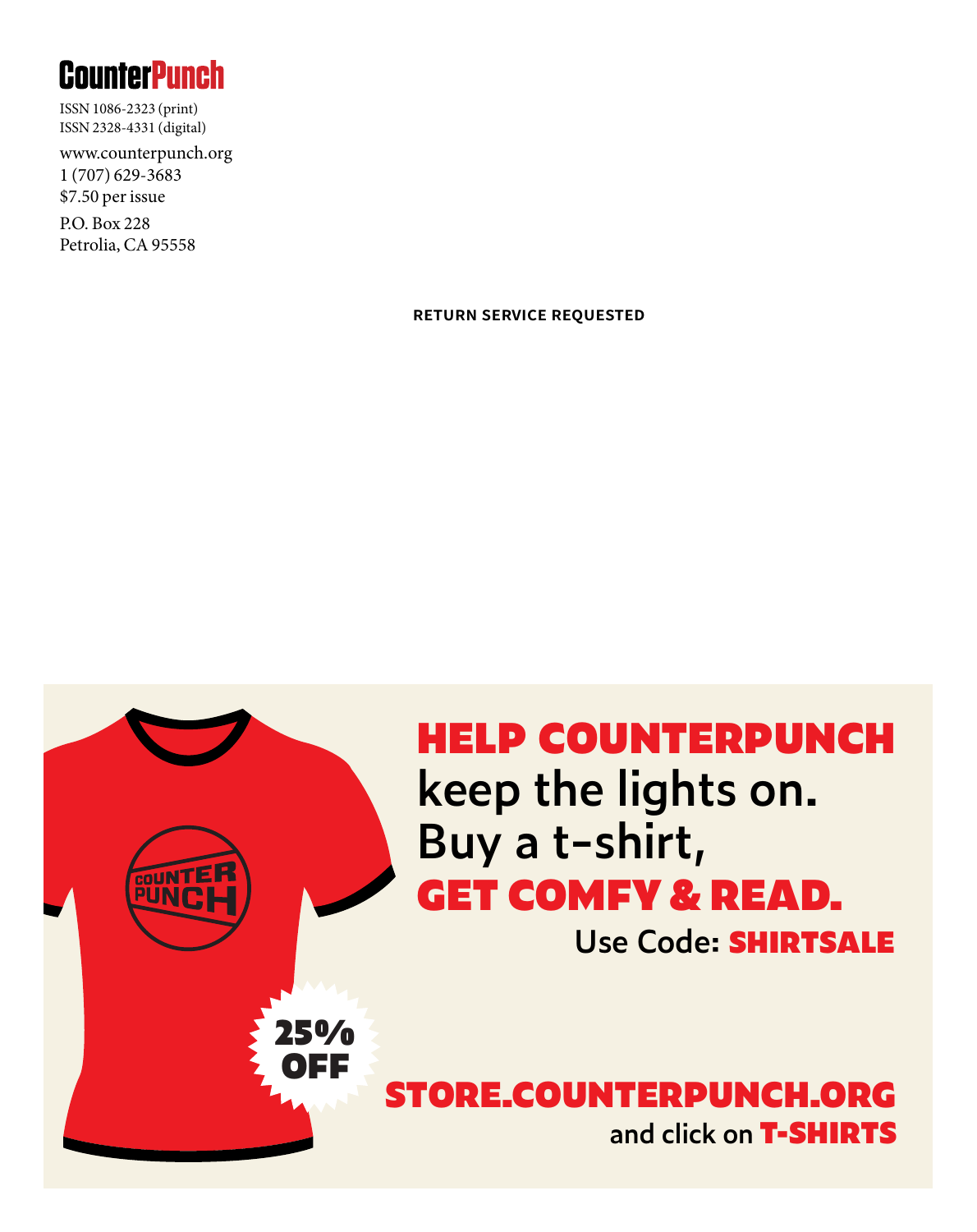**CounterPunch**

ISSN 1086-2323 (print)
ISSN 2328-4331 (digital)

www.counterpunch.org
1 (707) 629-3683
$7.50 per issue

P.O. Box 228
Petrolia, CA 95558

**RETURN SERVICE REQUESTED**

**HELP COUNTERPUNCH** keep the lights on. Buy a t-shirt, **GET COMFY & READ.**

Use Code: **SHIRTSALE**

25% OFF

**STORE.COUNTERPUNCH.ORG**
and click on **T-SHIRTS**